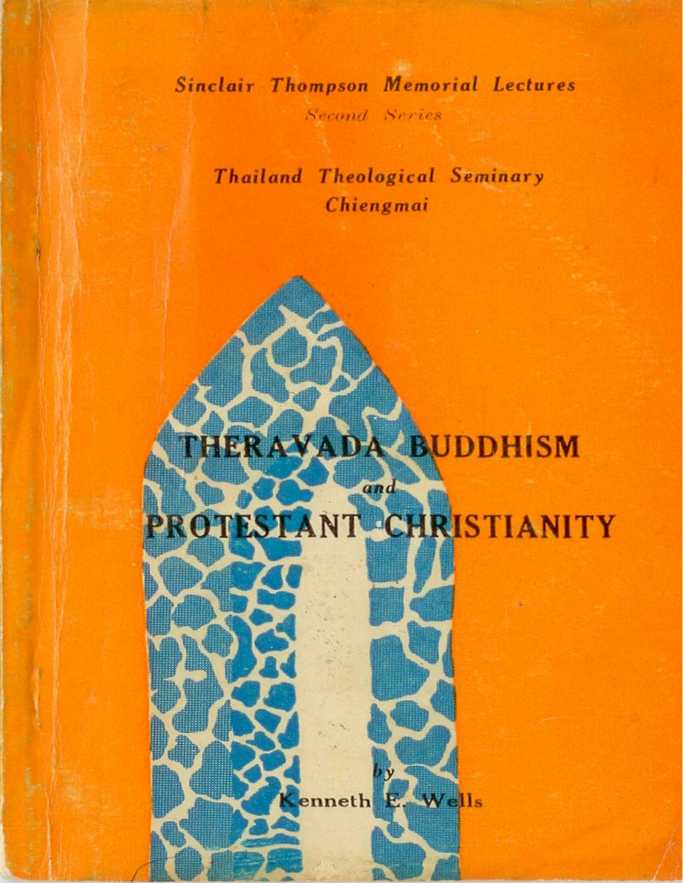*Sinclair Thompson Memorial Lectures*

*Second Series*

*Thailand Theological Seminary*

*Chiengmai*

# THERAVADA BUDDHISM

*and*

# PROTESTANT CHRISTIANITY

*by*

Kenneth E. Wells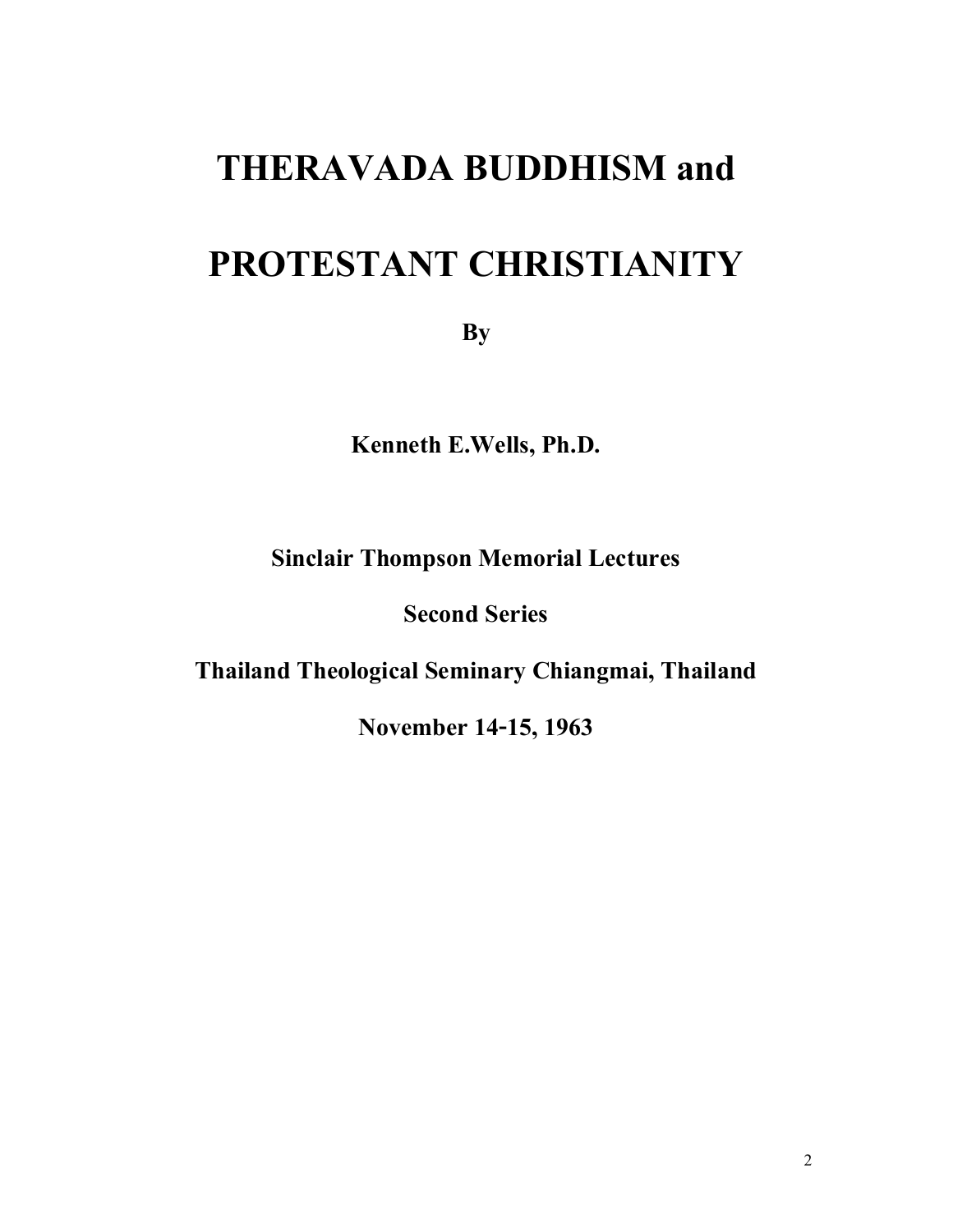# THERAVADA BUDDHISM and

# PROTESTANT CHRISTIANITY

**By**

**Kenneth E.Wells, Ph.D.**

**Sinclair Thompson Memorial Lectures**

**Second Series**

**Thailand Theological Seminary Chiangmai, Thailand**

**November 14-15, 1963**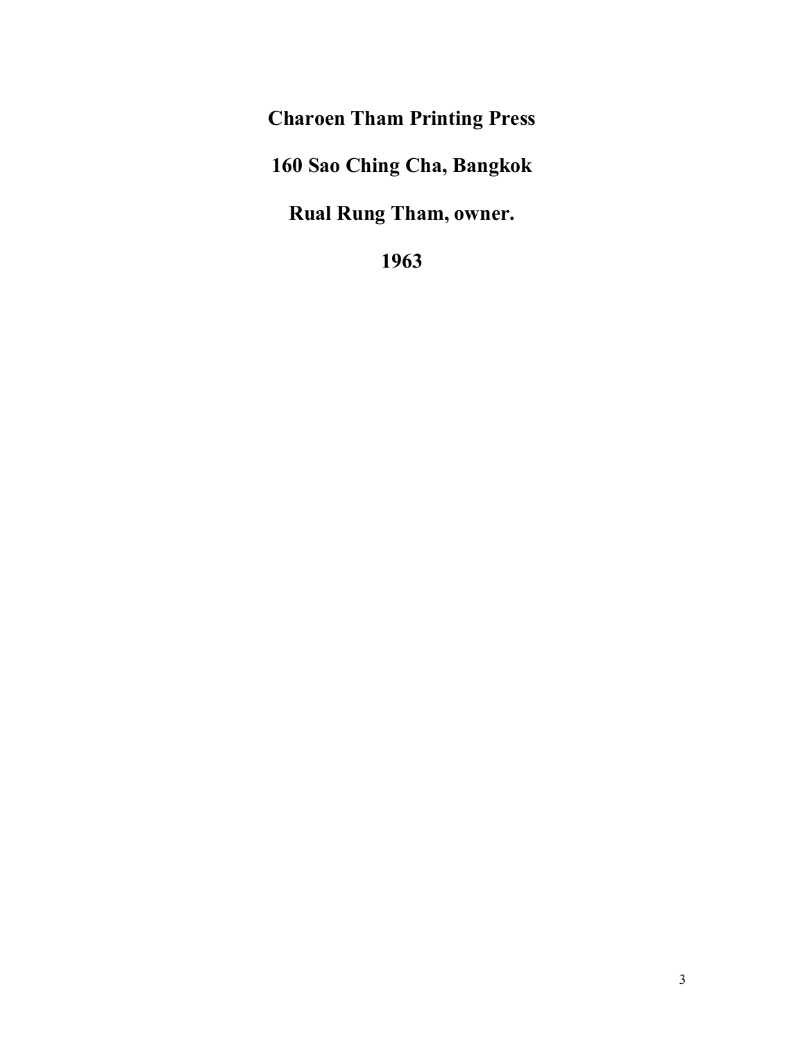**Charoen Tham Printing Press**

**160 Sao Ching Cha, Bangkok**

**Rual Rung Tham, owner.**

**1963**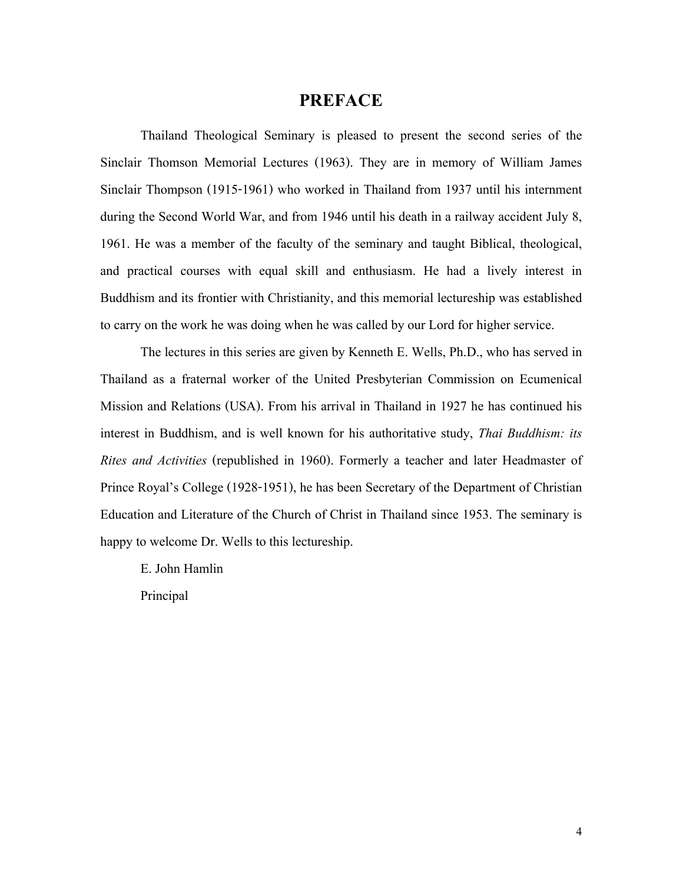# PREFACE

Thailand Theological Seminary is pleased to present the second series of the Sinclair Thomson Memorial Lectures (1963). They are in memory of William James Sinclair Thompson (1915-1961) who worked in Thailand from 1937 until his internment during the Second World War, and from 1946 until his death in a railway accident July 8, 1961. He was a member of the faculty of the seminary and taught Biblical, theological, and practical courses with equal skill and enthusiasm. He had a lively interest in Buddhism and its frontier with Christianity, and this memorial lectureship was established to carry on the work he was doing when he was called by our Lord for higher service.

The lectures in this series are given by Kenneth E. Wells, Ph.D., who has served in Thailand as a fraternal worker of the United Presbyterian Commission on Ecumenical Mission and Relations (USA). From his arrival in Thailand in 1927 he has continued his interest in Buddhism, and is well known for his authoritative study, *Thai Buddhism: its Rites and Activities* (republished in 1960). Formerly a teacher and later Headmaster of Prince Royal's College (1928-1951), he has been Secretary of the Department of Christian Education and Literature of the Church of Christ in Thailand since 1953. The seminary is happy to welcome Dr. Wells to this lectureship.

E. John Hamlin

Principal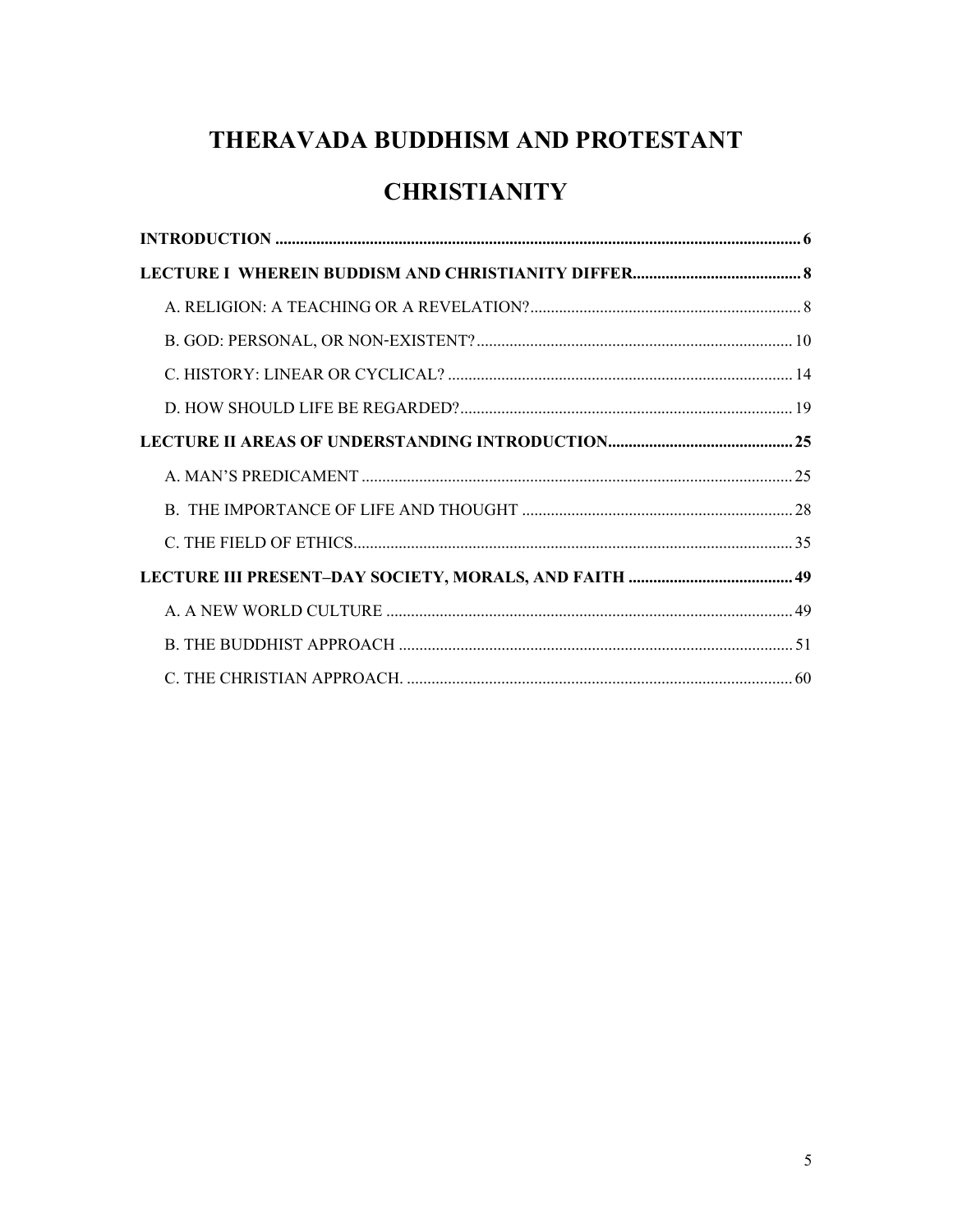# THERAVADA BUDDHISM AND PROTESTANT CHRISTIANITY

**INTRODUCTION** ........................................................................ 6

**LECTURE I WHEREIN BUDDHISM AND CHRISTIANITY DIFFER** ........................................ 8

A. RELIGION: A TEACHING OR A REVELATION? ........................................ 8

B. GOD: PERSONAL, OR NON-EXISTENT? ........................................ 10

C. HISTORY: LINEAR OR CYCLICAL? ........................................ 14

D. HOW SHOULD LIFE BE REGARDED? ........................................ 19

**LECTURE II AREAS OF UNDERSTANDING INTRODUCTION** ........................................ 25

A. MAN'S PREDICAMENT ........................................ 25

B. THE IMPORTANCE OF LIFE AND THOUGHT ........................................ 28

C. THE FIELD OF ETHICS ........................................ 35

**LECTURE III PRESENT–DAY SOCIETY, MORALS, AND FAITH** ........................................ 49

A. A NEW WORLD CULTURE ........................................ 49

B. THE BUDDHIST APPROACH ........................................ 51

C. THE CHRISTIAN APPROACH. ........................................ 60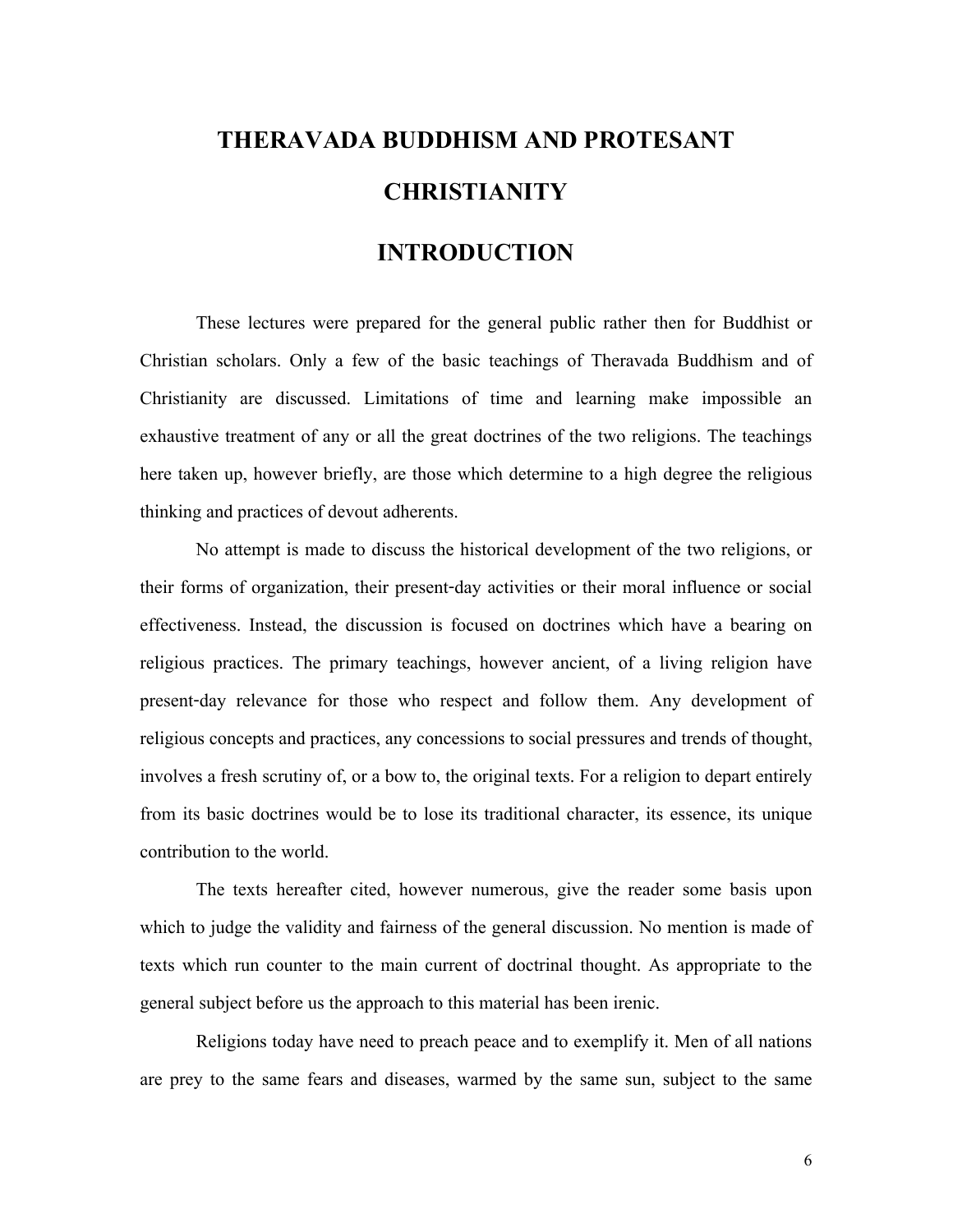# THERAVADA BUDDHISM AND PROTESANT CHRISTIANITY

## INTRODUCTION

These lectures were prepared for the general public rather then for Buddhist or Christian scholars. Only a few of the basic teachings of Theravada Buddhism and of Christianity are discussed. Limitations of time and learning make impossible an exhaustive treatment of any or all the great doctrines of the two religions. The teachings here taken up, however briefly, are those which determine to a high degree the religious thinking and practices of devout adherents.

No attempt is made to discuss the historical development of the two religions, or their forms of organization, their present-day activities or their moral influence or social effectiveness. Instead, the discussion is focused on doctrines which have a bearing on religious practices. The primary teachings, however ancient, of a living religion have present-day relevance for those who respect and follow them. Any development of religious concepts and practices, any concessions to social pressures and trends of thought, involves a fresh scrutiny of, or a bow to, the original texts. For a religion to depart entirely from its basic doctrines would be to lose its traditional character, its essence, its unique contribution to the world.

The texts hereafter cited, however numerous, give the reader some basis upon which to judge the validity and fairness of the general discussion. No mention is made of texts which run counter to the main current of doctrinal thought. As appropriate to the general subject before us the approach to this material has been irenic.

Religions today have need to preach peace and to exemplify it. Men of all nations are prey to the same fears and diseases, warmed by the same sun, subject to the same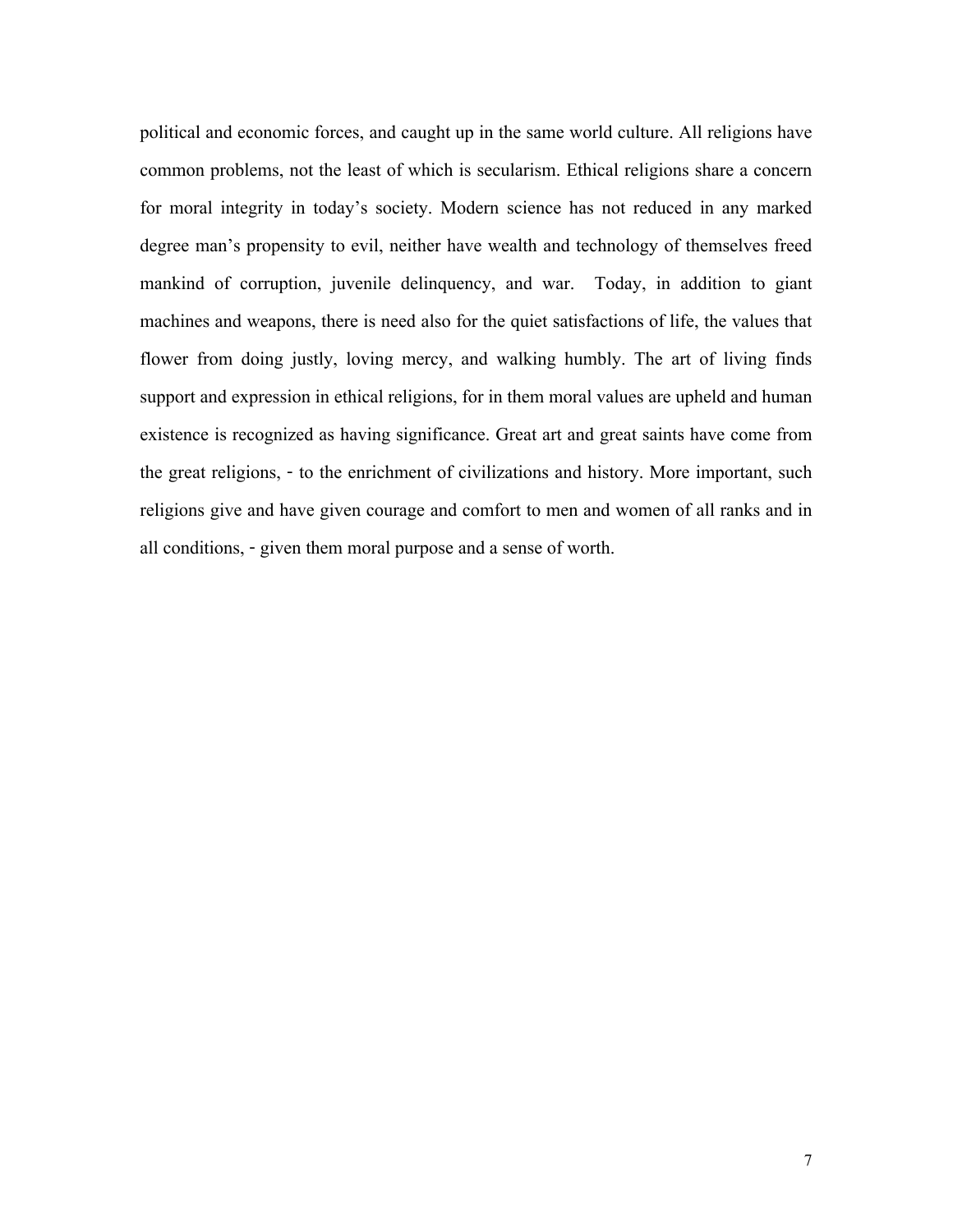political and economic forces, and caught up in the same world culture. All religions have common problems, not the least of which is secularism. Ethical religions share a concern for moral integrity in today's society. Modern science has not reduced in any marked degree man's propensity to evil, neither have wealth and technology of themselves freed mankind of corruption, juvenile delinquency, and war. Today, in addition to giant machines and weapons, there is need also for the quiet satisfactions of life, the values that flower from doing justly, loving mercy, and walking humbly. The art of living finds support and expression in ethical religions, for in them moral values are upheld and human existence is recognized as having significance. Great art and great saints have come from the great religions, - to the enrichment of civilizations and history. More important, such religions give and have given courage and comfort to men and women of all ranks and in all conditions, - given them moral purpose and a sense of worth.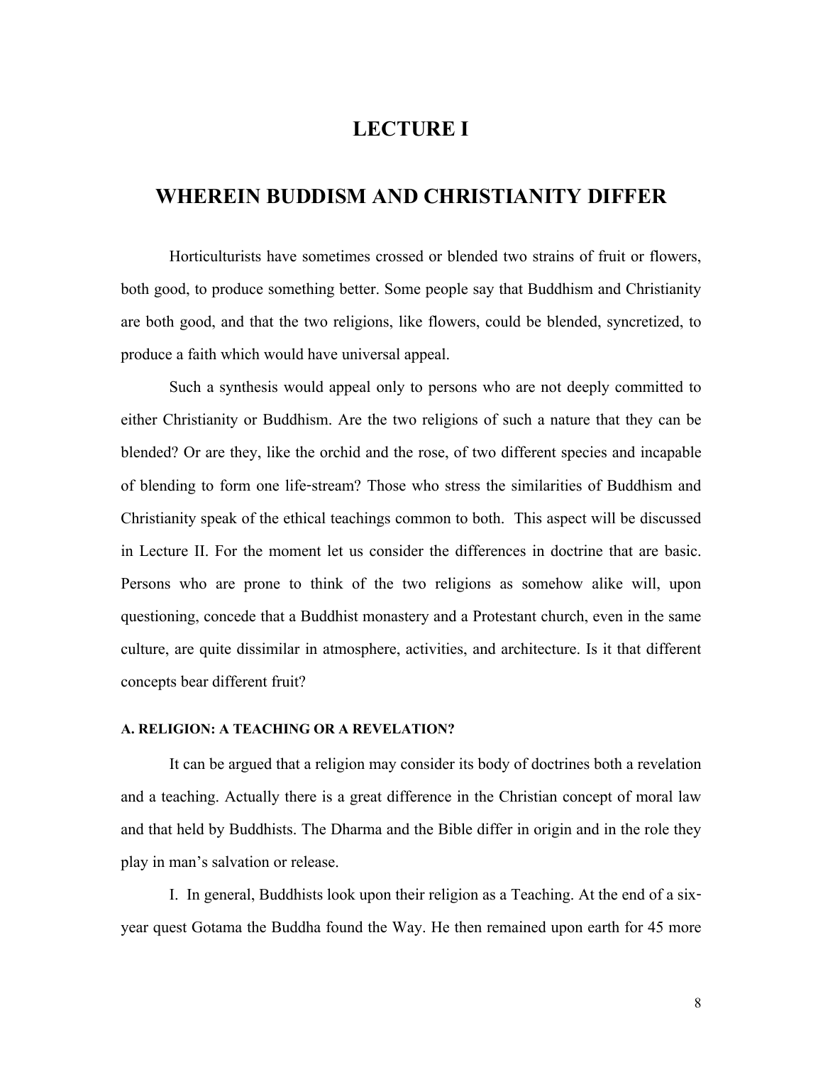# LECTURE I

# WHEREIN BUDDISM AND CHRISTIANITY DIFFER

Horticulturists have sometimes crossed or blended two strains of fruit or flowers, both good, to produce something better. Some people say that Buddhism and Christianity are both good, and that the two religions, like flowers, could be blended, syncretized, to produce a faith which would have universal appeal.

Such a synthesis would appeal only to persons who are not deeply committed to either Christianity or Buddhism. Are the two religions of such a nature that they can be blended? Or are they, like the orchid and the rose, of two different species and incapable of blending to form one life-stream? Those who stress the similarities of Buddhism and Christianity speak of the ethical teachings common to both. This aspect will be discussed in Lecture II. For the moment let us consider the differences in doctrine that are basic. Persons who are prone to think of the two religions as somehow alike will, upon questioning, concede that a Buddhist monastery and a Protestant church, even in the same culture, are quite dissimilar in atmosphere, activities, and architecture. Is it that different concepts bear different fruit?

#### A. RELIGION: A TEACHING OR A REVELATION?

It can be argued that a religion may consider its body of doctrines both a revelation and a teaching. Actually there is a great difference in the Christian concept of moral law and that held by Buddhists. The Dharma and the Bible differ in origin and in the role they play in man's salvation or release.

I. In general, Buddhists look upon their religion as a Teaching. At the end of a six-year quest Gotama the Buddha found the Way. He then remained upon earth for 45 more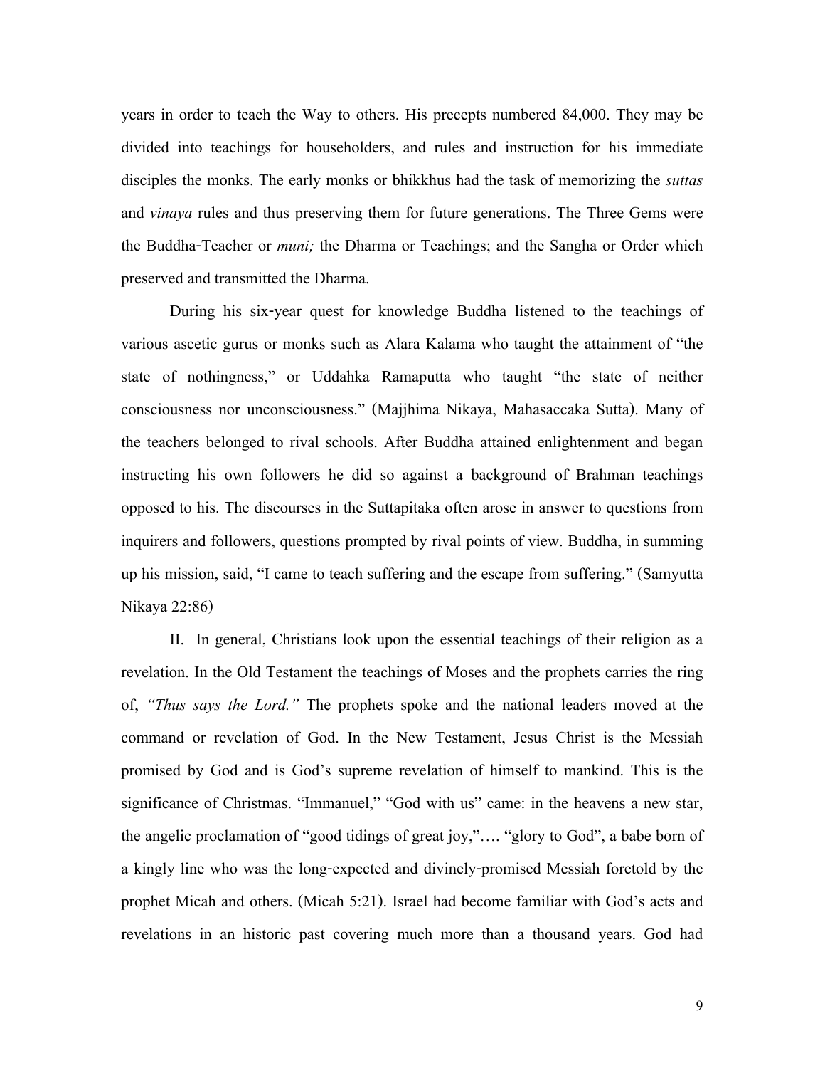years in order to teach the Way to others. His precepts numbered 84,000. They may be divided into teachings for householders, and rules and instruction for his immediate disciples the monks. The early monks or bhikkhus had the task of memorizing the *suttas* and *vinaya* rules and thus preserving them for future generations. The Three Gems were the Buddha-Teacher or *muni;* the Dharma or Teachings; and the Sangha or Order which preserved and transmitted the Dharma.

During his six-year quest for knowledge Buddha listened to the teachings of various ascetic gurus or monks such as Alara Kalama who taught the attainment of "the state of nothingness," or Uddahka Ramaputta who taught "the state of neither consciousness nor unconsciousness." (Majjhima Nikaya, Mahasaccaka Sutta). Many of the teachers belonged to rival schools. After Buddha attained enlightenment and began instructing his own followers he did so against a background of Brahman teachings opposed to his. The discourses in the Suttapitaka often arose in answer to questions from inquirers and followers, questions prompted by rival points of view. Buddha, in summing up his mission, said, "I came to teach suffering and the escape from suffering." (Samyutta Nikaya 22:86)

II. In general, Christians look upon the essential teachings of their religion as a revelation. In the Old Testament the teachings of Moses and the prophets carries the ring of, *"Thus says the Lord."* The prophets spoke and the national leaders moved at the command or revelation of God. In the New Testament, Jesus Christ is the Messiah promised by God and is God's supreme revelation of himself to mankind. This is the significance of Christmas. "Immanuel," "God with us" came: in the heavens a new star, the angelic proclamation of "good tidings of great joy,"…. "glory to God", a babe born of a kingly line who was the long-expected and divinely-promised Messiah foretold by the prophet Micah and others. (Micah 5:21). Israel had become familiar with God's acts and revelations in an historic past covering much more than a thousand years. God had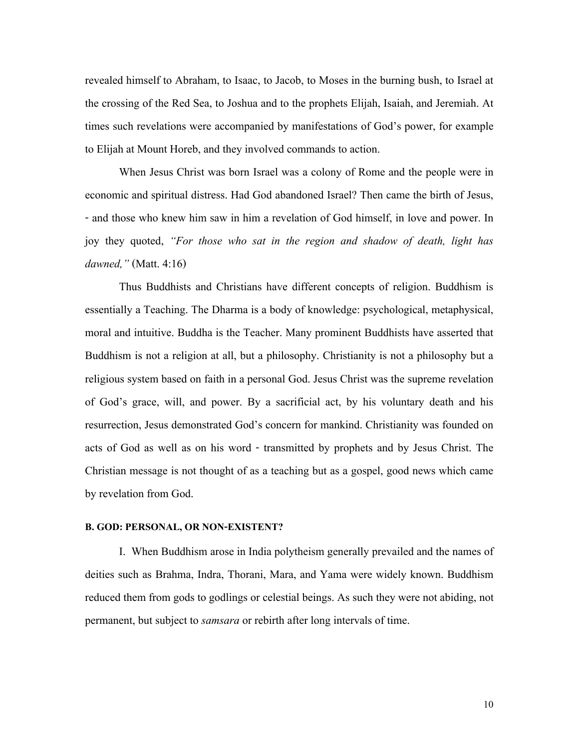revealed himself to Abraham, to Isaac, to Jacob, to Moses in the burning bush, to Israel at the crossing of the Red Sea, to Joshua and to the prophets Elijah, Isaiah, and Jeremiah. At times such revelations were accompanied by manifestations of God's power, for example to Elijah at Mount Horeb, and they involved commands to action.

When Jesus Christ was born Israel was a colony of Rome and the people were in economic and spiritual distress. Had God abandoned Israel? Then came the birth of Jesus, ‐ and those who knew him saw in him a revelation of God himself, in love and power. In joy they quoted, *"For those who sat in the region and shadow of death, light has dawned,"* (Matt. 4:16)

Thus Buddhists and Christians have different concepts of religion. Buddhism is essentially a Teaching. The Dharma is a body of knowledge: psychological, metaphysical, moral and intuitive. Buddha is the Teacher. Many prominent Buddhists have asserted that Buddhism is not a religion at all, but a philosophy. Christianity is not a philosophy but a religious system based on faith in a personal God. Jesus Christ was the supreme revelation of God's grace, will, and power. By a sacrificial act, by his voluntary death and his resurrection, Jesus demonstrated God's concern for mankind. Christianity was founded on acts of God as well as on his word ‐ transmitted by prophets and by Jesus Christ. The Christian message is not thought of as a teaching but as a gospel, good news which came by revelation from God.

#### B. GOD: PERSONAL, OR NON‐EXISTENT?

I. When Buddhism arose in India polytheism generally prevailed and the names of deities such as Brahma, Indra, Thorani, Mara, and Yama were widely known. Buddhism reduced them from gods to godlings or celestial beings. As such they were not abiding, not permanent, but subject to *samsara* or rebirth after long intervals of time.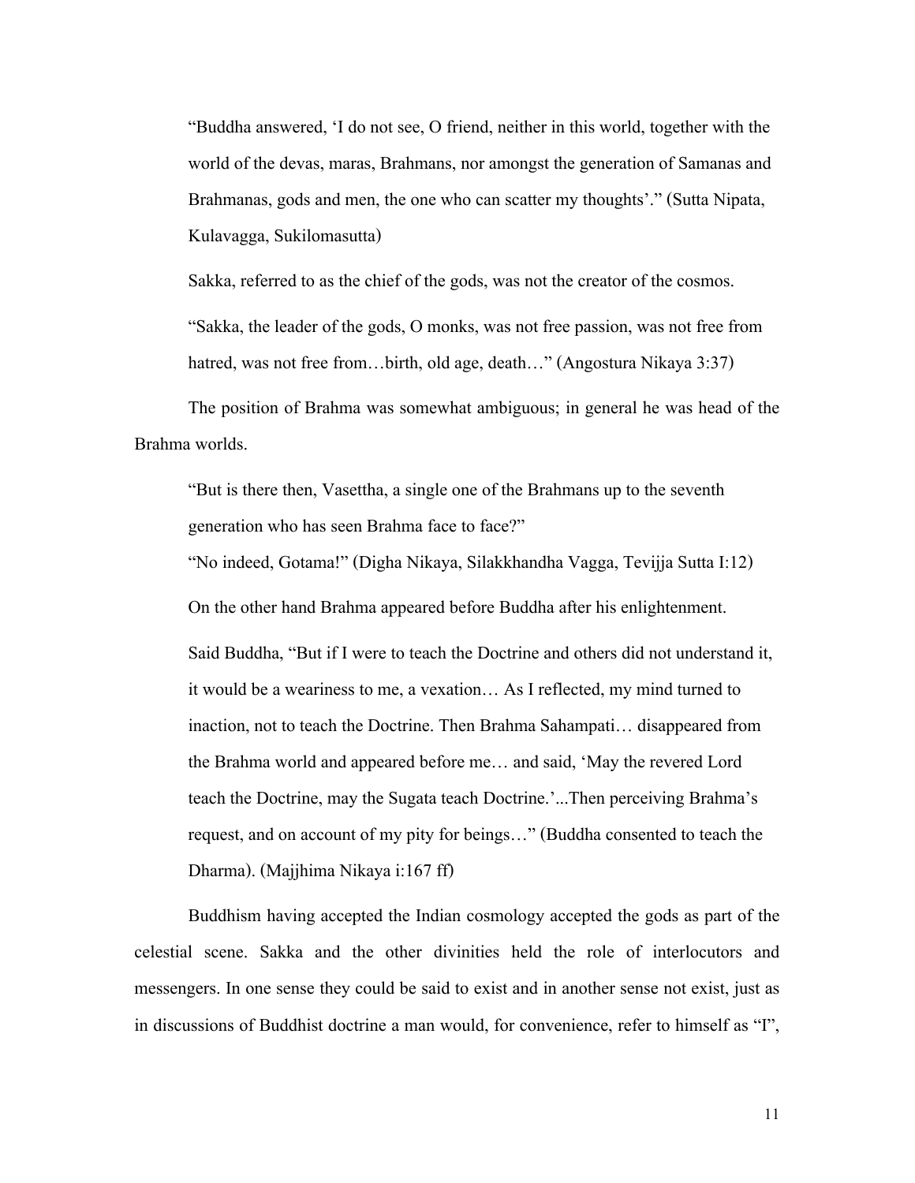> "Buddha answered, 'I do not see, O friend, neither in this world, together with the world of the devas, maras, Brahmans, nor amongst the generation of Samanas and Brahmanas, gods and men, the one who can scatter my thoughts'." (Sutta Nipata, Kulavagga, Sukilomasutta)

Sakka, referred to as the chief of the gods, was not the creator of the cosmos.

> "Sakka, the leader of the gods, O monks, was not free passion, was not free from hatred, was not free from…birth, old age, death…" (Angostura Nikaya 3:37)

The position of Brahma was somewhat ambiguous; in general he was head of the Brahma worlds.

> "But is there then, Vasettha, a single one of the Brahmans up to the seventh generation who has seen Brahma face to face?"
>
> "No indeed, Gotama!" (Digha Nikaya, Silakkhandha Vagga, Tevijja Sutta I:12)

On the other hand Brahma appeared before Buddha after his enlightenment.

> Said Buddha, "But if I were to teach the Doctrine and others did not understand it, it would be a weariness to me, a vexation… As I reflected, my mind turned to inaction, not to teach the Doctrine. Then Brahma Sahampati… disappeared from the Brahma world and appeared before me… and said, 'May the revered Lord teach the Doctrine, may the Sugata teach Doctrine.'...Then perceiving Brahma's request, and on account of my pity for beings…" (Buddha consented to teach the Dharma). (Majjhima Nikaya i:167 ff)

Buddhism having accepted the Indian cosmology accepted the gods as part of the celestial scene. Sakka and the other divinities held the role of interlocutors and messengers. In one sense they could be said to exist and in another sense not exist, just as in discussions of Buddhist doctrine a man would, for convenience, refer to himself as "I",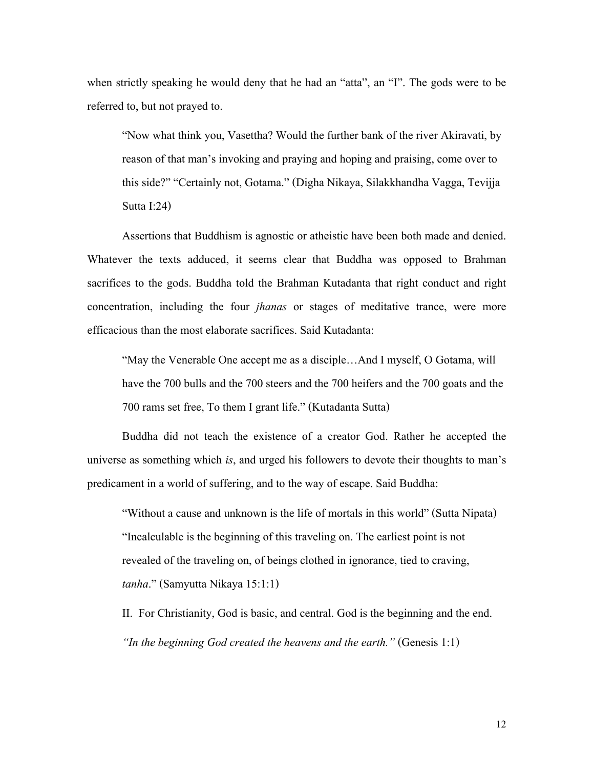when strictly speaking he would deny that he had an "atta", an "I". The gods were to be referred to, but not prayed to.

> "Now what think you, Vasettha? Would the further bank of the river Akiravati, by reason of that man's invoking and praying and hoping and praising, come over to this side?" "Certainly not, Gotama." (Digha Nikaya, Silakkhandha Vagga, Tevijja Sutta I:24)

Assertions that Buddhism is agnostic or atheistic have been both made and denied. Whatever the texts adduced, it seems clear that Buddha was opposed to Brahman sacrifices to the gods. Buddha told the Brahman Kutadanta that right conduct and right concentration, including the four *jhanas* or stages of meditative trance, were more efficacious than the most elaborate sacrifices. Said Kutadanta:

> "May the Venerable One accept me as a disciple…And I myself, O Gotama, will have the 700 bulls and the 700 steers and the 700 heifers and the 700 goats and the 700 rams set free, To them I grant life." (Kutadanta Sutta)

Buddha did not teach the existence of a creator God. Rather he accepted the universe as something which *is*, and urged his followers to devote their thoughts to man's predicament in a world of suffering, and to the way of escape. Said Buddha:

> "Without a cause and unknown is the life of mortals in this world" (Sutta Nipata)
> "Incalculable is the beginning of this traveling on. The earliest point is not revealed of the traveling on, of beings clothed in ignorance, tied to craving, *tanha*." (Samyutta Nikaya 15:1:1)

II. For Christianity, God is basic, and central. God is the beginning and the end.

*"In the beginning God created the heavens and the earth."* (Genesis 1:1)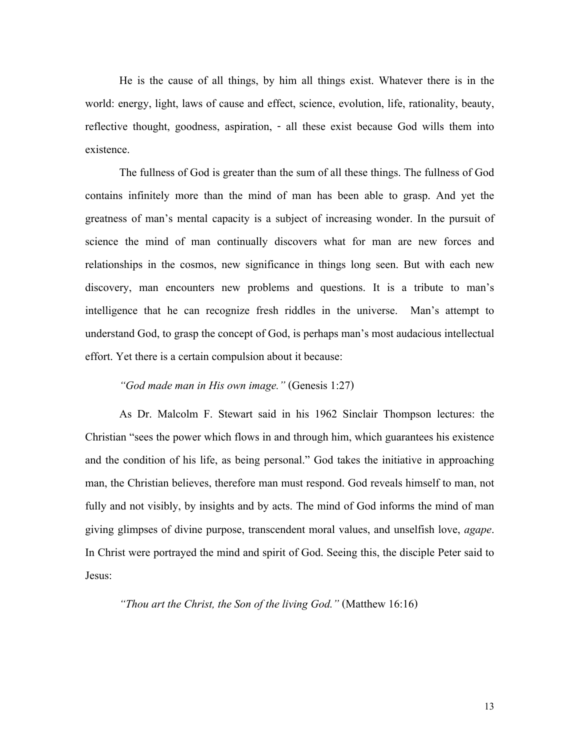He is the cause of all things, by him all things exist. Whatever there is in the world: energy, light, laws of cause and effect, science, evolution, life, rationality, beauty, reflective thought, goodness, aspiration, - all these exist because God wills them into existence.

The fullness of God is greater than the sum of all these things. The fullness of God contains infinitely more than the mind of man has been able to grasp. And yet the greatness of man's mental capacity is a subject of increasing wonder. In the pursuit of science the mind of man continually discovers what for man are new forces and relationships in the cosmos, new significance in things long seen. But with each new discovery, man encounters new problems and questions. It is a tribute to man's intelligence that he can recognize fresh riddles in the universe. Man's attempt to understand God, to grasp the concept of God, is perhaps man's most audacious intellectual effort. Yet there is a certain compulsion about it because:

*"God made man in His own image."* (Genesis 1:27)

As Dr. Malcolm F. Stewart said in his 1962 Sinclair Thompson lectures: the Christian "sees the power which flows in and through him, which guarantees his existence and the condition of his life, as being personal." God takes the initiative in approaching man, the Christian believes, therefore man must respond. God reveals himself to man, not fully and not visibly, by insights and by acts. The mind of God informs the mind of man giving glimpses of divine purpose, transcendent moral values, and unselfish love, *agape*. In Christ were portrayed the mind and spirit of God. Seeing this, the disciple Peter said to Jesus:

*"Thou art the Christ, the Son of the living God."* (Matthew 16:16)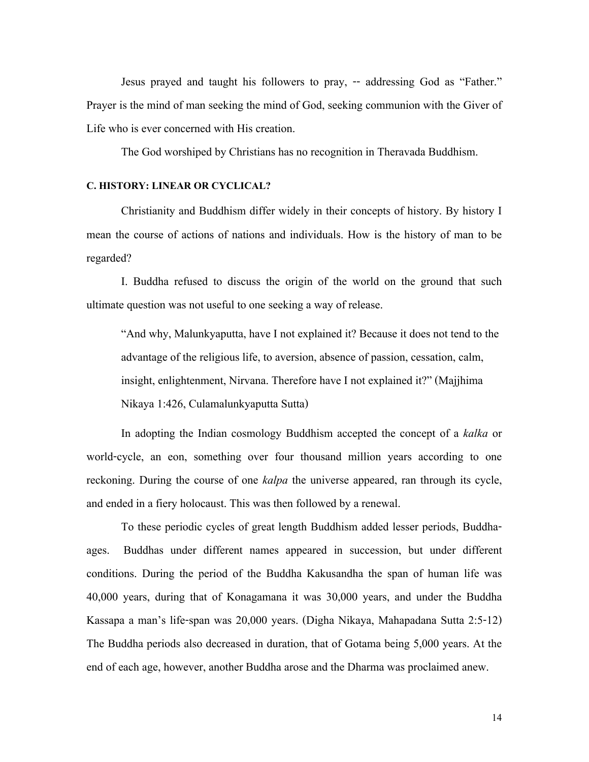Jesus prayed and taught his followers to pray, -- addressing God as "Father." Prayer is the mind of man seeking the mind of God, seeking communion with the Giver of Life who is ever concerned with His creation.

The God worshiped by Christians has no recognition in Theravada Buddhism.

#### C. HISTORY: LINEAR OR CYCLICAL?

Christianity and Buddhism differ widely in their concepts of history. By history I mean the course of actions of nations and individuals. How is the history of man to be regarded?

I. Buddha refused to discuss the origin of the world on the ground that such ultimate question was not useful to one seeking a way of release.

> "And why, Malunkyaputta, have I not explained it? Because it does not tend to the advantage of the religious life, to aversion, absence of passion, cessation, calm, insight, enlightenment, Nirvana. Therefore have I not explained it?" (Majjhima Nikaya 1:426, Culamalunkyaputta Sutta)

In adopting the Indian cosmology Buddhism accepted the concept of a *kalka* or world-cycle, an eon, something over four thousand million years according to one reckoning. During the course of one *kalpa* the universe appeared, ran through its cycle, and ended in a fiery holocaust. This was then followed by a renewal.

To these periodic cycles of great length Buddhism added lesser periods, Buddha-ages. Buddhas under different names appeared in succession, but under different conditions. During the period of the Buddha Kakusandha the span of human life was 40,000 years, during that of Konagamana it was 30,000 years, and under the Buddha Kassapa a man's life-span was 20,000 years. (Digha Nikaya, Mahapadana Sutta 2:5-12) The Buddha periods also decreased in duration, that of Gotama being 5,000 years. At the end of each age, however, another Buddha arose and the Dharma was proclaimed anew.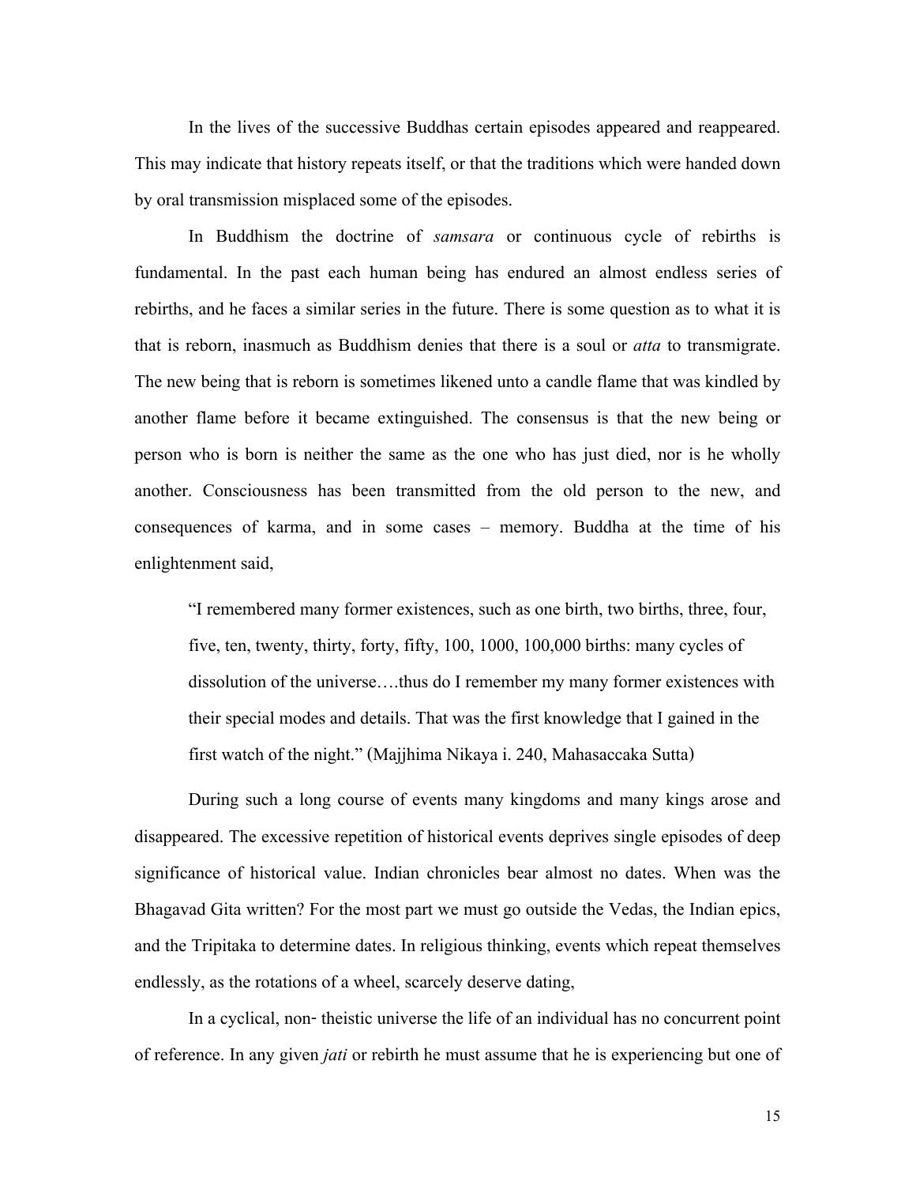In the lives of the successive Buddhas certain episodes appeared and reappeared. This may indicate that history repeats itself, or that the traditions which were handed down by oral transmission misplaced some of the episodes.

In Buddhism the doctrine of *samsara* or continuous cycle of rebirths is fundamental. In the past each human being has endured an almost endless series of rebirths, and he faces a similar series in the future. There is some question as to what it is that is reborn, inasmuch as Buddhism denies that there is a soul or *atta* to transmigrate. The new being that is reborn is sometimes likened unto a candle flame that was kindled by another flame before it became extinguished. The consensus is that the new being or person who is born is neither the same as the one who has just died, nor is he wholly another. Consciousness has been transmitted from the old person to the new, and consequences of karma, and in some cases – memory. Buddha at the time of his enlightenment said,

> "I remembered many former existences, such as one birth, two births, three, four, five, ten, twenty, thirty, forty, fifty, 100, 1000, 100,000 births: many cycles of dissolution of the universe….thus do I remember my many former existences with their special modes and details. That was the first knowledge that I gained in the first watch of the night." (Majjhima Nikaya i. 240, Mahasaccaka Sutta)

During such a long course of events many kingdoms and many kings arose and disappeared. The excessive repetition of historical events deprives single episodes of deep significance of historical value. Indian chronicles bear almost no dates. When was the Bhagavad Gita written? For the most part we must go outside the Vedas, the Indian epics, and the Tripitaka to determine dates. In religious thinking, events which repeat themselves endlessly, as the rotations of a wheel, scarcely deserve dating,

In a cyclical, non‑ theistic universe the life of an individual has no concurrent point of reference. In any given *jati* or rebirth he must assume that he is experiencing but one of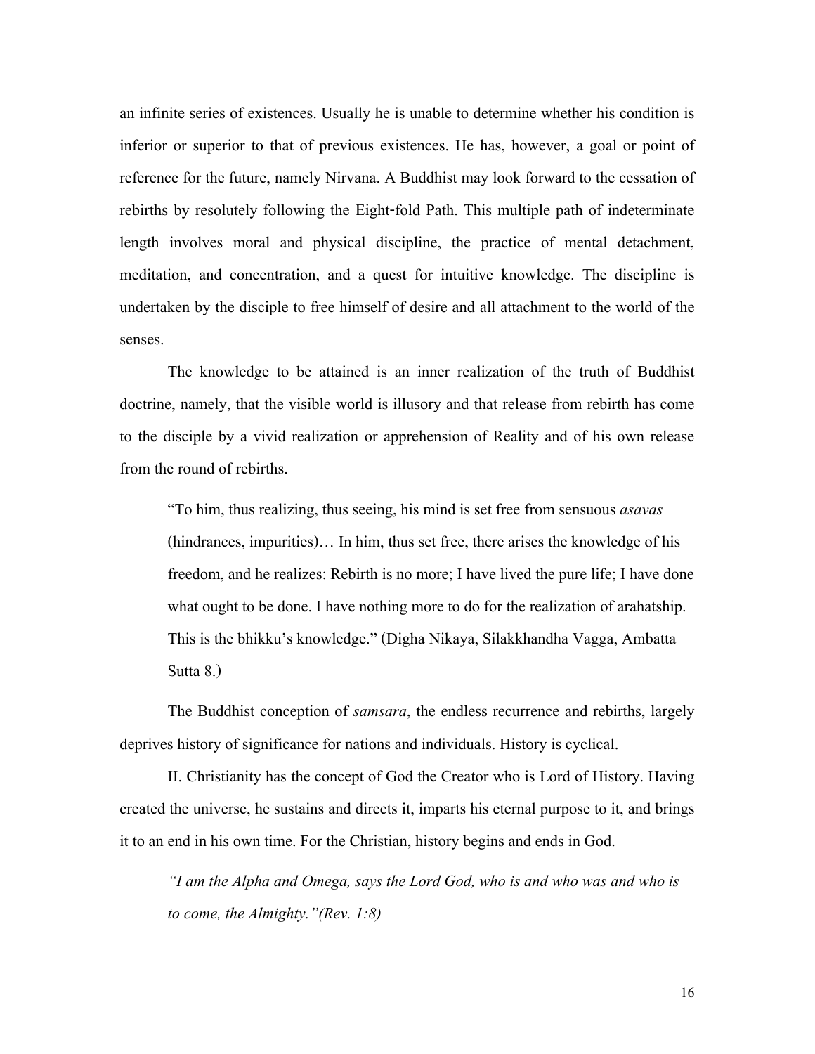an infinite series of existences. Usually he is unable to determine whether his condition is inferior or superior to that of previous existences. He has, however, a goal or point of reference for the future, namely Nirvana. A Buddhist may look forward to the cessation of rebirths by resolutely following the Eight-fold Path. This multiple path of indeterminate length involves moral and physical discipline, the practice of mental detachment, meditation, and concentration, and a quest for intuitive knowledge. The discipline is undertaken by the disciple to free himself of desire and all attachment to the world of the senses.

The knowledge to be attained is an inner realization of the truth of Buddhist doctrine, namely, that the visible world is illusory and that release from rebirth has come to the disciple by a vivid realization or apprehension of Reality and of his own release from the round of rebirths.

> "To him, thus realizing, thus seeing, his mind is set free from sensuous *asavas* (hindrances, impurities)… In him, thus set free, there arises the knowledge of his freedom, and he realizes: Rebirth is no more; I have lived the pure life; I have done what ought to be done. I have nothing more to do for the realization of arahatship. This is the bhikku's knowledge." (Digha Nikaya, Silakkhandha Vagga, Ambatta Sutta 8.)

The Buddhist conception of *samsara*, the endless recurrence and rebirths, largely deprives history of significance for nations and individuals. History is cyclical.

II. Christianity has the concept of God the Creator who is Lord of History. Having created the universe, he sustains and directs it, imparts his eternal purpose to it, and brings it to an end in his own time. For the Christian, history begins and ends in God.

> *"I am the Alpha and Omega, says the Lord God, who is and who was and who is to come, the Almighty."(Rev. 1:8)*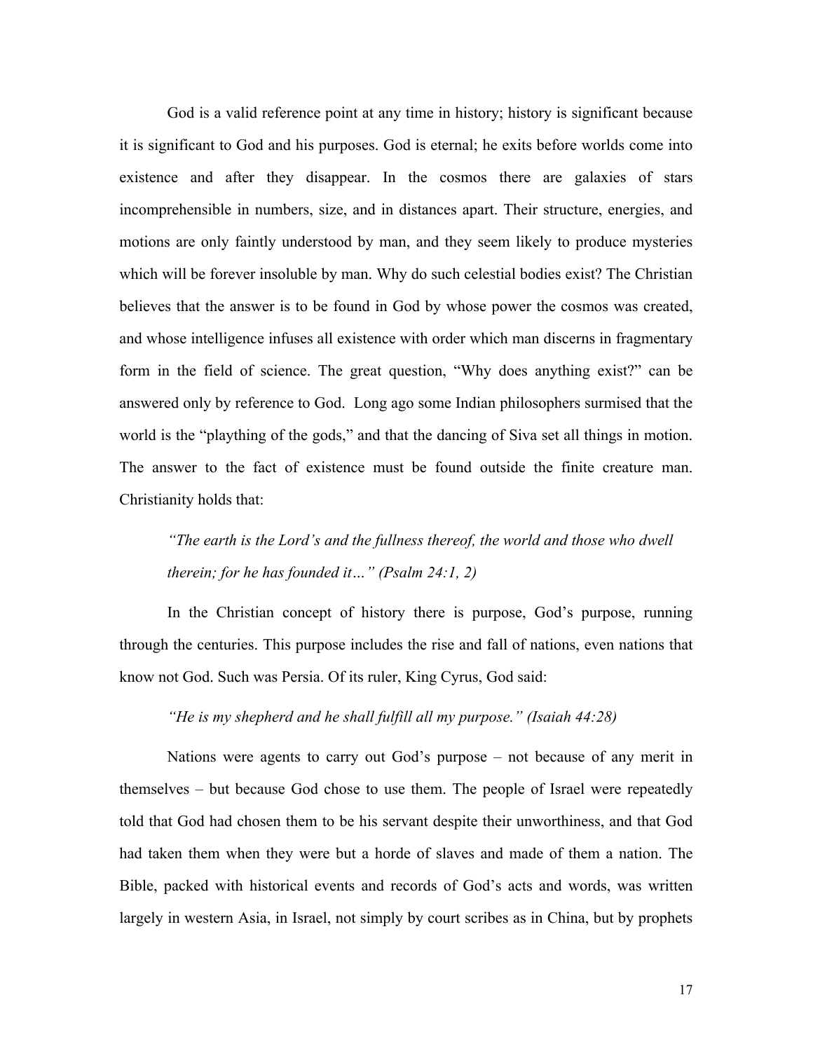God is a valid reference point at any time in history; history is significant because it is significant to God and his purposes. God is eternal; he exits before worlds come into existence and after they disappear. In the cosmos there are galaxies of stars incomprehensible in numbers, size, and in distances apart. Their structure, energies, and motions are only faintly understood by man, and they seem likely to produce mysteries which will be forever insoluble by man. Why do such celestial bodies exist? The Christian believes that the answer is to be found in God by whose power the cosmos was created, and whose intelligence infuses all existence with order which man discerns in fragmentary form in the field of science. The great question, "Why does anything exist?" can be answered only by reference to God. Long ago some Indian philosophers surmised that the world is the "plaything of the gods," and that the dancing of Siva set all things in motion. The answer to the fact of existence must be found outside the finite creature man. Christianity holds that:

> *"The earth is the Lord's and the fullness thereof, the world and those who dwell therein; for he has founded it…" (Psalm 24:1, 2)*

In the Christian concept of history there is purpose, God's purpose, running through the centuries. This purpose includes the rise and fall of nations, even nations that know not God. Such was Persia. Of its ruler, King Cyrus, God said:

> *"He is my shepherd and he shall fulfill all my purpose." (Isaiah 44:28)*

Nations were agents to carry out God's purpose – not because of any merit in themselves – but because God chose to use them. The people of Israel were repeatedly told that God had chosen them to be his servant despite their unworthiness, and that God had taken them when they were but a horde of slaves and made of them a nation. The Bible, packed with historical events and records of God's acts and words, was written largely in western Asia, in Israel, not simply by court scribes as in China, but by prophets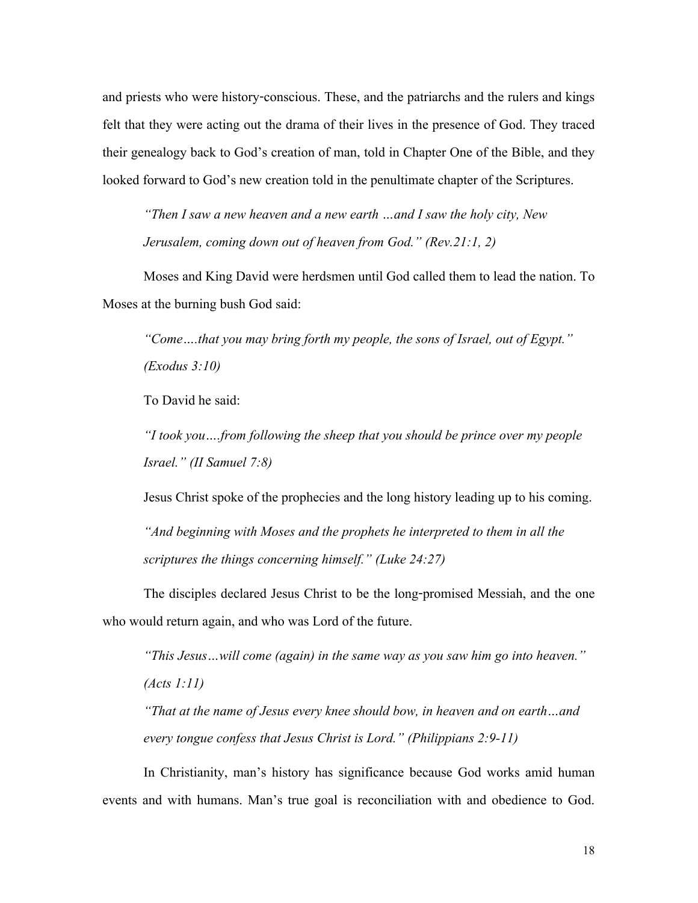and priests who were history-conscious. These, and the patriarchs and the rulers and kings felt that they were acting out the drama of their lives in the presence of God. They traced their genealogy back to God's creation of man, told in Chapter One of the Bible, and they looked forward to God's new creation told in the penultimate chapter of the Scriptures.

> *"Then I saw a new heaven and a new earth …and I saw the holy city, New Jerusalem, coming down out of heaven from God." (Rev.21:1, 2)*

Moses and King David were herdsmen until God called them to lead the nation. To Moses at the burning bush God said:

> *"Come….that you may bring forth my people, the sons of Israel, out of Egypt." (Exodus 3:10)*

To David he said:

> *"I took you….from following the sheep that you should be prince over my people Israel." (II Samuel 7:8)*

Jesus Christ spoke of the prophecies and the long history leading up to his coming.

> *"And beginning with Moses and the prophets he interpreted to them in all the scriptures the things concerning himself." (Luke 24:27)*

The disciples declared Jesus Christ to be the long-promised Messiah, and the one who would return again, and who was Lord of the future.

> *"This Jesus…will come (again) in the same way as you saw him go into heaven." (Acts 1:11)*
>
> *"That at the name of Jesus every knee should bow, in heaven and on earth…and every tongue confess that Jesus Christ is Lord." (Philippians 2:9-11)*

In Christianity, man's history has significance because God works amid human events and with humans. Man's true goal is reconciliation with and obedience to God.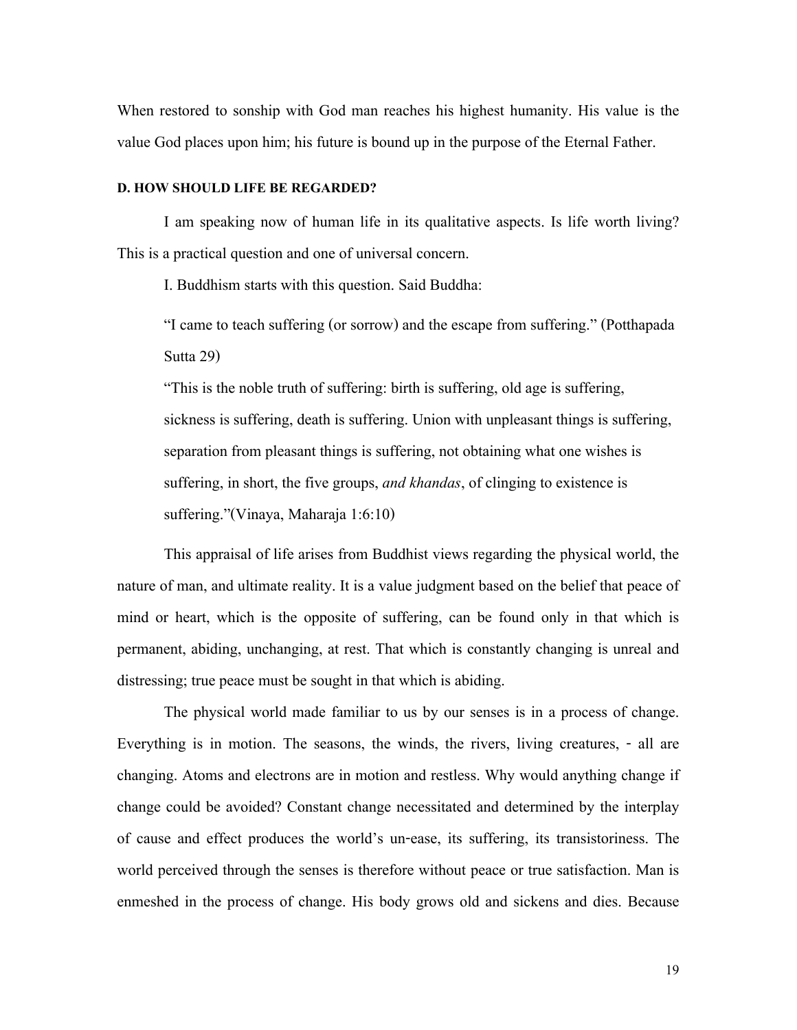When restored to sonship with God man reaches his highest humanity. His value is the value God places upon him; his future is bound up in the purpose of the Eternal Father.

#### D. HOW SHOULD LIFE BE REGARDED?

I am speaking now of human life in its qualitative aspects. Is life worth living? This is a practical question and one of universal concern.

I. Buddhism starts with this question. Said Buddha:

> "I came to teach suffering (or sorrow) and the escape from suffering." (Potthapada Sutta 29)
>
> "This is the noble truth of suffering: birth is suffering, old age is suffering, sickness is suffering, death is suffering. Union with unpleasant things is suffering, separation from pleasant things is suffering, not obtaining what one wishes is suffering, in short, the five groups, *and khandas*, of clinging to existence is suffering."(Vinaya, Maharaja 1:6:10)

This appraisal of life arises from Buddhist views regarding the physical world, the nature of man, and ultimate reality. It is a value judgment based on the belief that peace of mind or heart, which is the opposite of suffering, can be found only in that which is permanent, abiding, unchanging, at rest. That which is constantly changing is unreal and distressing; true peace must be sought in that which is abiding.

The physical world made familiar to us by our senses is in a process of change. Everything is in motion. The seasons, the winds, the rivers, living creatures, - all are changing. Atoms and electrons are in motion and restless. Why would anything change if change could be avoided? Constant change necessitated and determined by the interplay of cause and effect produces the world's un-ease, its suffering, its transistoriness. The world perceived through the senses is therefore without peace or true satisfaction. Man is enmeshed in the process of change. His body grows old and sickens and dies. Because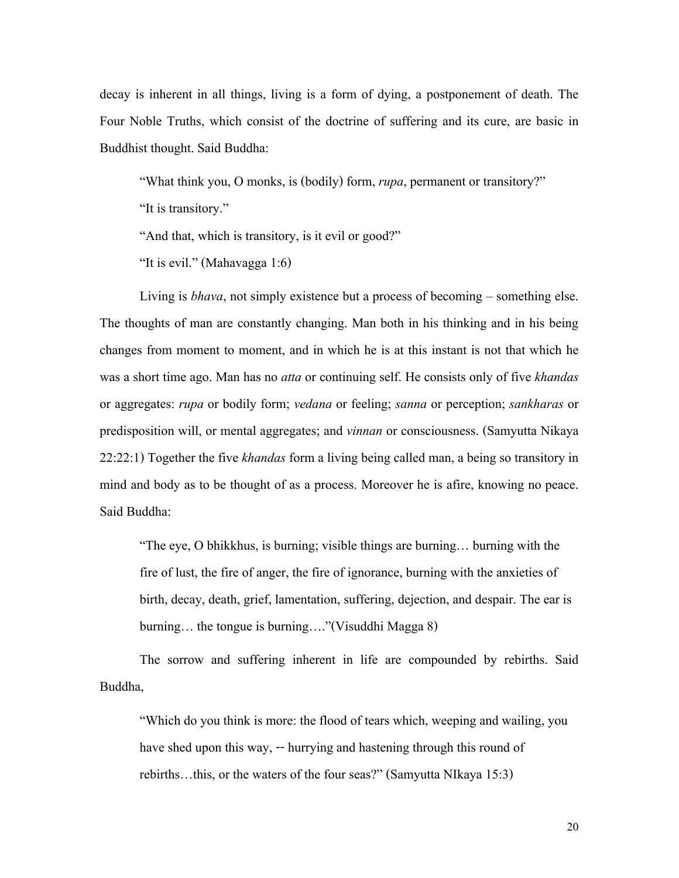decay is inherent in all things, living is a form of dying, a postponement of death. The Four Noble Truths, which consist of the doctrine of suffering and its cure, are basic in Buddhist thought. Said Buddha:

> "What think you, O monks, is (bodily) form, *rupa*, permanent or transitory?"
>
> "It is transitory."
>
> "And that, which is transitory, is it evil or good?"
>
> "It is evil." (Mahavagga 1:6)

Living is *bhava*, not simply existence but a process of becoming – something else. The thoughts of man are constantly changing. Man both in his thinking and in his being changes from moment to moment, and in which he is at this instant is not that which he was a short time ago. Man has no *atta* or continuing self. He consists only of five *khandas* or aggregates: *rupa* or bodily form; *vedana* or feeling; *sanna* or perception; *sankharas* or predisposition will, or mental aggregates; and *vinnan* or consciousness. (Samyutta Nikaya 22:22:1) Together the five *khandas* form a living being called man, a being so transitory in mind and body as to be thought of as a process. Moreover he is afire, knowing no peace. Said Buddha:

> "The eye, O bhikkhus, is burning; visible things are burning… burning with the fire of lust, the fire of anger, the fire of ignorance, burning with the anxieties of birth, decay, death, grief, lamentation, suffering, dejection, and despair. The ear is burning… the tongue is burning…."(Visuddhi Magga 8)

The sorrow and suffering inherent in life are compounded by rebirths. Said Buddha,

> "Which do you think is more: the flood of tears which, weeping and wailing, you have shed upon this way, -- hurrying and hastening through this round of rebirths…this, or the waters of the four seas?" (Samyutta NIkaya 15:3)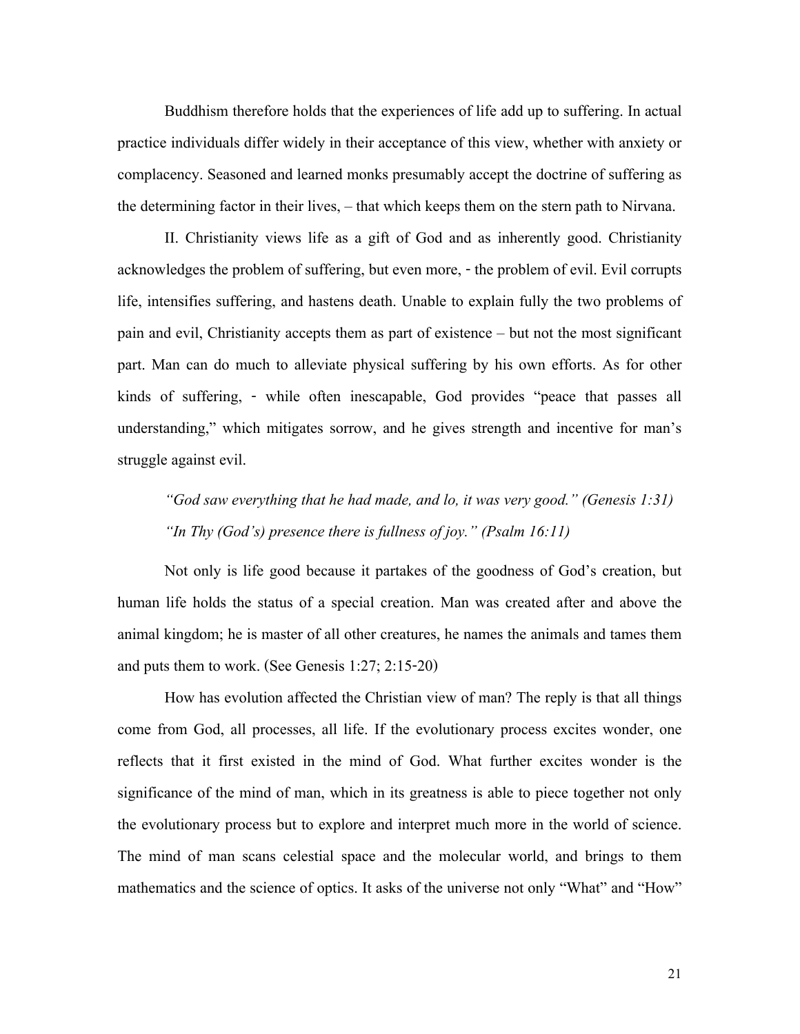Buddhism therefore holds that the experiences of life add up to suffering. In actual practice individuals differ widely in their acceptance of this view, whether with anxiety or complacency. Seasoned and learned monks presumably accept the doctrine of suffering as the determining factor in their lives, – that which keeps them on the stern path to Nirvana.

II. Christianity views life as a gift of God and as inherently good. Christianity acknowledges the problem of suffering, but even more, ‑ the problem of evil. Evil corrupts life, intensifies suffering, and hastens death. Unable to explain fully the two problems of pain and evil, Christianity accepts them as part of existence – but not the most significant part. Man can do much to alleviate physical suffering by his own efforts. As for other kinds of suffering, ‑ while often inescapable, God provides "peace that passes all understanding," which mitigates sorrow, and he gives strength and incentive for man's struggle against evil.

> *"God saw everything that he had made, and lo, it was very good." (Genesis 1:31)*
> *"In Thy (God's) presence there is fullness of joy." (Psalm 16:11)*

Not only is life good because it partakes of the goodness of God's creation, but human life holds the status of a special creation. Man was created after and above the animal kingdom; he is master of all other creatures, he names the animals and tames them and puts them to work. (See Genesis 1:27; 2:15‑20)

How has evolution affected the Christian view of man? The reply is that all things come from God, all processes, all life. If the evolutionary process excites wonder, one reflects that it first existed in the mind of God. What further excites wonder is the significance of the mind of man, which in its greatness is able to piece together not only the evolutionary process but to explore and interpret much more in the world of science. The mind of man scans celestial space and the molecular world, and brings to them mathematics and the science of optics. It asks of the universe not only "What" and "How"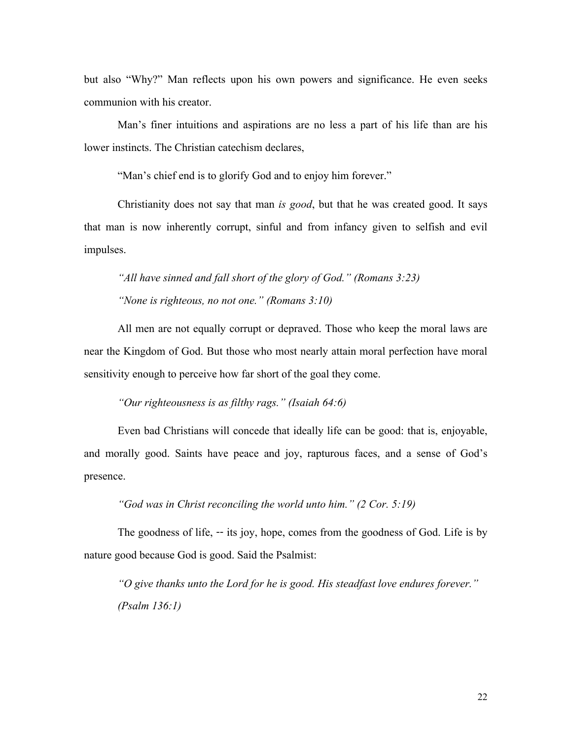but also "Why?" Man reflects upon his own powers and significance. He even seeks communion with his creator.

Man's finer intuitions and aspirations are no less a part of his life than are his lower instincts. The Christian catechism declares,

"Man's chief end is to glorify God and to enjoy him forever."

Christianity does not say that man *is good*, but that he was created good. It says that man is now inherently corrupt, sinful and from infancy given to selfish and evil impulses.

*"All have sinned and fall short of the glory of God." (Romans 3:23)*
*"None is righteous, no not one." (Romans 3:10)*

All men are not equally corrupt or depraved. Those who keep the moral laws are near the Kingdom of God. But those who most nearly attain moral perfection have moral sensitivity enough to perceive how far short of the goal they come.

*"Our righteousness is as filthy rags." (Isaiah 64:6)*

Even bad Christians will concede that ideally life can be good: that is, enjoyable, and morally good. Saints have peace and joy, rapturous faces, and a sense of God's presence.

*"God was in Christ reconciling the world unto him." (2 Cor. 5:19)*

The goodness of life, -- its joy, hope, comes from the goodness of God. Life is by nature good because God is good. Said the Psalmist:

*"O give thanks unto the Lord for he is good. His steadfast love endures forever." (Psalm 136:1)*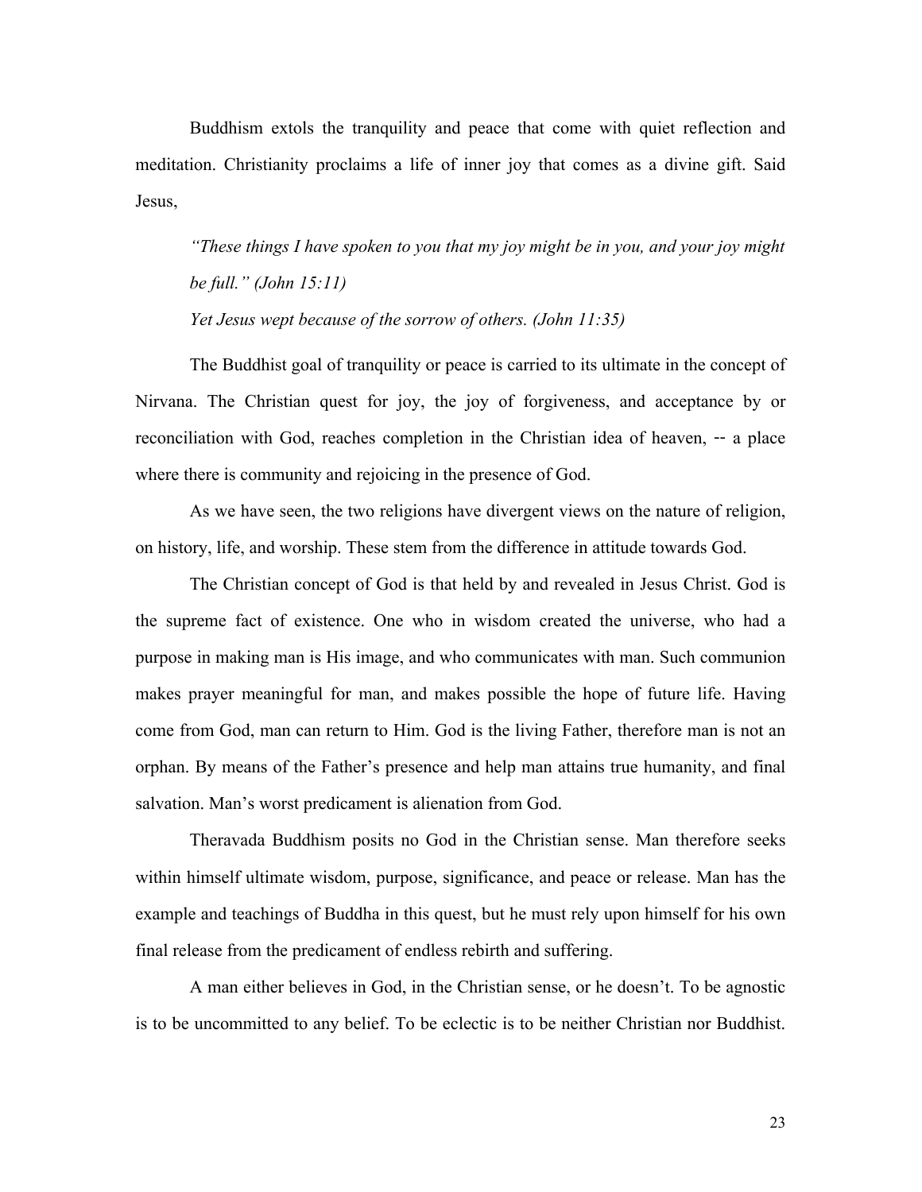Buddhism extols the tranquility and peace that come with quiet reflection and meditation. Christianity proclaims a life of inner joy that comes as a divine gift. Said Jesus,

> *"These things I have spoken to you that my joy might be in you, and your joy might be full." (John 15:11)*
>
> *Yet Jesus wept because of the sorrow of others. (John 11:35)*

The Buddhist goal of tranquility or peace is carried to its ultimate in the concept of Nirvana. The Christian quest for joy, the joy of forgiveness, and acceptance by or reconciliation with God, reaches completion in the Christian idea of heaven, -- a place where there is community and rejoicing in the presence of God.

As we have seen, the two religions have divergent views on the nature of religion, on history, life, and worship. These stem from the difference in attitude towards God.

The Christian concept of God is that held by and revealed in Jesus Christ. God is the supreme fact of existence. One who in wisdom created the universe, who had a purpose in making man is His image, and who communicates with man. Such communion makes prayer meaningful for man, and makes possible the hope of future life. Having come from God, man can return to Him. God is the living Father, therefore man is not an orphan. By means of the Father's presence and help man attains true humanity, and final salvation. Man's worst predicament is alienation from God.

Theravada Buddhism posits no God in the Christian sense. Man therefore seeks within himself ultimate wisdom, purpose, significance, and peace or release. Man has the example and teachings of Buddha in this quest, but he must rely upon himself for his own final release from the predicament of endless rebirth and suffering.

A man either believes in God, in the Christian sense, or he doesn't. To be agnostic is to be uncommitted to any belief. To be eclectic is to be neither Christian nor Buddhist.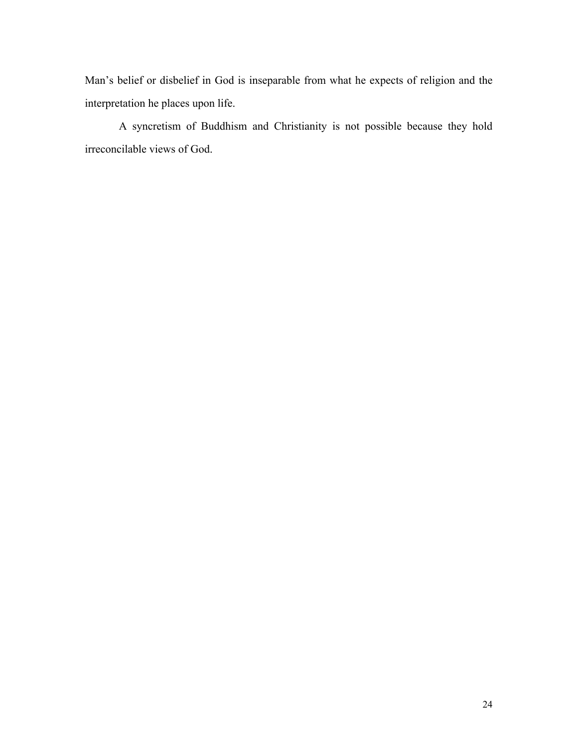Man's belief or disbelief in God is inseparable from what he expects of religion and the interpretation he places upon life.

A syncretism of Buddhism and Christianity is not possible because they hold irreconcilable views of God.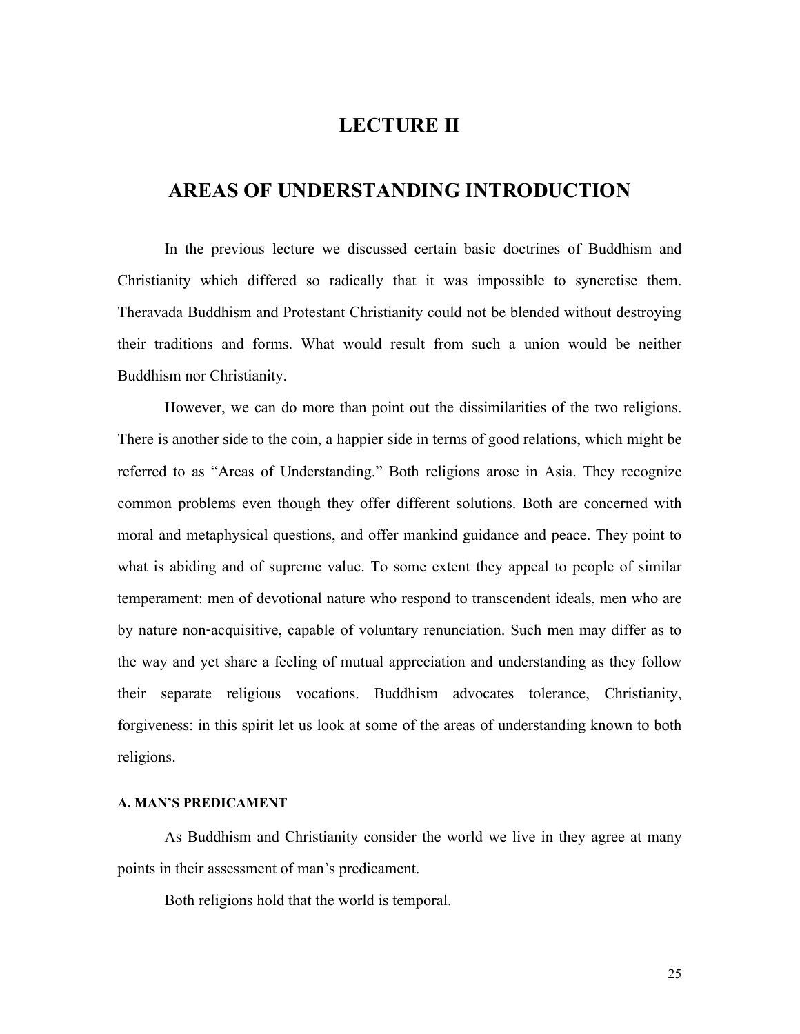# LECTURE II

# AREAS OF UNDERSTANDING INTRODUCTION

In the previous lecture we discussed certain basic doctrines of Buddhism and Christianity which differed so radically that it was impossible to syncretise them. Theravada Buddhism and Protestant Christianity could not be blended without destroying their traditions and forms. What would result from such a union would be neither Buddhism nor Christianity.

However, we can do more than point out the dissimilarities of the two religions. There is another side to the coin, a happier side in terms of good relations, which might be referred to as "Areas of Understanding." Both religions arose in Asia. They recognize common problems even though they offer different solutions. Both are concerned with moral and metaphysical questions, and offer mankind guidance and peace. They point to what is abiding and of supreme value. To some extent they appeal to people of similar temperament: men of devotional nature who respond to transcendent ideals, men who are by nature non-acquisitive, capable of voluntary renunciation. Such men may differ as to the way and yet share a feeling of mutual appreciation and understanding as they follow their separate religious vocations. Buddhism advocates tolerance, Christianity, forgiveness: in this spirit let us look at some of the areas of understanding known to both religions.

#### A. MAN'S PREDICAMENT

As Buddhism and Christianity consider the world we live in they agree at many points in their assessment of man's predicament.

Both religions hold that the world is temporal.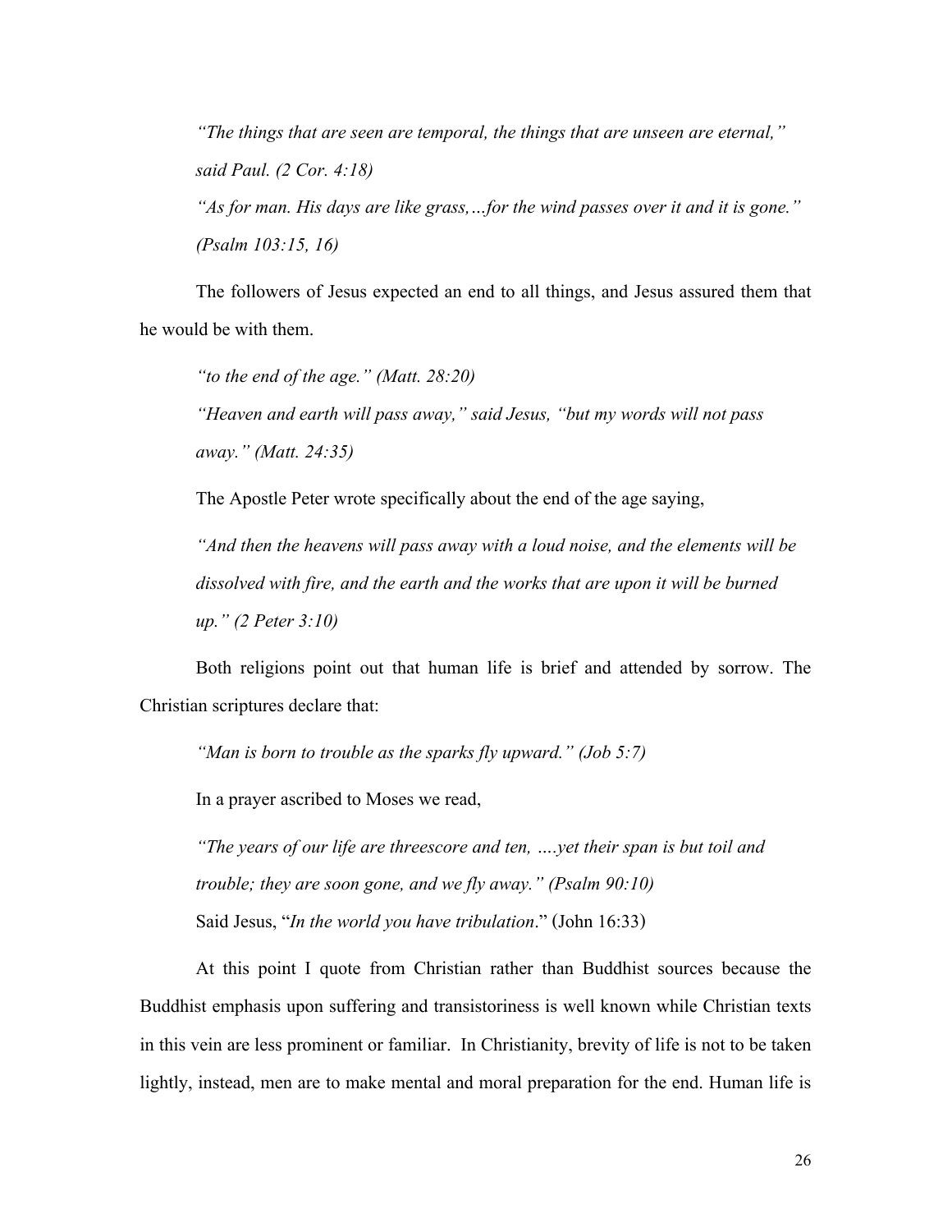*"The things that are seen are temporal, the things that are unseen are eternal," said Paul. (2 Cor. 4:18)*

*"As for man. His days are like grass,…for the wind passes over it and it is gone." (Psalm 103:15, 16)*

The followers of Jesus expected an end to all things, and Jesus assured them that he would be with them.

*"to the end of the age." (Matt. 28:20)*

*"Heaven and earth will pass away," said Jesus, "but my words will not pass away." (Matt. 24:35)*

The Apostle Peter wrote specifically about the end of the age saying,

*"And then the heavens will pass away with a loud noise, and the elements will be dissolved with fire, and the earth and the works that are upon it will be burned up." (2 Peter 3:10)*

Both religions point out that human life is brief and attended by sorrow. The Christian scriptures declare that:

*"Man is born to trouble as the sparks fly upward." (Job 5:7)*

In a prayer ascribed to Moses we read,

*"The years of our life are threescore and ten, ….yet their span is but toil and trouble; they are soon gone, and we fly away." (Psalm 90:10)*

Said Jesus, "*In the world you have tribulation*." (John 16:33)

At this point I quote from Christian rather than Buddhist sources because the Buddhist emphasis upon suffering and transistoriness is well known while Christian texts in this vein are less prominent or familiar. In Christianity, brevity of life is not to be taken lightly, instead, men are to make mental and moral preparation for the end. Human life is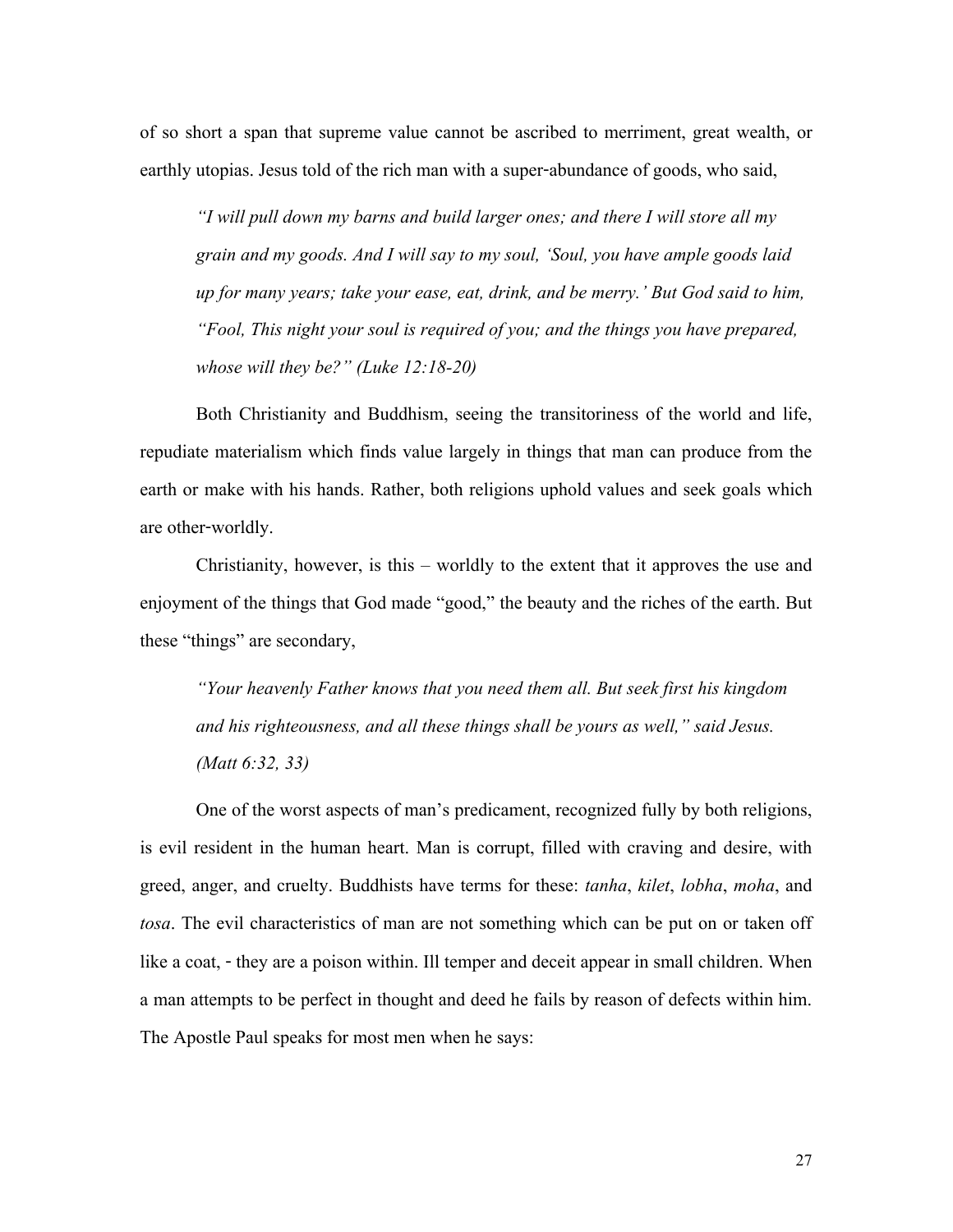of so short a span that supreme value cannot be ascribed to merriment, great wealth, or earthly utopias. Jesus told of the rich man with a super-abundance of goods, who said,

> *"I will pull down my barns and build larger ones; and there I will store all my grain and my goods. And I will say to my soul, 'Soul, you have ample goods laid up for many years; take your ease, eat, drink, and be merry.' But God said to him, "Fool, This night your soul is required of you; and the things you have prepared, whose will they be?" (Luke 12:18-20)*

Both Christianity and Buddhism, seeing the transitoriness of the world and life, repudiate materialism which finds value largely in things that man can produce from the earth or make with his hands. Rather, both religions uphold values and seek goals which are other-worldly.

Christianity, however, is this – worldly to the extent that it approves the use and enjoyment of the things that God made "good," the beauty and the riches of the earth. But these "things" are secondary,

> *"Your heavenly Father knows that you need them all. But seek first his kingdom and his righteousness, and all these things shall be yours as well," said Jesus. (Matt 6:32, 33)*

One of the worst aspects of man's predicament, recognized fully by both religions, is evil resident in the human heart. Man is corrupt, filled with craving and desire, with greed, anger, and cruelty. Buddhists have terms for these: *tanha*, *kilet*, *lobha*, *moha*, and *tosa*. The evil characteristics of man are not something which can be put on or taken off like a coat, - they are a poison within. Ill temper and deceit appear in small children. When a man attempts to be perfect in thought and deed he fails by reason of defects within him. The Apostle Paul speaks for most men when he says: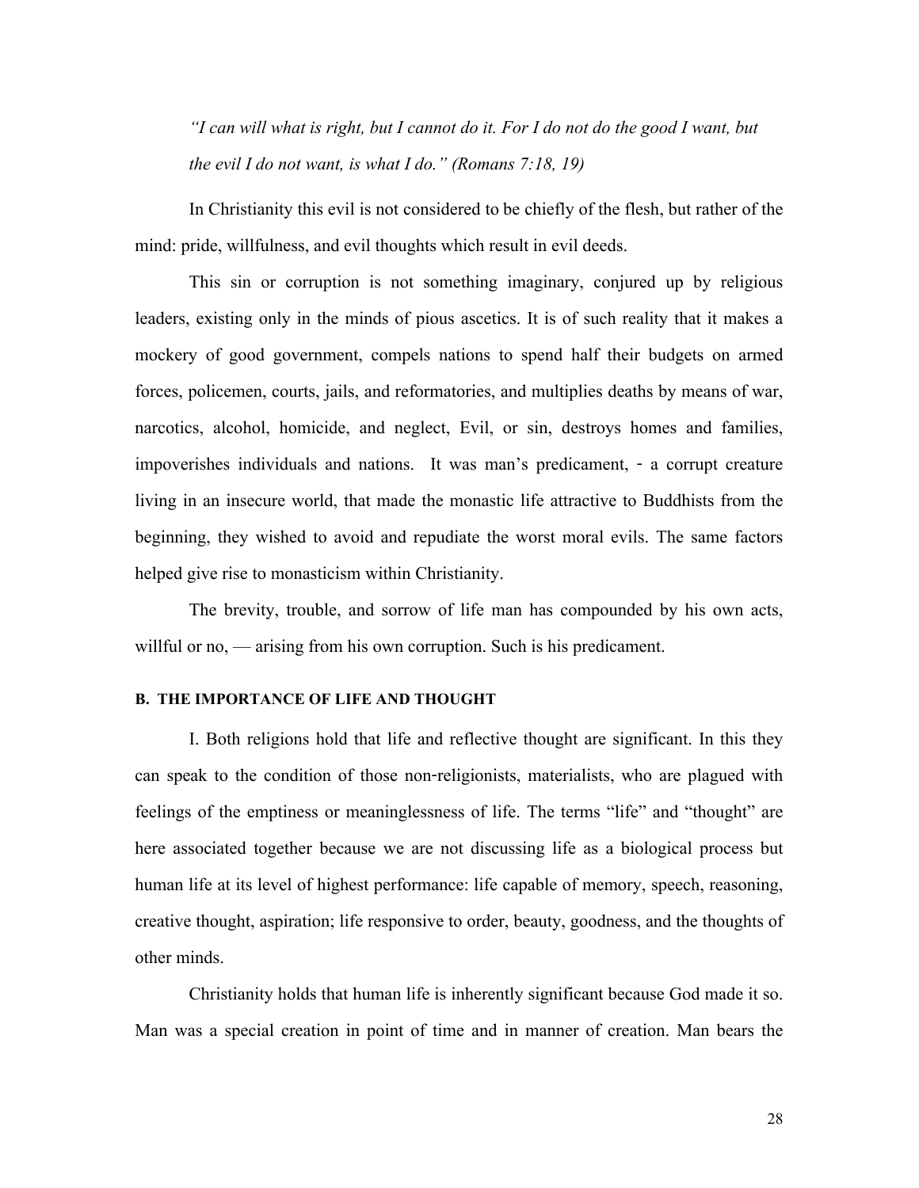*"I can will what is right, but I cannot do it. For I do not do the good I want, but the evil I do not want, is what I do." (Romans 7:18, 19)*

In Christianity this evil is not considered to be chiefly of the flesh, but rather of the mind: pride, willfulness, and evil thoughts which result in evil deeds.

This sin or corruption is not something imaginary, conjured up by religious leaders, existing only in the minds of pious ascetics. It is of such reality that it makes a mockery of good government, compels nations to spend half their budgets on armed forces, policemen, courts, jails, and reformatories, and multiplies deaths by means of war, narcotics, alcohol, homicide, and neglect, Evil, or sin, destroys homes and families, impoverishes individuals and nations. It was man's predicament, ‑ a corrupt creature living in an insecure world, that made the monastic life attractive to Buddhists from the beginning, they wished to avoid and repudiate the worst moral evils. The same factors helped give rise to monasticism within Christianity.

The brevity, trouble, and sorrow of life man has compounded by his own acts, willful or no, — arising from his own corruption. Such is his predicament.

#### B. THE IMPORTANCE OF LIFE AND THOUGHT

I. Both religions hold that life and reflective thought are significant. In this they can speak to the condition of those non‑religionists, materialists, who are plagued with feelings of the emptiness or meaninglessness of life. The terms "life" and "thought" are here associated together because we are not discussing life as a biological process but human life at its level of highest performance: life capable of memory, speech, reasoning, creative thought, aspiration; life responsive to order, beauty, goodness, and the thoughts of other minds.

Christianity holds that human life is inherently significant because God made it so. Man was a special creation in point of time and in manner of creation. Man bears the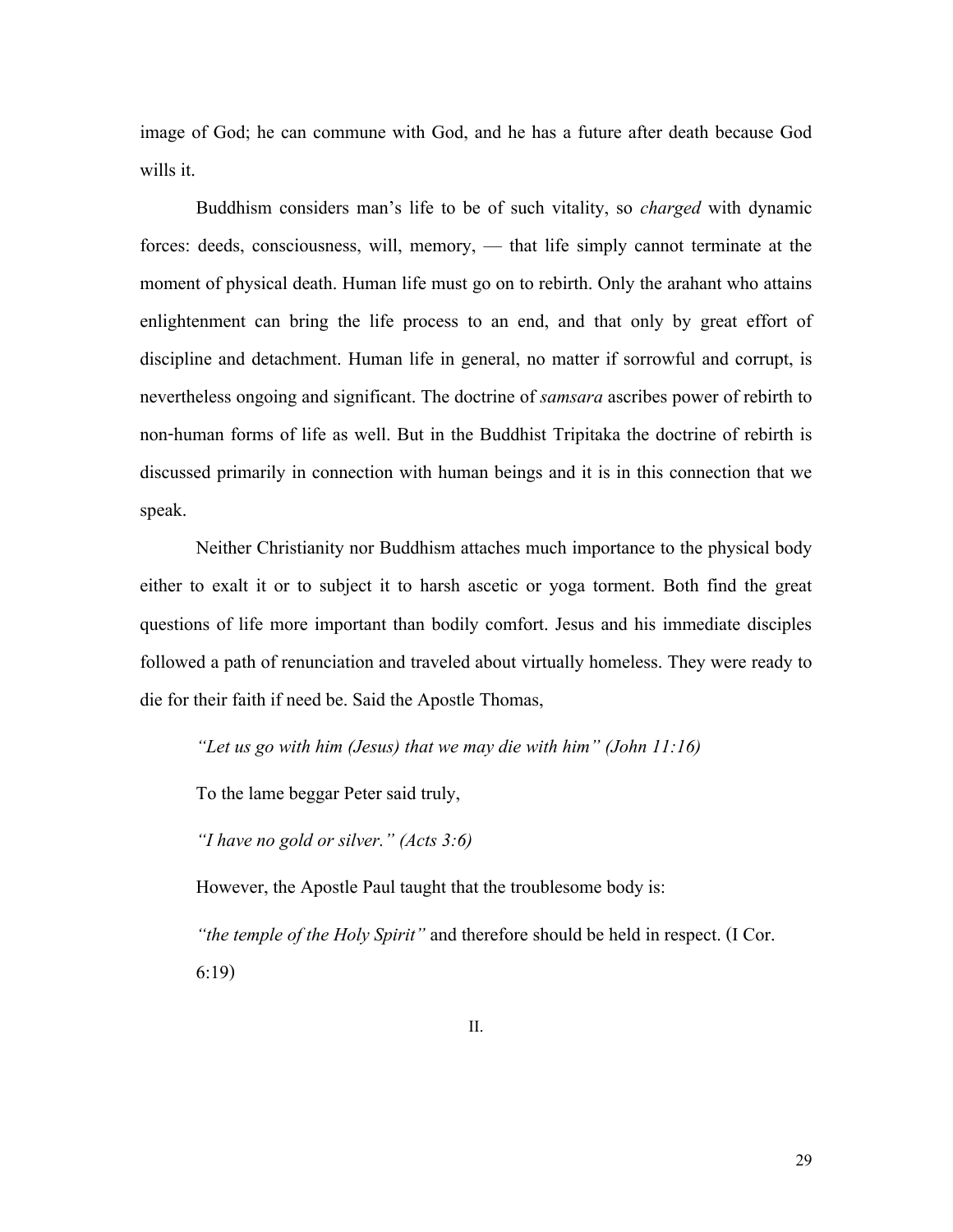image of God; he can commune with God, and he has a future after death because God wills it.

Buddhism considers man's life to be of such vitality, so *charged* with dynamic forces: deeds, consciousness, will, memory, — that life simply cannot terminate at the moment of physical death. Human life must go on to rebirth. Only the arahant who attains enlightenment can bring the life process to an end, and that only by great effort of discipline and detachment. Human life in general, no matter if sorrowful and corrupt, is nevertheless ongoing and significant. The doctrine of *samsara* ascribes power of rebirth to non-human forms of life as well. But in the Buddhist Tripitaka the doctrine of rebirth is discussed primarily in connection with human beings and it is in this connection that we speak.

Neither Christianity nor Buddhism attaches much importance to the physical body either to exalt it or to subject it to harsh ascetic or yoga torment. Both find the great questions of life more important than bodily comfort. Jesus and his immediate disciples followed a path of renunciation and traveled about virtually homeless. They were ready to die for their faith if need be. Said the Apostle Thomas,

> *"Let us go with him (Jesus) that we may die with him" (John 11:16)*

To the lame beggar Peter said truly,

> *"I have no gold or silver." (Acts 3:6)*

However, the Apostle Paul taught that the troublesome body is:

> *"the temple of the Holy Spirit"* and therefore should be held in respect. (I Cor. 6:19)

II.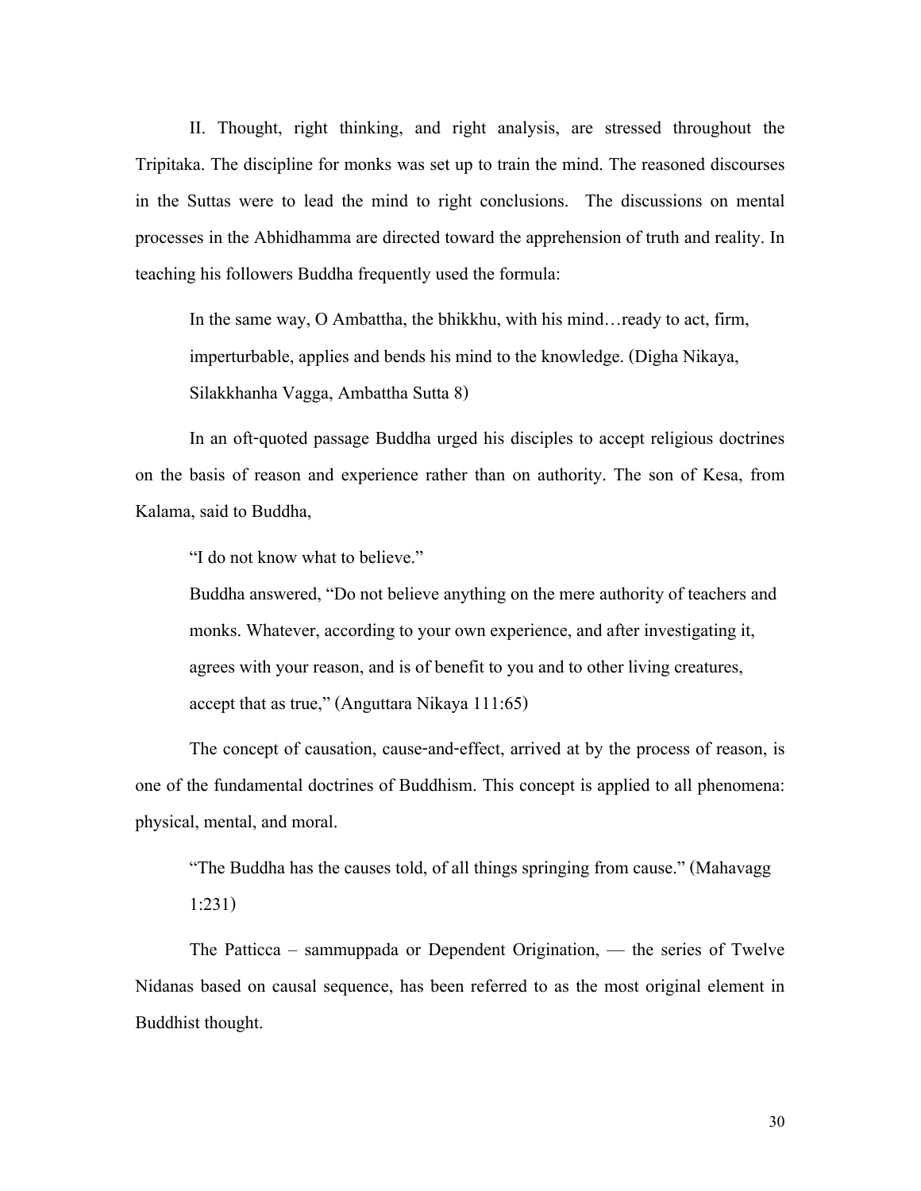II. Thought, right thinking, and right analysis, are stressed throughout the Tripitaka. The discipline for monks was set up to train the mind. The reasoned discourses in the Suttas were to lead the mind to right conclusions. The discussions on mental processes in the Abhidhamma are directed toward the apprehension of truth and reality. In teaching his followers Buddha frequently used the formula:

> In the same way, O Ambattha, the bhikkhu, with his mind…ready to act, firm, imperturbable, applies and bends his mind to the knowledge. (Digha Nikaya, Silakkhanha Vagga, Ambattha Sutta 8)

In an oft-quoted passage Buddha urged his disciples to accept religious doctrines on the basis of reason and experience rather than on authority. The son of Kesa, from Kalama, said to Buddha,

> "I do not know what to believe."
>
> Buddha answered, "Do not believe anything on the mere authority of teachers and monks. Whatever, according to your own experience, and after investigating it, agrees with your reason, and is of benefit to you and to other living creatures, accept that as true," (Anguttara Nikaya 111:65)

The concept of causation, cause-and-effect, arrived at by the process of reason, is one of the fundamental doctrines of Buddhism. This concept is applied to all phenomena: physical, mental, and moral.

> "The Buddha has the causes told, of all things springing from cause." (Mahavagg 1:231)

The Patticca – sammuppada or Dependent Origination, — the series of Twelve Nidanas based on causal sequence, has been referred to as the most original element in Buddhist thought.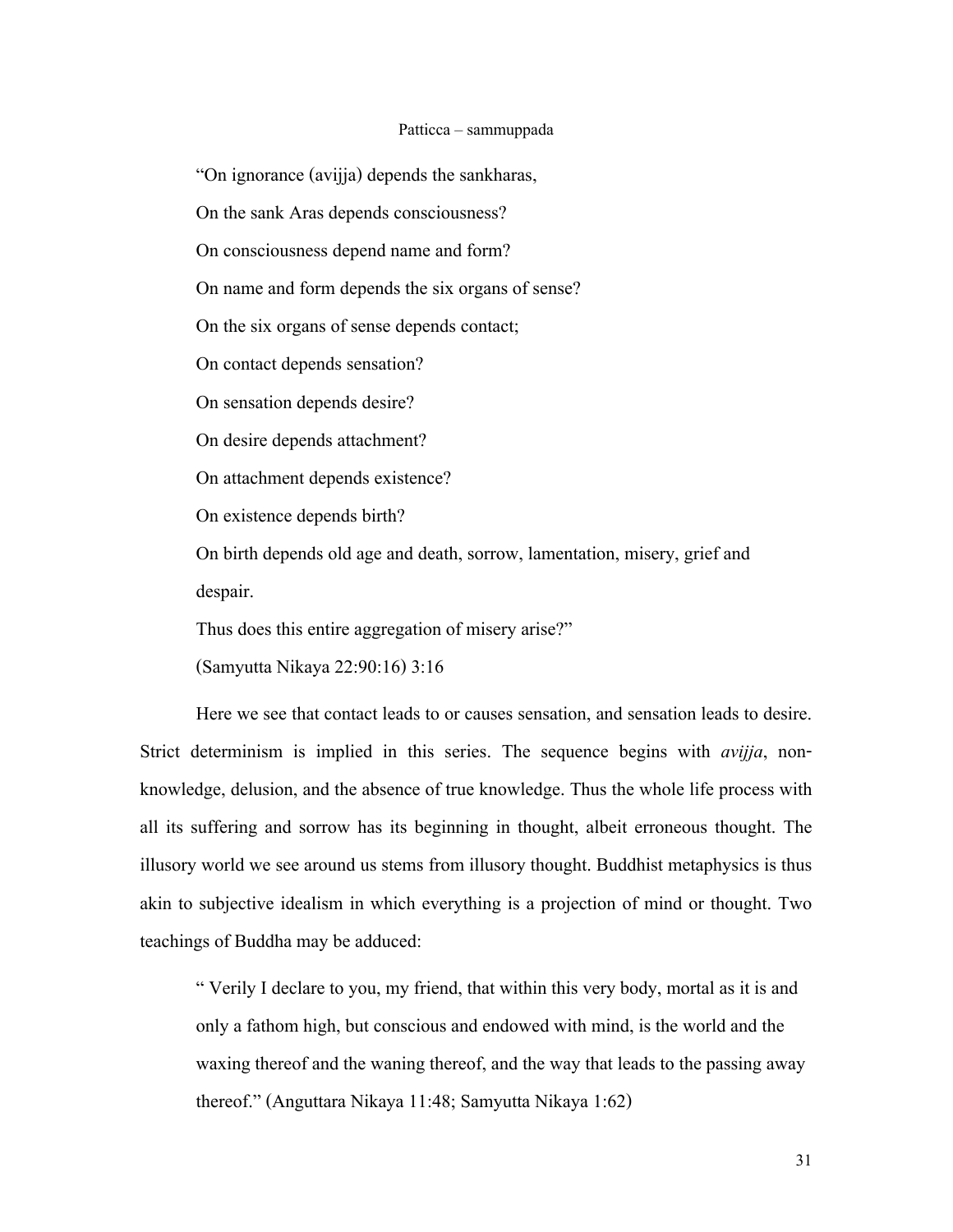Patticca – sammuppada

> "On ignorance (avijja) depends the sankharas,
>
> On the sank Aras depends consciousness?
>
> On consciousness depend name and form?
>
> On name and form depends the six organs of sense?
>
> On the six organs of sense depends contact;
>
> On contact depends sensation?
>
> On sensation depends desire?
>
> On desire depends attachment?
>
> On attachment depends existence?
>
> On existence depends birth?
>
> On birth depends old age and death, sorrow, lamentation, misery, grief and despair.
>
> Thus does this entire aggregation of misery arise?"
>
> (Samyutta Nikaya 22:90:16) 3:16

Here we see that contact leads to or causes sensation, and sensation leads to desire. Strict determinism is implied in this series. The sequence begins with *avijja*, non-knowledge, delusion, and the absence of true knowledge. Thus the whole life process with all its suffering and sorrow has its beginning in thought, albeit erroneous thought. The illusory world we see around us stems from illusory thought. Buddhist metaphysics is thus akin to subjective idealism in which everything is a projection of mind or thought. Two teachings of Buddha may be adduced:

> " Verily I declare to you, my friend, that within this very body, mortal as it is and only a fathom high, but conscious and endowed with mind, is the world and the waxing thereof and the waning thereof, and the way that leads to the passing away thereof." (Anguttara Nikaya 11:48; Samyutta Nikaya 1:62)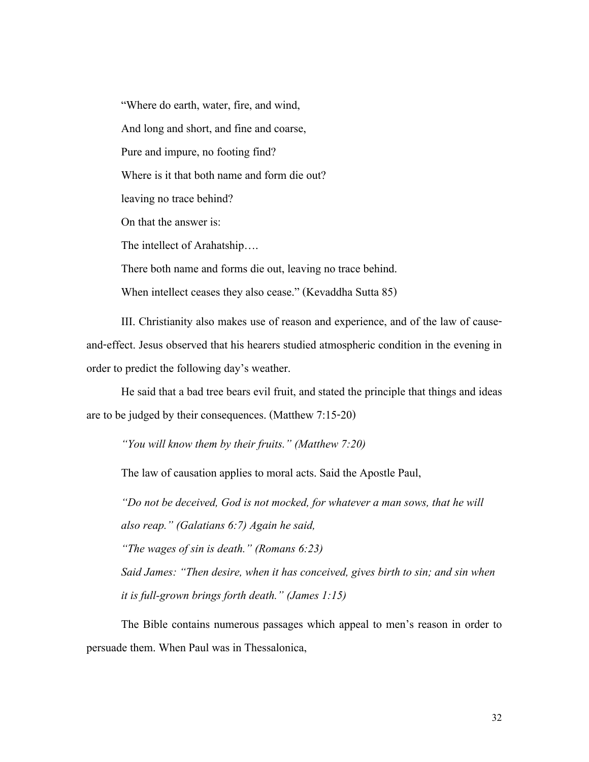"Where do earth, water, fire, and wind,

And long and short, and fine and coarse,

Pure and impure, no footing find?

Where is it that both name and form die out?

leaving no trace behind?

On that the answer is:

The intellect of Arahatship….

There both name and forms die out, leaving no trace behind.

When intellect ceases they also cease." (Kevaddha Sutta 85)

III. Christianity also makes use of reason and experience, and of the law of cause-and-effect. Jesus observed that his hearers studied atmospheric condition in the evening in order to predict the following day's weather.

He said that a bad tree bears evil fruit, and stated the principle that things and ideas are to be judged by their consequences. (Matthew 7:15-20)

*"You will know them by their fruits." (Matthew 7:20)*

The law of causation applies to moral acts. Said the Apostle Paul,

*"Do not be deceived, God is not mocked, for whatever a man sows, that he will also reap." (Galatians 6:7) Again he said,*

*"The wages of sin is death." (Romans 6:23)*

*Said James: "Then desire, when it has conceived, gives birth to sin; and sin when it is full-grown brings forth death." (James 1:15)*

The Bible contains numerous passages which appeal to men's reason in order to persuade them. When Paul was in Thessalonica,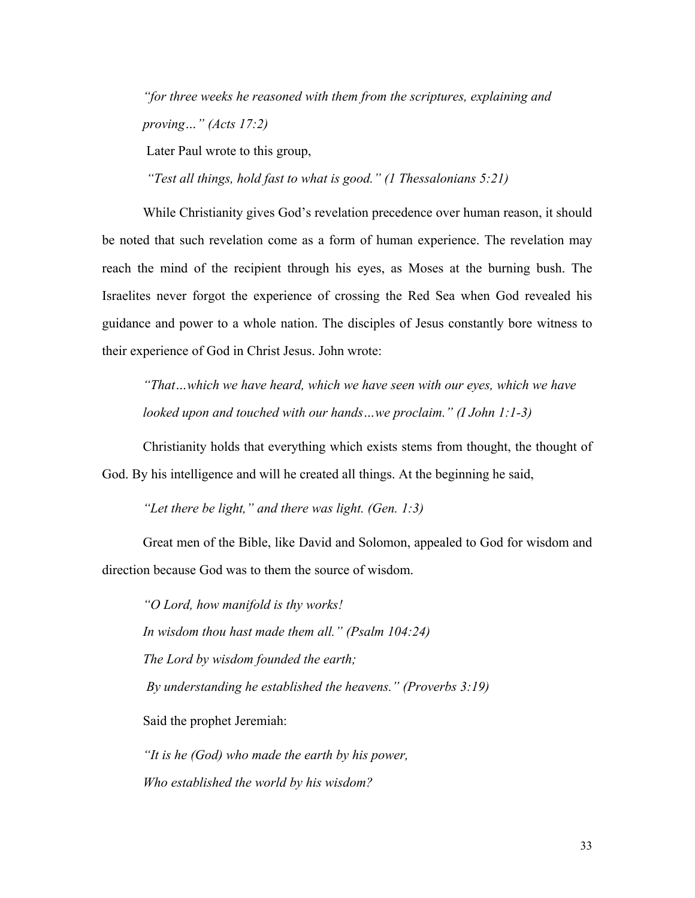*"for three weeks he reasoned with them from the scriptures, explaining and proving…" (Acts 17:2)*

Later Paul wrote to this group,

*"Test all things, hold fast to what is good." (1 Thessalonians 5:21)*

While Christianity gives God's revelation precedence over human reason, it should be noted that such revelation come as a form of human experience. The revelation may reach the mind of the recipient through his eyes, as Moses at the burning bush. The Israelites never forgot the experience of crossing the Red Sea when God revealed his guidance and power to a whole nation. The disciples of Jesus constantly bore witness to their experience of God in Christ Jesus. John wrote:

*"That…which we have heard, which we have seen with our eyes, which we have looked upon and touched with our hands…we proclaim." (I John 1:1-3)*

Christianity holds that everything which exists stems from thought, the thought of God. By his intelligence and will he created all things. At the beginning he said,

*"Let there be light," and there was light. (Gen. 1:3)*

Great men of the Bible, like David and Solomon, appealed to God for wisdom and direction because God was to them the source of wisdom.

*"O Lord, how manifold is thy works!*
*In wisdom thou hast made them all." (Psalm 104:24)*
*The Lord by wisdom founded the earth;*
*By understanding he established the heavens." (Proverbs 3:19)*

Said the prophet Jeremiah:

*"It is he (God) who made the earth by his power,*
*Who established the world by his wisdom?*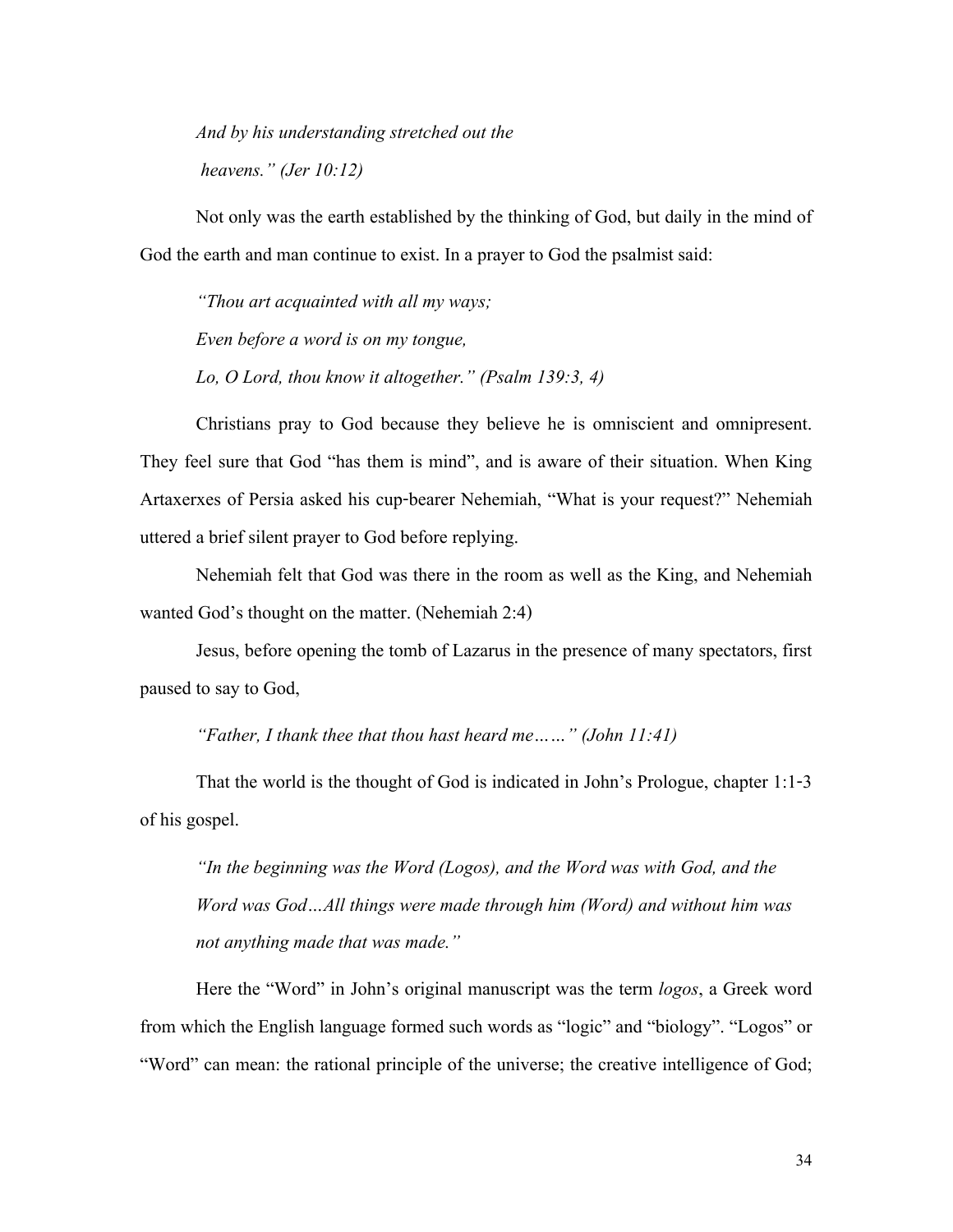*And by his understanding stretched out the*

*heavens." (Jer 10:12)*

Not only was the earth established by the thinking of God, but daily in the mind of God the earth and man continue to exist. In a prayer to God the psalmist said:

*"Thou art acquainted with all my ways;*

*Even before a word is on my tongue,*

*Lo, O Lord, thou know it altogether." (Psalm 139:3, 4)*

Christians pray to God because they believe he is omniscient and omnipresent. They feel sure that God "has them is mind", and is aware of their situation. When King Artaxerxes of Persia asked his cup-bearer Nehemiah, "What is your request?" Nehemiah uttered a brief silent prayer to God before replying.

Nehemiah felt that God was there in the room as well as the King, and Nehemiah wanted God's thought on the matter. (Nehemiah 2:4)

Jesus, before opening the tomb of Lazarus in the presence of many spectators, first paused to say to God,

*"Father, I thank thee that thou hast heard me……" (John 11:41)*

That the world is the thought of God is indicated in John's Prologue, chapter 1:1-3 of his gospel.

*"In the beginning was the Word (Logos), and the Word was with God, and the Word was God…All things were made through him (Word) and without him was not anything made that was made."*

Here the "Word" in John's original manuscript was the term *logos*, a Greek word from which the English language formed such words as "logic" and "biology". "Logos" or "Word" can mean: the rational principle of the universe; the creative intelligence of God;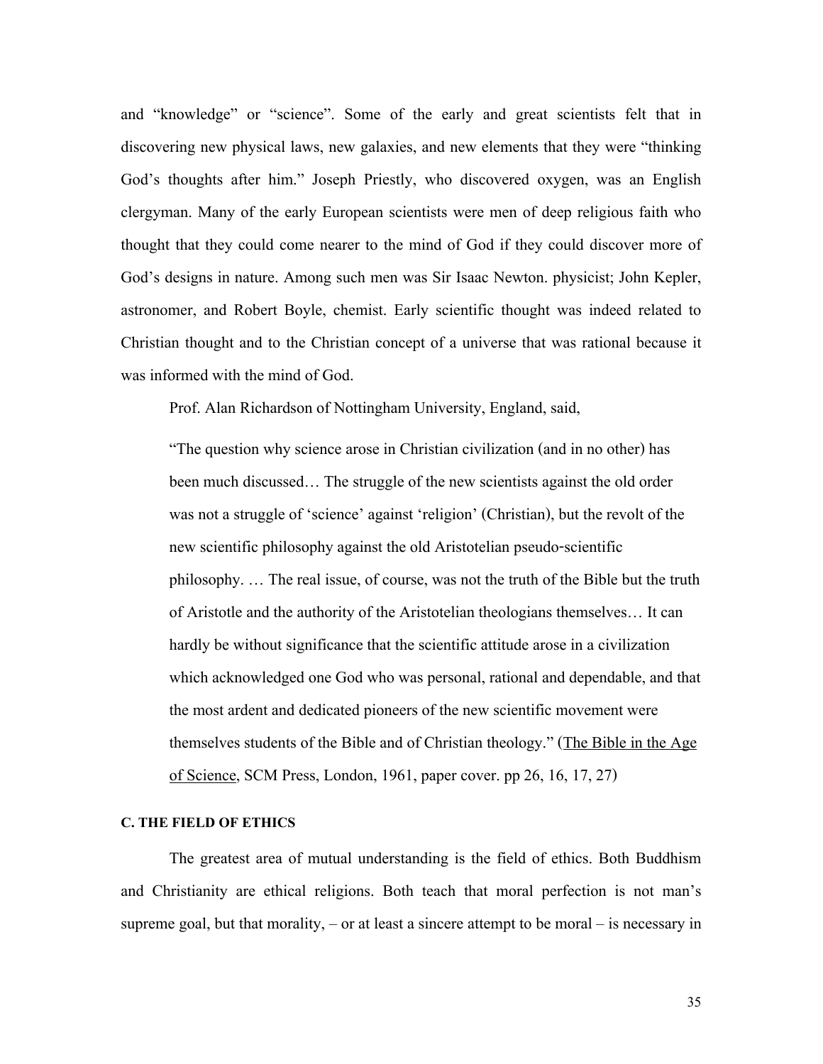and “knowledge” or “science”. Some of the early and great scientists felt that in discovering new physical laws, new galaxies, and new elements that they were “thinking God’s thoughts after him.” Joseph Priestly, who discovered oxygen, was an English clergyman. Many of the early European scientists were men of deep religious faith who thought that they could come nearer to the mind of God if they could discover more of God’s designs in nature. Among such men was Sir Isaac Newton. physicist; John Kepler, astronomer, and Robert Boyle, chemist. Early scientific thought was indeed related to Christian thought and to the Christian concept of a universe that was rational because it was informed with the mind of God.

Prof. Alan Richardson of Nottingham University, England, said,

> “The question why science arose in Christian civilization (and in no other) has been much discussed… The struggle of the new scientists against the old order was not a struggle of ‘science’ against ‘religion’ (Christian), but the revolt of the new scientific philosophy against the old Aristotelian pseudo-scientific philosophy. … The real issue, of course, was not the truth of the Bible but the truth of Aristotle and the authority of the Aristotelian theologians themselves… It can hardly be without significance that the scientific attitude arose in a civilization which acknowledged one God who was personal, rational and dependable, and that the most ardent and dedicated pioneers of the new scientific movement were themselves students of the Bible and of Christian theology.” (<u>The Bible in the Age of Science</u>, SCM Press, London, 1961, paper cover. pp 26, 16, 17, 27)

#### C. THE FIELD OF ETHICS

The greatest area of mutual understanding is the field of ethics. Both Buddhism and Christianity are ethical religions. Both teach that moral perfection is not man’s supreme goal, but that morality, – or at least a sincere attempt to be moral – is necessary in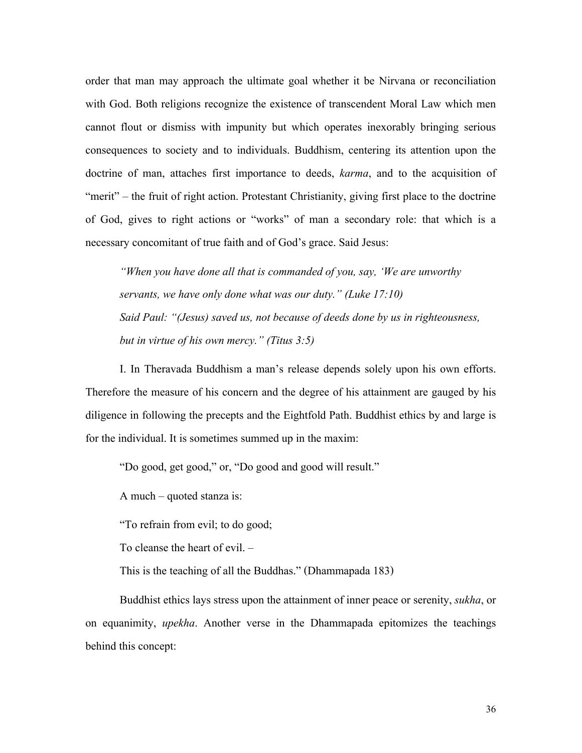order that man may approach the ultimate goal whether it be Nirvana or reconciliation with God. Both religions recognize the existence of transcendent Moral Law which men cannot flout or dismiss with impunity but which operates inexorably bringing serious consequences to society and to individuals. Buddhism, centering its attention upon the doctrine of man, attaches first importance to deeds, *karma*, and to the acquisition of "merit" – the fruit of right action. Protestant Christianity, giving first place to the doctrine of God, gives to right actions or "works" of man a secondary role: that which is a necessary concomitant of true faith and of God's grace. Said Jesus:

> *"When you have done all that is commanded of you, say, 'We are unworthy servants, we have only done what was our duty." (Luke 17:10)*
>
> *Said Paul: "(Jesus) saved us, not because of deeds done by us in righteousness, but in virtue of his own mercy." (Titus 3:5)*

I. In Theravada Buddhism a man's release depends solely upon his own efforts. Therefore the measure of his concern and the degree of his attainment are gauged by his diligence in following the precepts and the Eightfold Path. Buddhist ethics by and large is for the individual. It is sometimes summed up in the maxim:

"Do good, get good," or, "Do good and good will result."

A much – quoted stanza is:

"To refrain from evil; to do good;

To cleanse the heart of evil. –

This is the teaching of all the Buddhas." (Dhammapada 183)

Buddhist ethics lays stress upon the attainment of inner peace or serenity, *sukha*, or on equanimity, *upekha*. Another verse in the Dhammapada epitomizes the teachings behind this concept: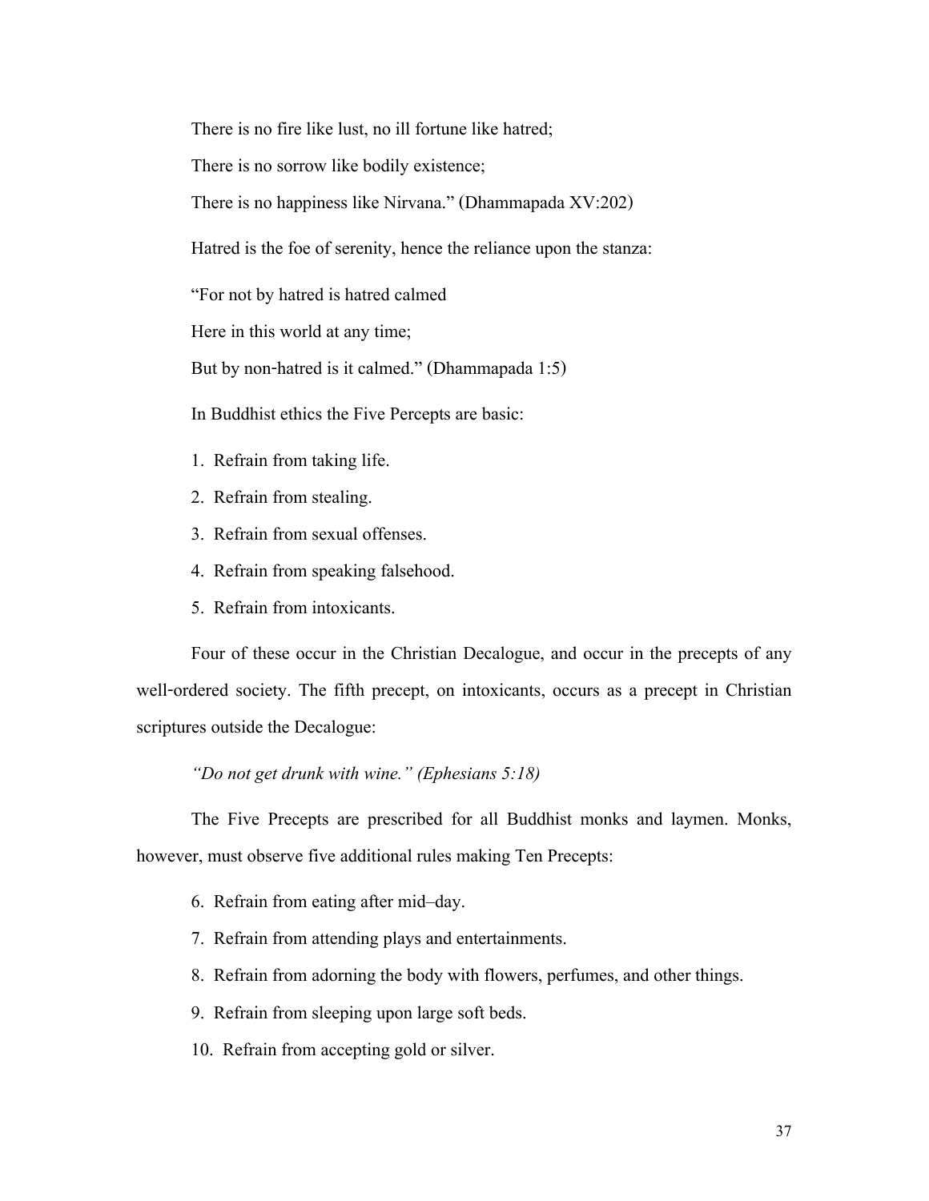There is no fire like lust, no ill fortune like hatred;

There is no sorrow like bodily existence;

There is no happiness like Nirvana." (Dhammapada XV:202)

Hatred is the foe of serenity, hence the reliance upon the stanza:

"For not by hatred is hatred calmed

Here in this world at any time;

But by non-hatred is it calmed." (Dhammapada 1:5)

In Buddhist ethics the Five Percepts are basic:

1. Refrain from taking life.
2. Refrain from stealing.
3. Refrain from sexual offenses.
4. Refrain from speaking falsehood.
5. Refrain from intoxicants.

Four of these occur in the Christian Decalogue, and occur in the precepts of any well-ordered society. The fifth precept, on intoxicants, occurs as a precept in Christian scriptures outside the Decalogue:

*"Do not get drunk with wine." (Ephesians 5:18)*

The Five Precepts are prescribed for all Buddhist monks and laymen. Monks, however, must observe five additional rules making Ten Precepts:

6. Refrain from eating after mid–day.
7. Refrain from attending plays and entertainments.
8. Refrain from adorning the body with flowers, perfumes, and other things.
9. Refrain from sleeping upon large soft beds.
10. Refrain from accepting gold or silver.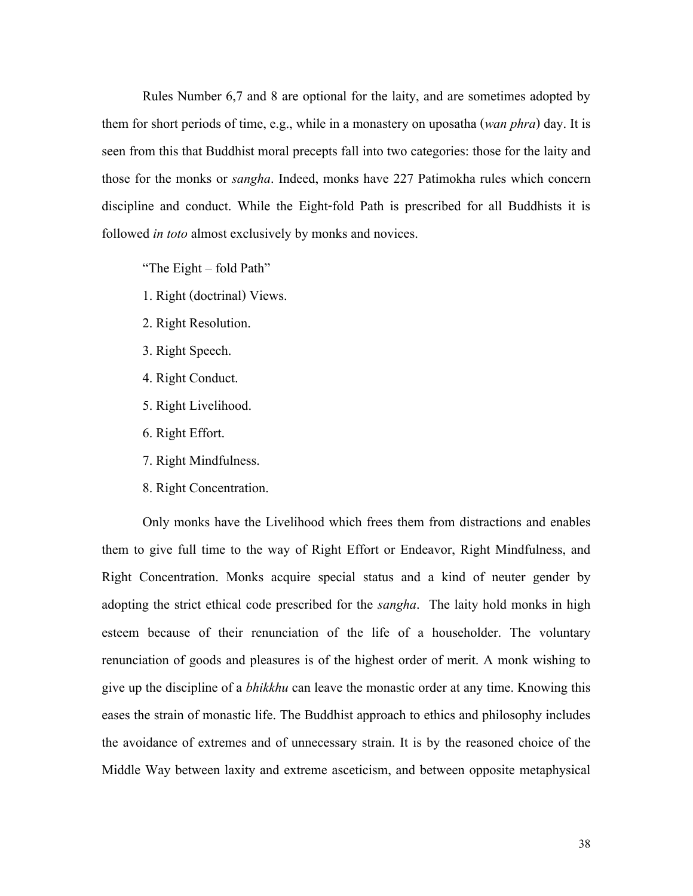Rules Number 6,7 and 8 are optional for the laity, and are sometimes adopted by them for short periods of time, e.g., while in a monastery on uposatha (*wan phra*) day. It is seen from this that Buddhist moral precepts fall into two categories: those for the laity and those for the monks or *sangha*. Indeed, monks have 227 Patimokha rules which concern discipline and conduct. While the Eight-fold Path is prescribed for all Buddhists it is followed *in toto* almost exclusively by monks and novices.

"The Eight – fold Path"

1. Right (doctrinal) Views.
2. Right Resolution.
3. Right Speech.
4. Right Conduct.
5. Right Livelihood.
6. Right Effort.
7. Right Mindfulness.
8. Right Concentration.

Only monks have the Livelihood which frees them from distractions and enables them to give full time to the way of Right Effort or Endeavor, Right Mindfulness, and Right Concentration. Monks acquire special status and a kind of neuter gender by adopting the strict ethical code prescribed for the *sangha*. The laity hold monks in high esteem because of their renunciation of the life of a householder. The voluntary renunciation of goods and pleasures is of the highest order of merit. A monk wishing to give up the discipline of a *bhikkhu* can leave the monastic order at any time. Knowing this eases the strain of monastic life. The Buddhist approach to ethics and philosophy includes the avoidance of extremes and of unnecessary strain. It is by the reasoned choice of the Middle Way between laxity and extreme asceticism, and between opposite metaphysical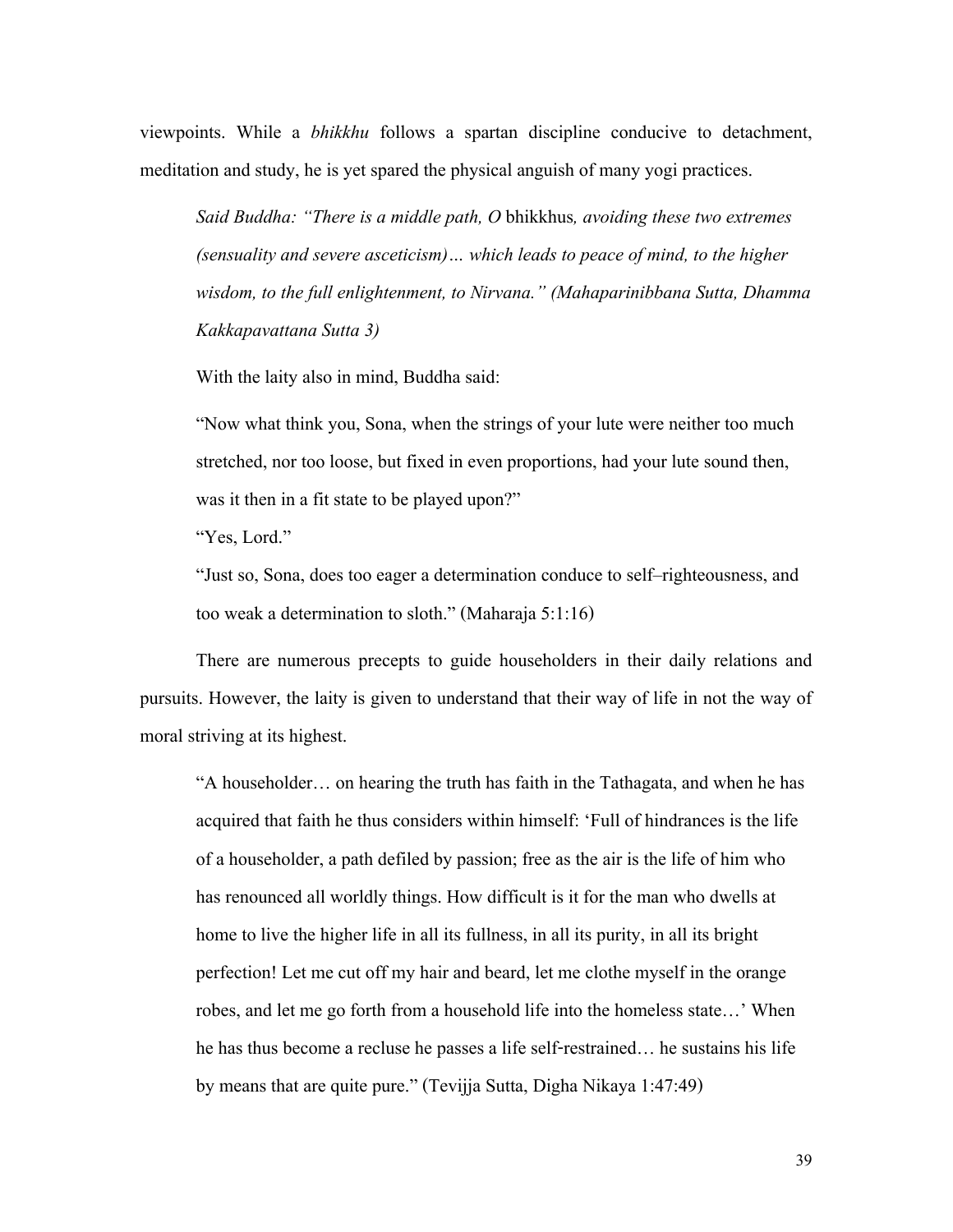viewpoints. While a *bhikkhu* follows a spartan discipline conducive to detachment, meditation and study, he is yet spared the physical anguish of many yogi practices.

> *Said Buddha: "There is a middle path, O* bhikkhus*, avoiding these two extremes (sensuality and severe asceticism)… which leads to peace of mind, to the higher wisdom, to the full enlightenment, to Nirvana." (Mahaparinibbana Sutta, Dhamma Kakkapavattana Sutta 3)*

> With the laity also in mind, Buddha said:

> "Now what think you, Sona, when the strings of your lute were neither too much stretched, nor too loose, but fixed in even proportions, had your lute sound then, was it then in a fit state to be played upon?"
>
> "Yes, Lord."
>
> "Just so, Sona, does too eager a determination conduce to self–righteousness, and too weak a determination to sloth." (Maharaja 5:1:16)

There are numerous precepts to guide householders in their daily relations and pursuits. However, the laity is given to understand that their way of life in not the way of moral striving at its highest.

> "A householder… on hearing the truth has faith in the Tathagata, and when he has acquired that faith he thus considers within himself: 'Full of hindrances is the life of a householder, a path defiled by passion; free as the air is the life of him who has renounced all worldly things. How difficult is it for the man who dwells at home to live the higher life in all its fullness, in all its purity, in all its bright perfection! Let me cut off my hair and beard, let me clothe myself in the orange robes, and let me go forth from a household life into the homeless state…' When he has thus become a recluse he passes a life self-restrained… he sustains his life by means that are quite pure." (Tevijja Sutta, Digha Nikaya 1:47:49)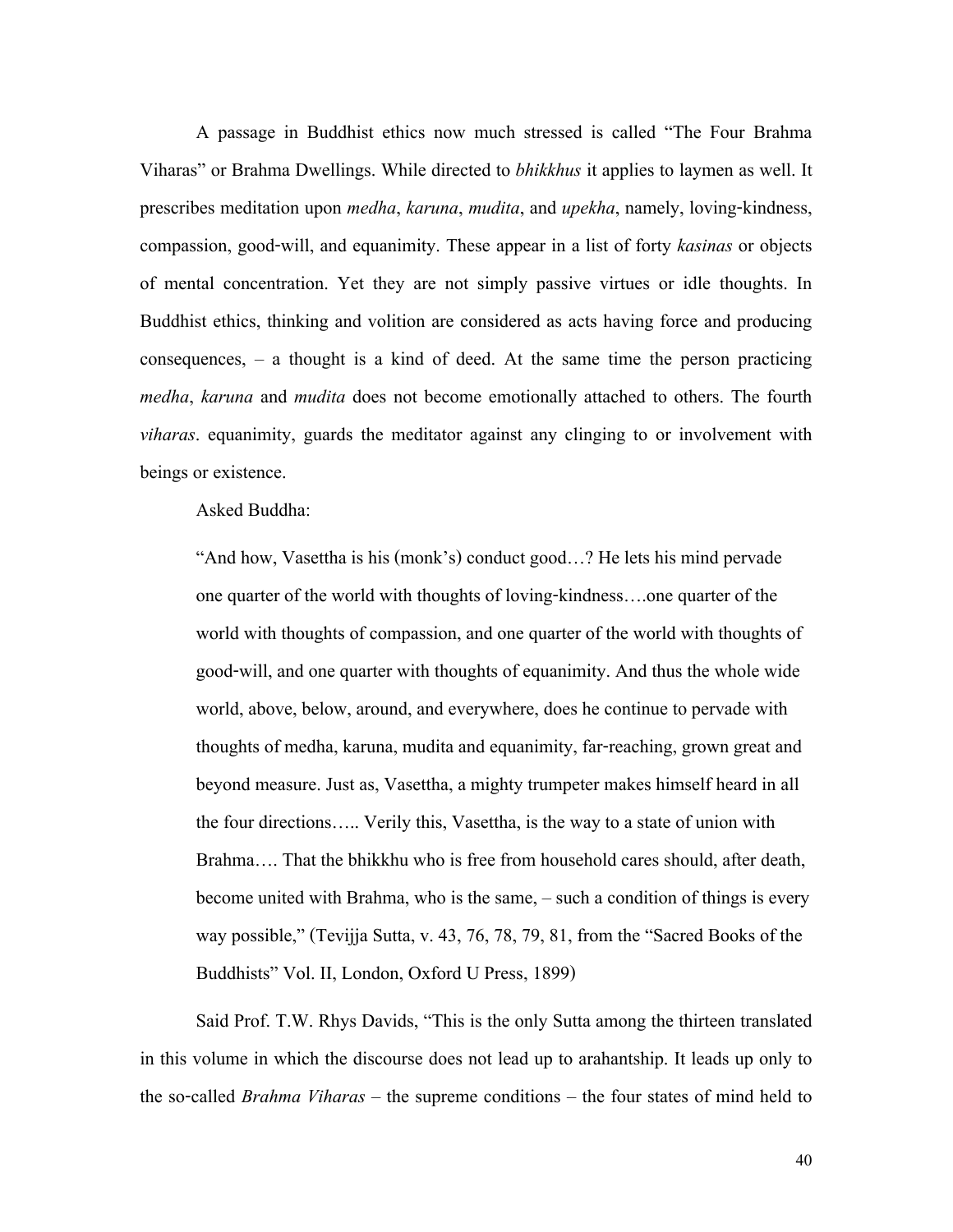A passage in Buddhist ethics now much stressed is called "The Four Brahma Viharas" or Brahma Dwellings. While directed to *bhikkhus* it applies to laymen as well. It prescribes meditation upon *medha*, *karuna*, *mudita*, and *upekha*, namely, loving-kindness, compassion, good-will, and equanimity. These appear in a list of forty *kasinas* or objects of mental concentration. Yet they are not simply passive virtues or idle thoughts. In Buddhist ethics, thinking and volition are considered as acts having force and producing consequences, – a thought is a kind of deed. At the same time the person practicing *medha*, *karuna* and *mudita* does not become emotionally attached to others. The fourth *viharas*. equanimity, guards the meditator against any clinging to or involvement with beings or existence.

Asked Buddha:

> "And how, Vasettha is his (monk's) conduct good…? He lets his mind pervade one quarter of the world with thoughts of loving-kindness….one quarter of the world with thoughts of compassion, and one quarter of the world with thoughts of good-will, and one quarter with thoughts of equanimity. And thus the whole wide world, above, below, around, and everywhere, does he continue to pervade with thoughts of medha, karuna, mudita and equanimity, far-reaching, grown great and beyond measure. Just as, Vasettha, a mighty trumpeter makes himself heard in all the four directions….. Verily this, Vasettha, is the way to a state of union with Brahma…. That the bhikkhu who is free from household cares should, after death, become united with Brahma, who is the same, – such a condition of things is every way possible," (Tevijja Sutta, v. 43, 76, 78, 79, 81, from the "Sacred Books of the Buddhists" Vol. II, London, Oxford U Press, 1899)

Said Prof. T.W. Rhys Davids, "This is the only Sutta among the thirteen translated in this volume in which the discourse does not lead up to arahantship. It leads up only to the so-called *Brahma Viharas* – the supreme conditions – the four states of mind held to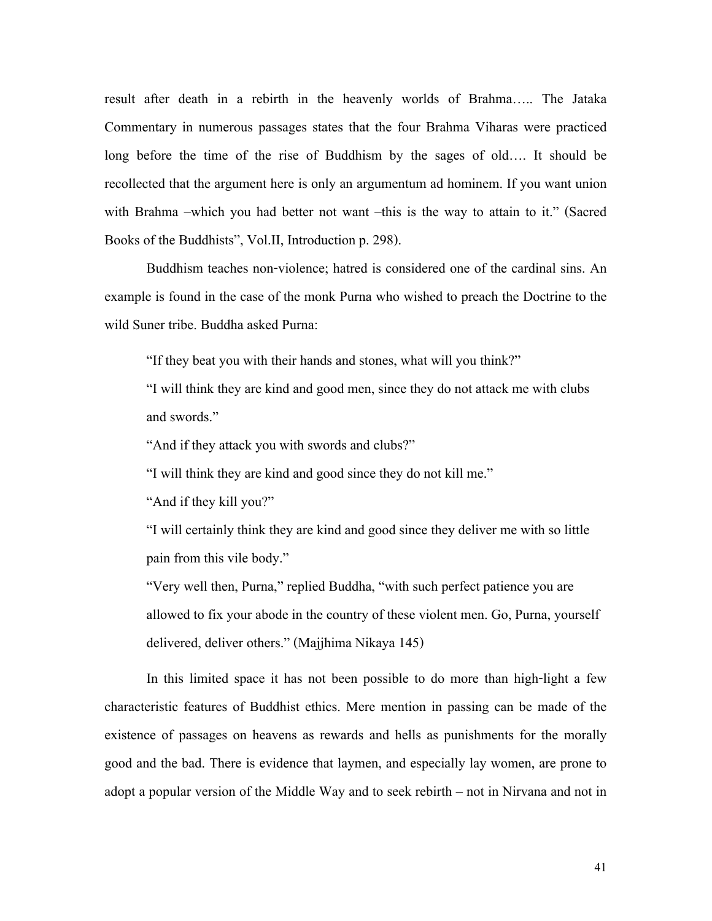result after death in a rebirth in the heavenly worlds of Brahma….. The Jataka Commentary in numerous passages states that the four Brahma Viharas were practiced long before the time of the rise of Buddhism by the sages of old…. It should be recollected that the argument here is only an argumentum ad hominem. If you want union with Brahma –which you had better not want –this is the way to attain to it." (Sacred Books of the Buddhists", Vol.II, Introduction p. 298).

Buddhism teaches non-violence; hatred is considered one of the cardinal sins. An example is found in the case of the monk Purna who wished to preach the Doctrine to the wild Suner tribe. Buddha asked Purna:

> "If they beat you with their hands and stones, what will you think?"
>
> "I will think they are kind and good men, since they do not attack me with clubs and swords."
>
> "And if they attack you with swords and clubs?"
>
> "I will think they are kind and good since they do not kill me."
>
> "And if they kill you?"
>
> "I will certainly think they are kind and good since they deliver me with so little pain from this vile body."
>
> "Very well then, Purna," replied Buddha, "with such perfect patience you are allowed to fix your abode in the country of these violent men. Go, Purna, yourself delivered, deliver others." (Majjhima Nikaya 145)

In this limited space it has not been possible to do more than high-light a few characteristic features of Buddhist ethics. Mere mention in passing can be made of the existence of passages on heavens as rewards and hells as punishments for the morally good and the bad. There is evidence that laymen, and especially lay women, are prone to adopt a popular version of the Middle Way and to seek rebirth – not in Nirvana and not in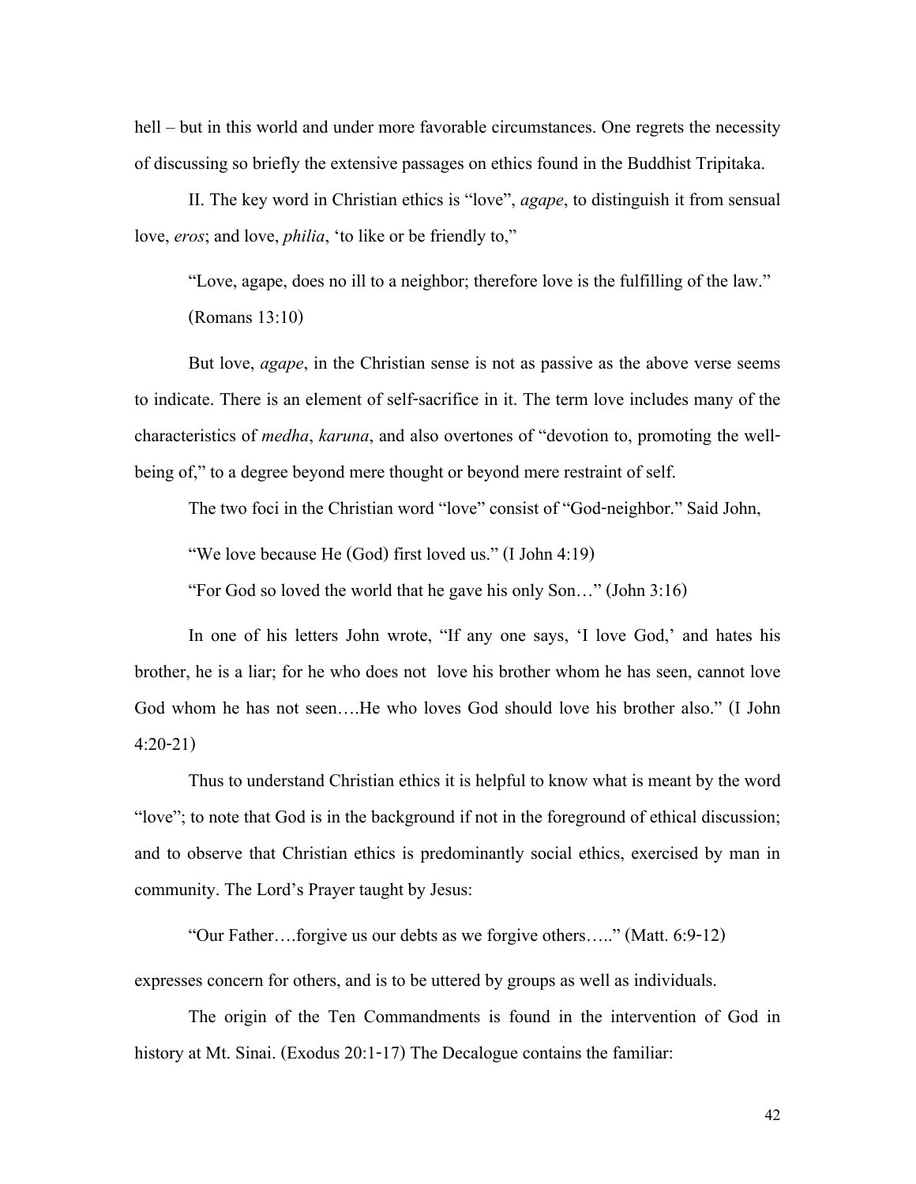hell – but in this world and under more favorable circumstances. One regrets the necessity of discussing so briefly the extensive passages on ethics found in the Buddhist Tripitaka.

II. The key word in Christian ethics is "love", *agape*, to distinguish it from sensual love, *eros*; and love, *philia*, 'to like or be friendly to,"

> "Love, agape, does no ill to a neighbor; therefore love is the fulfilling of the law." (Romans 13:10)

But love, *agape*, in the Christian sense is not as passive as the above verse seems to indicate. There is an element of self-sacrifice in it. The term love includes many of the characteristics of *medha*, *karuna*, and also overtones of "devotion to, promoting the well-being of," to a degree beyond mere thought or beyond mere restraint of self.

The two foci in the Christian word "love" consist of "God-neighbor." Said John,

> "We love because He (God) first loved us." (I John 4:19)
>
> "For God so loved the world that he gave his only Son…" (John 3:16)

In one of his letters John wrote, "If any one says, 'I love God,' and hates his brother, he is a liar; for he who does not love his brother whom he has seen, cannot love God whom he has not seen….He who loves God should love his brother also." (I John 4:20-21)

Thus to understand Christian ethics it is helpful to know what is meant by the word "love"; to note that God is in the background if not in the foreground of ethical discussion; and to observe that Christian ethics is predominantly social ethics, exercised by man in community. The Lord's Prayer taught by Jesus:

> "Our Father….forgive us our debts as we forgive others….." (Matt. 6:9-12)

expresses concern for others, and is to be uttered by groups as well as individuals.

The origin of the Ten Commandments is found in the intervention of God in history at Mt. Sinai. (Exodus 20:1-17) The Decalogue contains the familiar: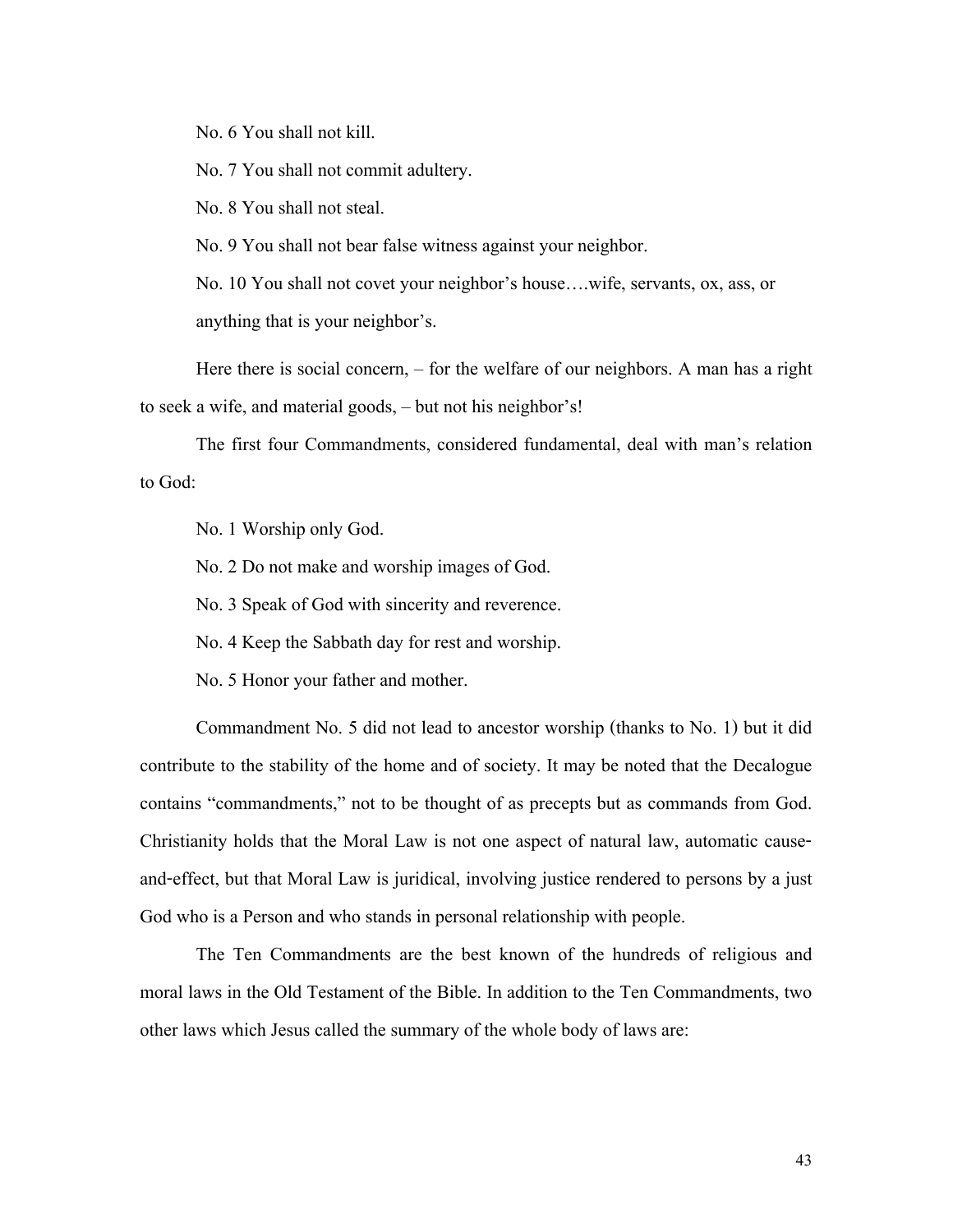No. 6 You shall not kill.

No. 7 You shall not commit adultery.

No. 8 You shall not steal.

No. 9 You shall not bear false witness against your neighbor.

No. 10 You shall not covet your neighbor's house….wife, servants, ox, ass, or anything that is your neighbor's.

Here there is social concern, – for the welfare of our neighbors. A man has a right to seek a wife, and material goods, – but not his neighbor's!

The first four Commandments, considered fundamental, deal with man's relation to God:

No. 1 Worship only God.

No. 2 Do not make and worship images of God.

No. 3 Speak of God with sincerity and reverence.

No. 4 Keep the Sabbath day for rest and worship.

No. 5 Honor your father and mother.

Commandment No. 5 did not lead to ancestor worship (thanks to No. 1) but it did contribute to the stability of the home and of society. It may be noted that the Decalogue contains "commandments," not to be thought of as precepts but as commands from God. Christianity holds that the Moral Law is not one aspect of natural law, automatic cause-and-effect, but that Moral Law is juridical, involving justice rendered to persons by a just God who is a Person and who stands in personal relationship with people.

The Ten Commandments are the best known of the hundreds of religious and moral laws in the Old Testament of the Bible. In addition to the Ten Commandments, two other laws which Jesus called the summary of the whole body of laws are: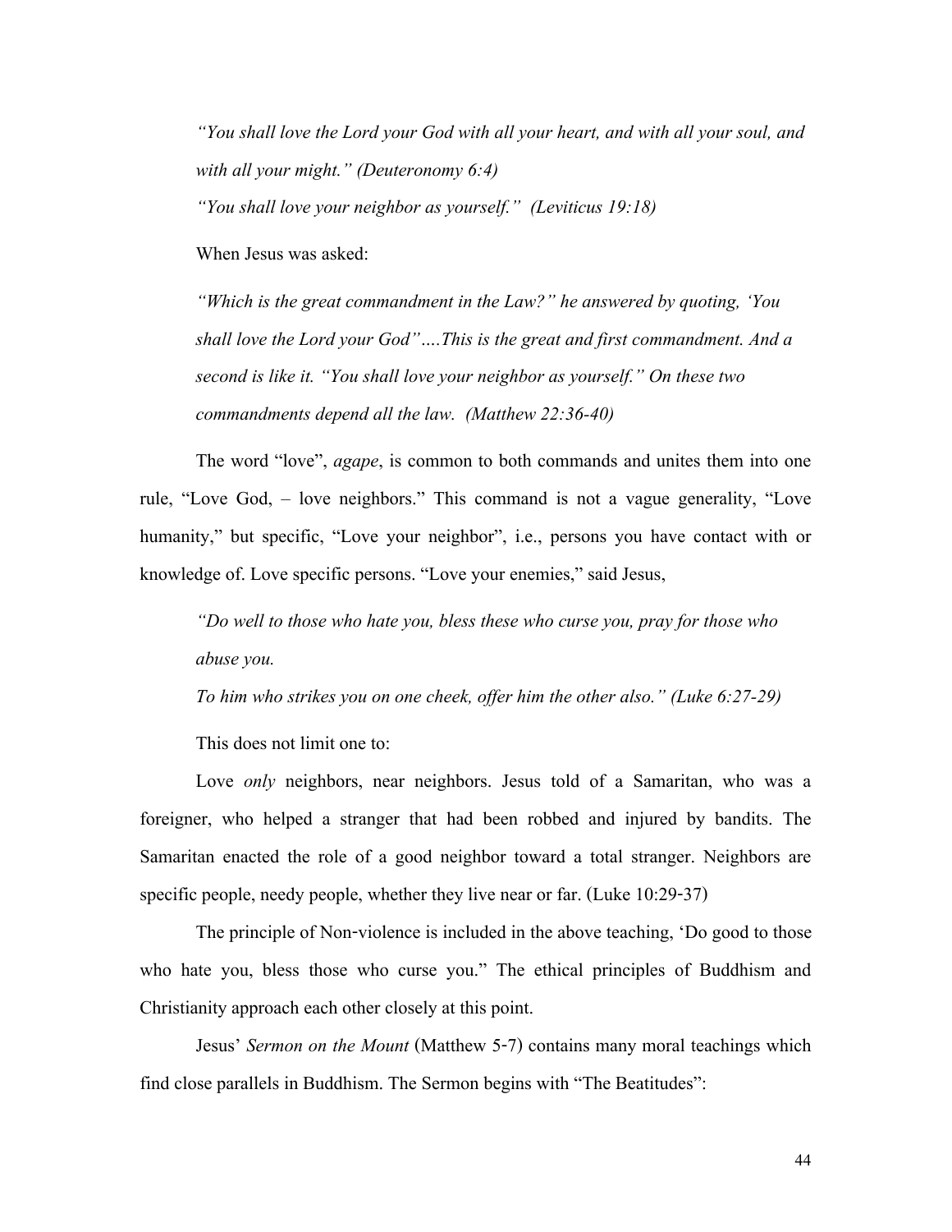*“You shall love the Lord your God with all your heart, and with all your soul, and with all your might.” (Deuteronomy 6:4)*

*“You shall love your neighbor as yourself.” (Leviticus 19:18)*

When Jesus was asked:

*“Which is the great commandment in the Law?” he answered by quoting, ‘You shall love the Lord your God”….This is the great and first commandment. And a second is like it. “You shall love your neighbor as yourself.” On these two commandments depend all the law. (Matthew 22:36-40)*

The word “love”, *agape*, is common to both commands and unites them into one rule, “Love God, – love neighbors.” This command is not a vague generality, “Love humanity,” but specific, “Love your neighbor”, i.e., persons you have contact with or knowledge of. Love specific persons. “Love your enemies,” said Jesus,

*“Do well to those who hate you, bless these who curse you, pray for those who abuse you.*

*To him who strikes you on one cheek, offer him the other also.” (Luke 6:27-29)*

This does not limit one to:

Love *only* neighbors, near neighbors. Jesus told of a Samaritan, who was a foreigner, who helped a stranger that had been robbed and injured by bandits. The Samaritan enacted the role of a good neighbor toward a total stranger. Neighbors are specific people, needy people, whether they live near or far. (Luke 10:29-37)

The principle of Non-violence is included in the above teaching, ‘Do good to those who hate you, bless those who curse you.” The ethical principles of Buddhism and Christianity approach each other closely at this point.

Jesus’ *Sermon on the Mount* (Matthew 5-7) contains many moral teachings which find close parallels in Buddhism. The Sermon begins with “The Beatitudes”: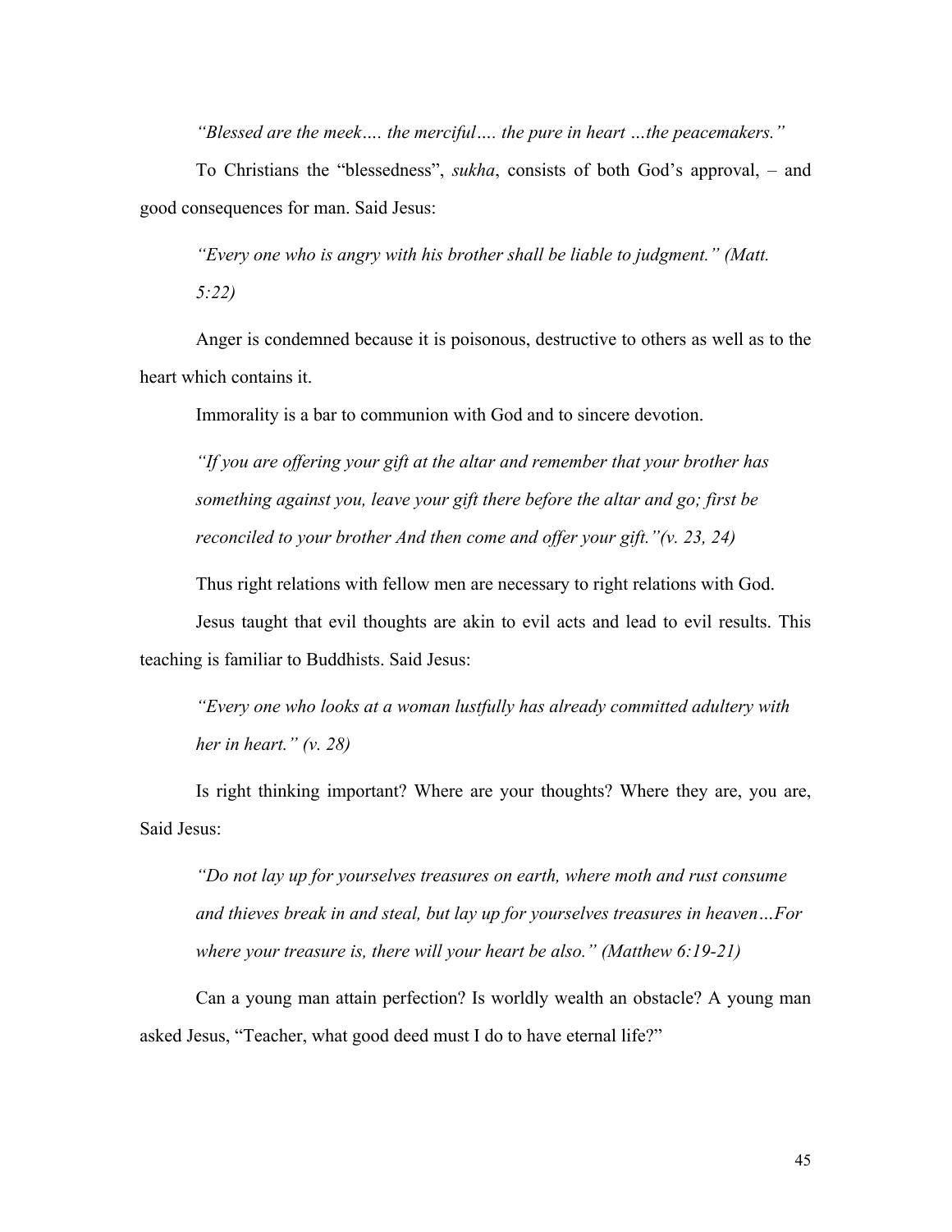*"Blessed are the meek…. the merciful…. the pure in heart …the peacemakers."*

To Christians the "blessedness", *sukha*, consists of both God's approval, – and good consequences for man. Said Jesus:

> *"Every one who is angry with his brother shall be liable to judgment." (Matt. 5:22)*

Anger is condemned because it is poisonous, destructive to others as well as to the heart which contains it.

Immorality is a bar to communion with God and to sincere devotion.

> *"If you are offering your gift at the altar and remember that your brother has something against you, leave your gift there before the altar and go; first be reconciled to your brother And then come and offer your gift."(v. 23, 24)*

Thus right relations with fellow men are necessary to right relations with God.

Jesus taught that evil thoughts are akin to evil acts and lead to evil results. This teaching is familiar to Buddhists. Said Jesus:

> *"Every one who looks at a woman lustfully has already committed adultery with her in heart." (v. 28)*

Is right thinking important? Where are your thoughts? Where they are, you are, Said Jesus:

> *"Do not lay up for yourselves treasures on earth, where moth and rust consume and thieves break in and steal, but lay up for yourselves treasures in heaven…For where your treasure is, there will your heart be also." (Matthew 6:19-21)*

Can a young man attain perfection? Is worldly wealth an obstacle? A young man asked Jesus, "Teacher, what good deed must I do to have eternal life?"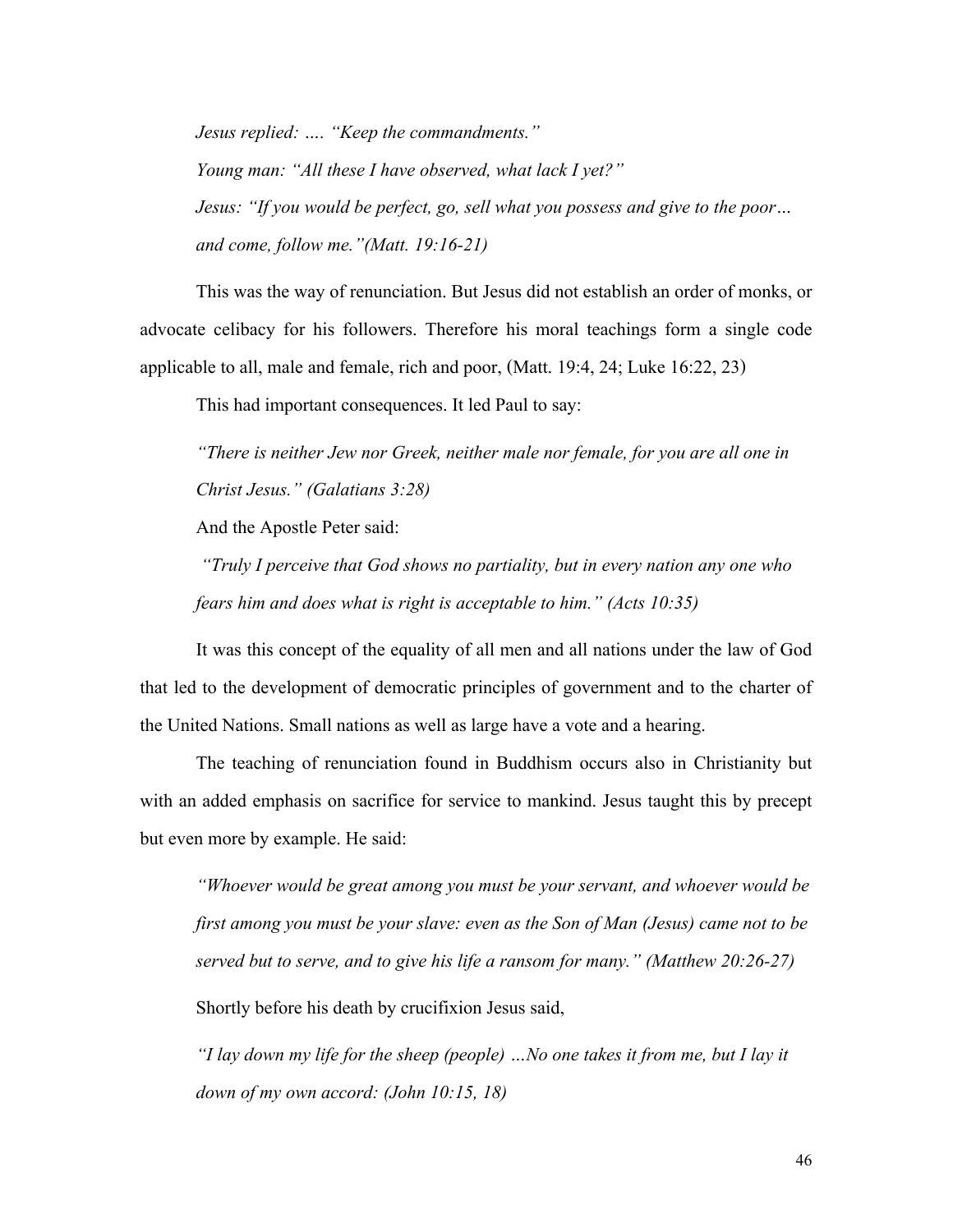*Jesus replied: …. "Keep the commandments."*

*Young man: "All these I have observed, what lack I yet?"*

*Jesus: "If you would be perfect, go, sell what you possess and give to the poor… and come, follow me."(Matt. 19:16-21)*

This was the way of renunciation. But Jesus did not establish an order of monks, or advocate celibacy for his followers. Therefore his moral teachings form a single code applicable to all, male and female, rich and poor, (Matt. 19:4, 24; Luke 16:22, 23)

This had important consequences. It led Paul to say:

*"There is neither Jew nor Greek, neither male nor female, for you are all one in Christ Jesus." (Galatians 3:28)*

And the Apostle Peter said:

*"Truly I perceive that God shows no partiality, but in every nation any one who fears him and does what is right is acceptable to him." (Acts 10:35)*

It was this concept of the equality of all men and all nations under the law of God that led to the development of democratic principles of government and to the charter of the United Nations. Small nations as well as large have a vote and a hearing.

The teaching of renunciation found in Buddhism occurs also in Christianity but with an added emphasis on sacrifice for service to mankind. Jesus taught this by precept but even more by example. He said:

*"Whoever would be great among you must be your servant, and whoever would be first among you must be your slave: even as the Son of Man (Jesus) came not to be served but to serve, and to give his life a ransom for many." (Matthew 20:26-27)*

Shortly before his death by crucifixion Jesus said,

*"I lay down my life for the sheep (people) …No one takes it from me, but I lay it down of my own accord: (John 10:15, 18)*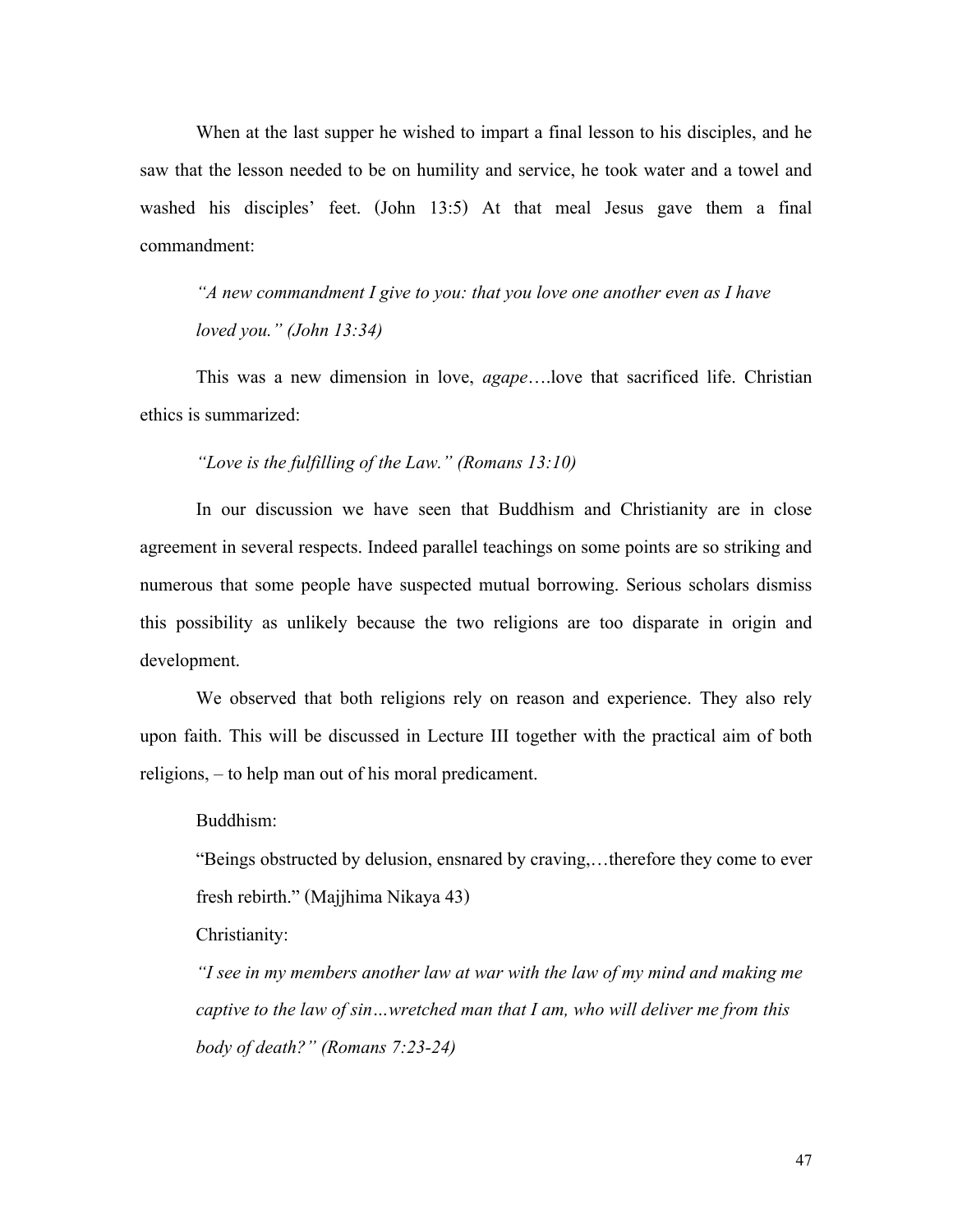When at the last supper he wished to impart a final lesson to his disciples, and he saw that the lesson needed to be on humility and service, he took water and a towel and washed his disciples' feet. (John 13:5) At that meal Jesus gave them a final commandment:

> *"A new commandment I give to you: that you love one another even as I have loved you." (John 13:34)*

This was a new dimension in love, *agape*….love that sacrificed life. Christian ethics is summarized:

> *"Love is the fulfilling of the Law." (Romans 13:10)*

In our discussion we have seen that Buddhism and Christianity are in close agreement in several respects. Indeed parallel teachings on some points are so striking and numerous that some people have suspected mutual borrowing. Serious scholars dismiss this possibility as unlikely because the two religions are too disparate in origin and development.

We observed that both religions rely on reason and experience. They also rely upon faith. This will be discussed in Lecture III together with the practical aim of both religions, – to help man out of his moral predicament.

> Buddhism:
>
> "Beings obstructed by delusion, ensnared by craving,…therefore they come to ever fresh rebirth." (Majjhima Nikaya 43)
>
> Christianity:
>
> *"I see in my members another law at war with the law of my mind and making me captive to the law of sin…wretched man that I am, who will deliver me from this body of death?" (Romans 7:23-24)*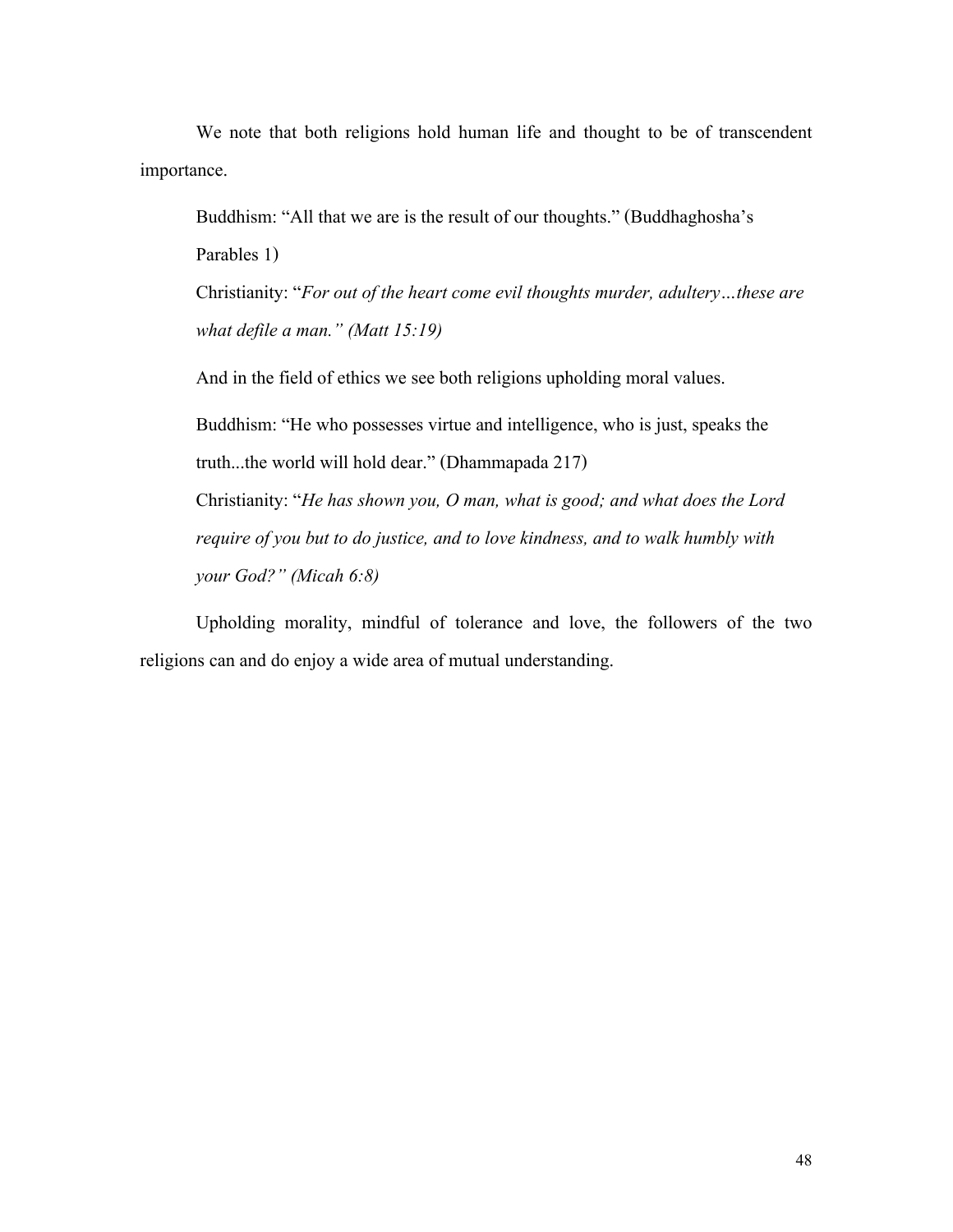We note that both religions hold human life and thought to be of transcendent importance.

> Buddhism: "All that we are is the result of our thoughts." (Buddhaghosha's Parables 1)
>
> Christianity: "*For out of the heart come evil thoughts murder, adultery…these are what defile a man." (Matt 15:19)*
>
> And in the field of ethics we see both religions upholding moral values.
>
> Buddhism: "He who possesses virtue and intelligence, who is just, speaks the truth...the world will hold dear." (Dhammapada 217)
>
> Christianity: "*He has shown you, O man, what is good; and what does the Lord require of you but to do justice, and to love kindness, and to walk humbly with your God?" (Micah 6:8)*

Upholding morality, mindful of tolerance and love, the followers of the two religions can and do enjoy a wide area of mutual understanding.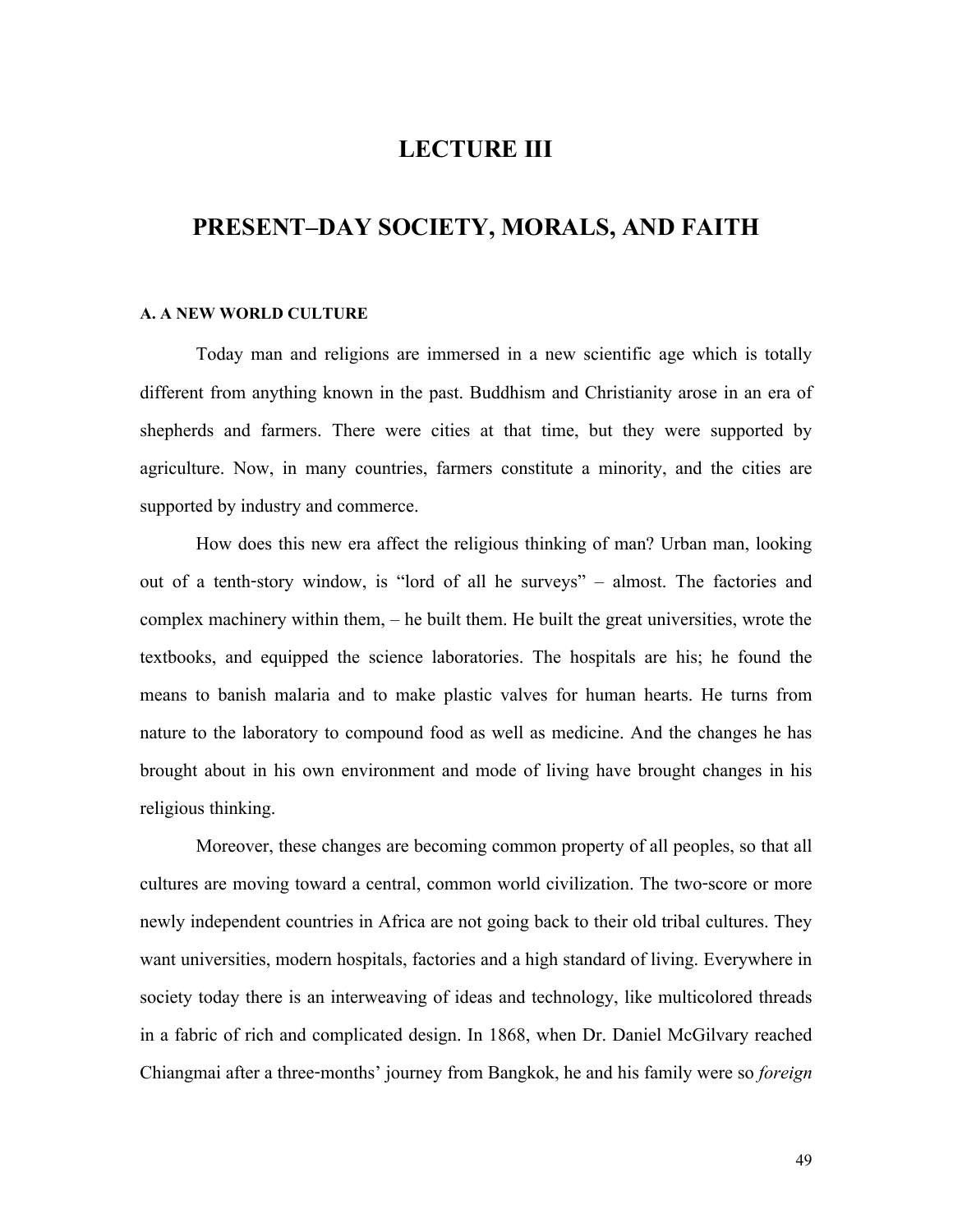# LECTURE III

# PRESENT–DAY SOCIETY, MORALS, AND FAITH

### A. A NEW WORLD CULTURE

Today man and religions are immersed in a new scientific age which is totally different from anything known in the past. Buddhism and Christianity arose in an era of shepherds and farmers. There were cities at that time, but they were supported by agriculture. Now, in many countries, farmers constitute a minority, and the cities are supported by industry and commerce.

How does this new era affect the religious thinking of man? Urban man, looking out of a tenth-story window, is "lord of all he surveys" – almost. The factories and complex machinery within them, – he built them. He built the great universities, wrote the textbooks, and equipped the science laboratories. The hospitals are his; he found the means to banish malaria and to make plastic valves for human hearts. He turns from nature to the laboratory to compound food as well as medicine. And the changes he has brought about in his own environment and mode of living have brought changes in his religious thinking.

Moreover, these changes are becoming common property of all peoples, so that all cultures are moving toward a central, common world civilization. The two-score or more newly independent countries in Africa are not going back to their old tribal cultures. They want universities, modern hospitals, factories and a high standard of living. Everywhere in society today there is an interweaving of ideas and technology, like multicolored threads in a fabric of rich and complicated design. In 1868, when Dr. Daniel McGilvary reached Chiangmai after a three-months' journey from Bangkok, he and his family were so *foreign*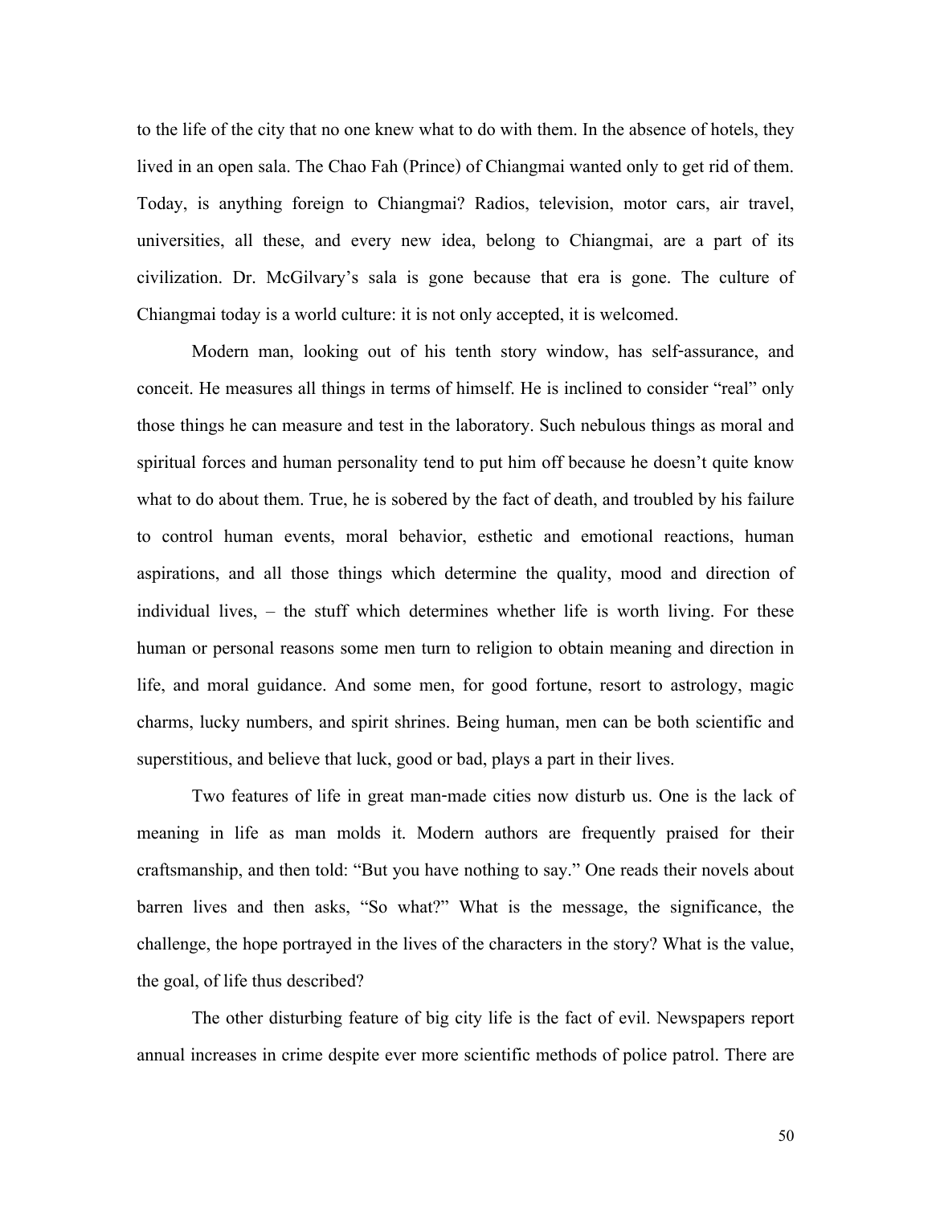to the life of the city that no one knew what to do with them. In the absence of hotels, they lived in an open sala. The Chao Fah (Prince) of Chiangmai wanted only to get rid of them. Today, is anything foreign to Chiangmai? Radios, television, motor cars, air travel, universities, all these, and every new idea, belong to Chiangmai, are a part of its civilization. Dr. McGilvary's sala is gone because that era is gone. The culture of Chiangmai today is a world culture: it is not only accepted, it is welcomed.

Modern man, looking out of his tenth story window, has self-assurance, and conceit. He measures all things in terms of himself. He is inclined to consider "real" only those things he can measure and test in the laboratory. Such nebulous things as moral and spiritual forces and human personality tend to put him off because he doesn't quite know what to do about them. True, he is sobered by the fact of death, and troubled by his failure to control human events, moral behavior, esthetic and emotional reactions, human aspirations, and all those things which determine the quality, mood and direction of individual lives, – the stuff which determines whether life is worth living. For these human or personal reasons some men turn to religion to obtain meaning and direction in life, and moral guidance. And some men, for good fortune, resort to astrology, magic charms, lucky numbers, and spirit shrines. Being human, men can be both scientific and superstitious, and believe that luck, good or bad, plays a part in their lives.

Two features of life in great man-made cities now disturb us. One is the lack of meaning in life as man molds it. Modern authors are frequently praised for their craftsmanship, and then told: "But you have nothing to say." One reads their novels about barren lives and then asks, "So what?" What is the message, the significance, the challenge, the hope portrayed in the lives of the characters in the story? What is the value, the goal, of life thus described?

The other disturbing feature of big city life is the fact of evil. Newspapers report annual increases in crime despite ever more scientific methods of police patrol. There are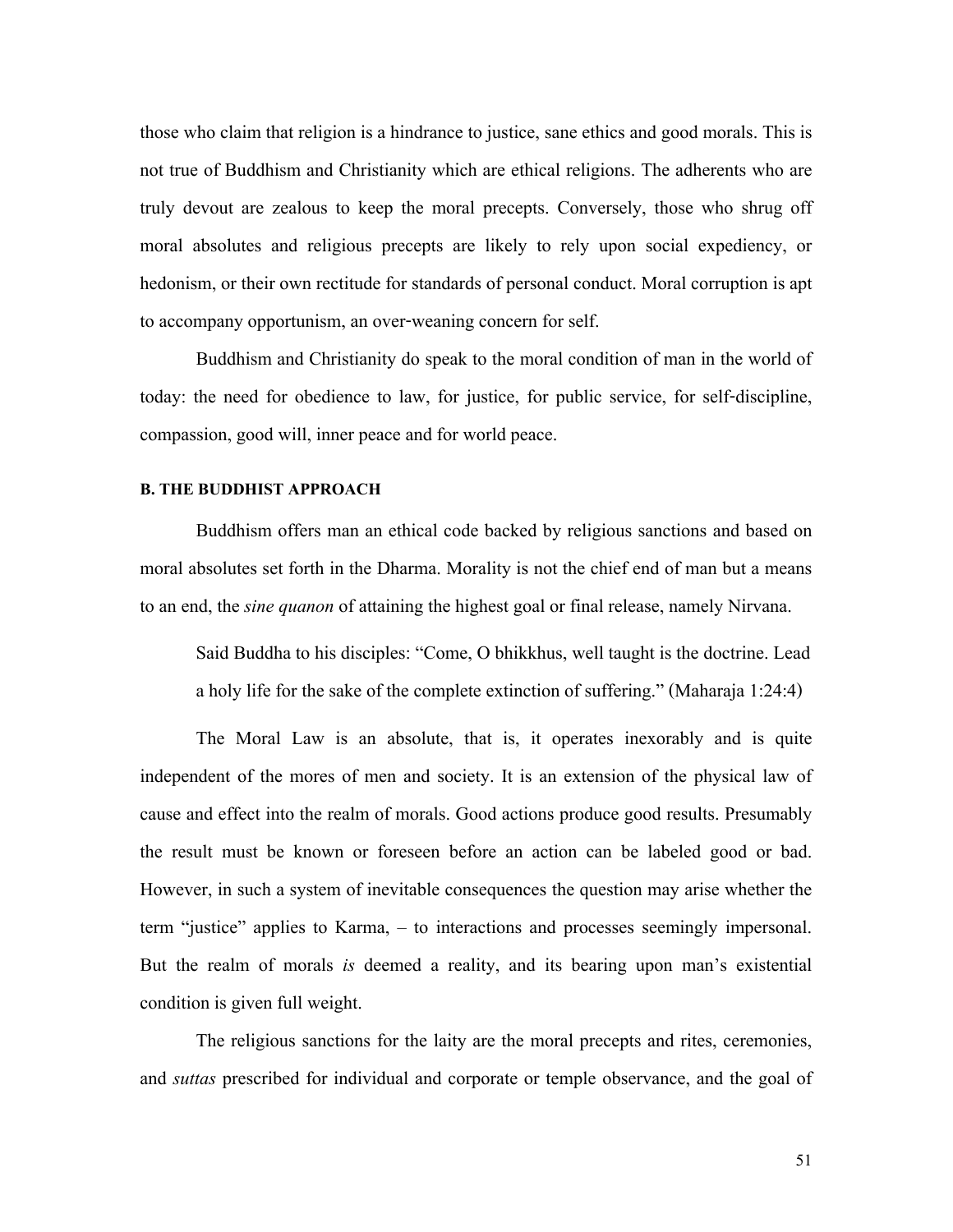those who claim that religion is a hindrance to justice, sane ethics and good morals. This is not true of Buddhism and Christianity which are ethical religions. The adherents who are truly devout are zealous to keep the moral precepts. Conversely, those who shrug off moral absolutes and religious precepts are likely to rely upon social expediency, or hedonism, or their own rectitude for standards of personal conduct. Moral corruption is apt to accompany opportunism, an over-weaning concern for self.

Buddhism and Christianity do speak to the moral condition of man in the world of today: the need for obedience to law, for justice, for public service, for self-discipline, compassion, good will, inner peace and for world peace.

#### B. THE BUDDHIST APPROACH

Buddhism offers man an ethical code backed by religious sanctions and based on moral absolutes set forth in the Dharma. Morality is not the chief end of man but a means to an end, the *sine quanon* of attaining the highest goal or final release, namely Nirvana.

> Said Buddha to his disciples: "Come, O bhikkhus, well taught is the doctrine. Lead a holy life for the sake of the complete extinction of suffering." (Maharaja 1:24:4)

The Moral Law is an absolute, that is, it operates inexorably and is quite independent of the mores of men and society. It is an extension of the physical law of cause and effect into the realm of morals. Good actions produce good results. Presumably the result must be known or foreseen before an action can be labeled good or bad. However, in such a system of inevitable consequences the question may arise whether the term "justice" applies to Karma, – to interactions and processes seemingly impersonal. But the realm of morals *is* deemed a reality, and its bearing upon man's existential condition is given full weight.

The religious sanctions for the laity are the moral precepts and rites, ceremonies, and *suttas* prescribed for individual and corporate or temple observance, and the goal of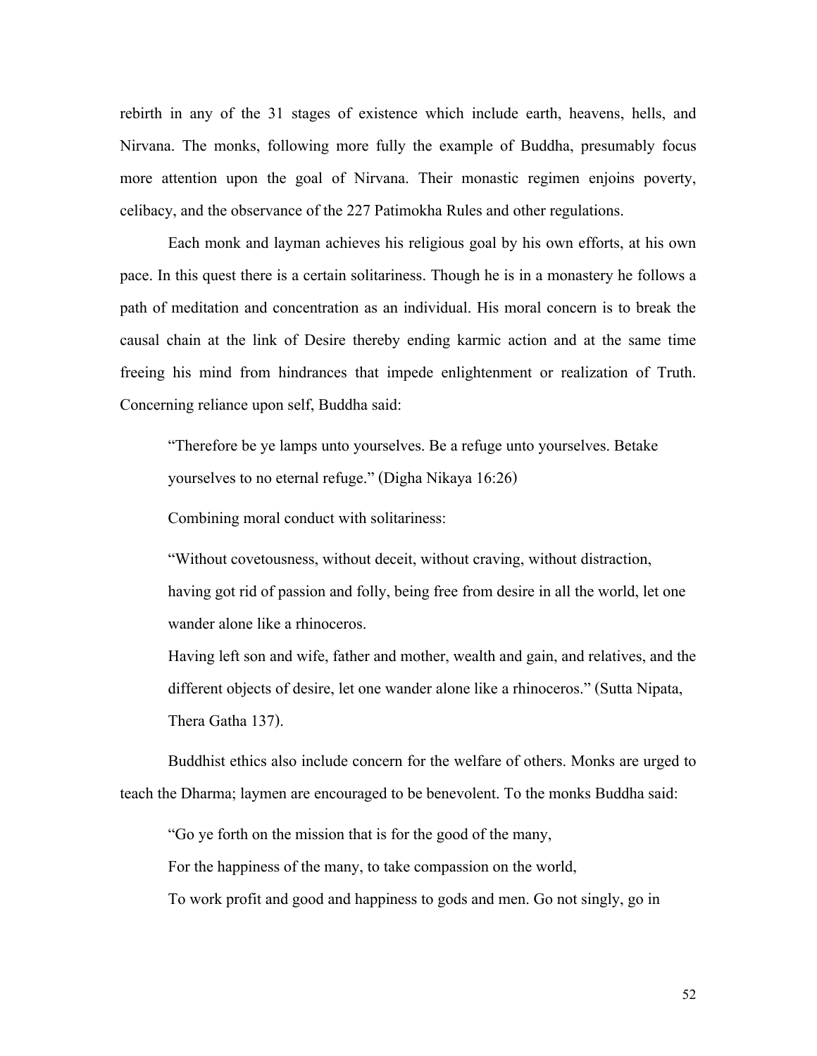rebirth in any of the 31 stages of existence which include earth, heavens, hells, and Nirvana. The monks, following more fully the example of Buddha, presumably focus more attention upon the goal of Nirvana. Their monastic regimen enjoins poverty, celibacy, and the observance of the 227 Patimokha Rules and other regulations.

Each monk and layman achieves his religious goal by his own efforts, at his own pace. In this quest there is a certain solitariness. Though he is in a monastery he follows a path of meditation and concentration as an individual. His moral concern is to break the causal chain at the link of Desire thereby ending karmic action and at the same time freeing his mind from hindrances that impede enlightenment or realization of Truth. Concerning reliance upon self, Buddha said:

> "Therefore be ye lamps unto yourselves. Be a refuge unto yourselves. Betake yourselves to no eternal refuge." (Digha Nikaya 16:26)

Combining moral conduct with solitariness:

> "Without covetousness, without deceit, without craving, without distraction, having got rid of passion and folly, being free from desire in all the world, let one wander alone like a rhinoceros.
>
> Having left son and wife, father and mother, wealth and gain, and relatives, and the different objects of desire, let one wander alone like a rhinoceros." (Sutta Nipata, Thera Gatha 137).

Buddhist ethics also include concern for the welfare of others. Monks are urged to teach the Dharma; laymen are encouraged to be benevolent. To the monks Buddha said:

> "Go ye forth on the mission that is for the good of the many,
>
> For the happiness of the many, to take compassion on the world,
>
> To work profit and good and happiness to gods and men. Go not singly, go in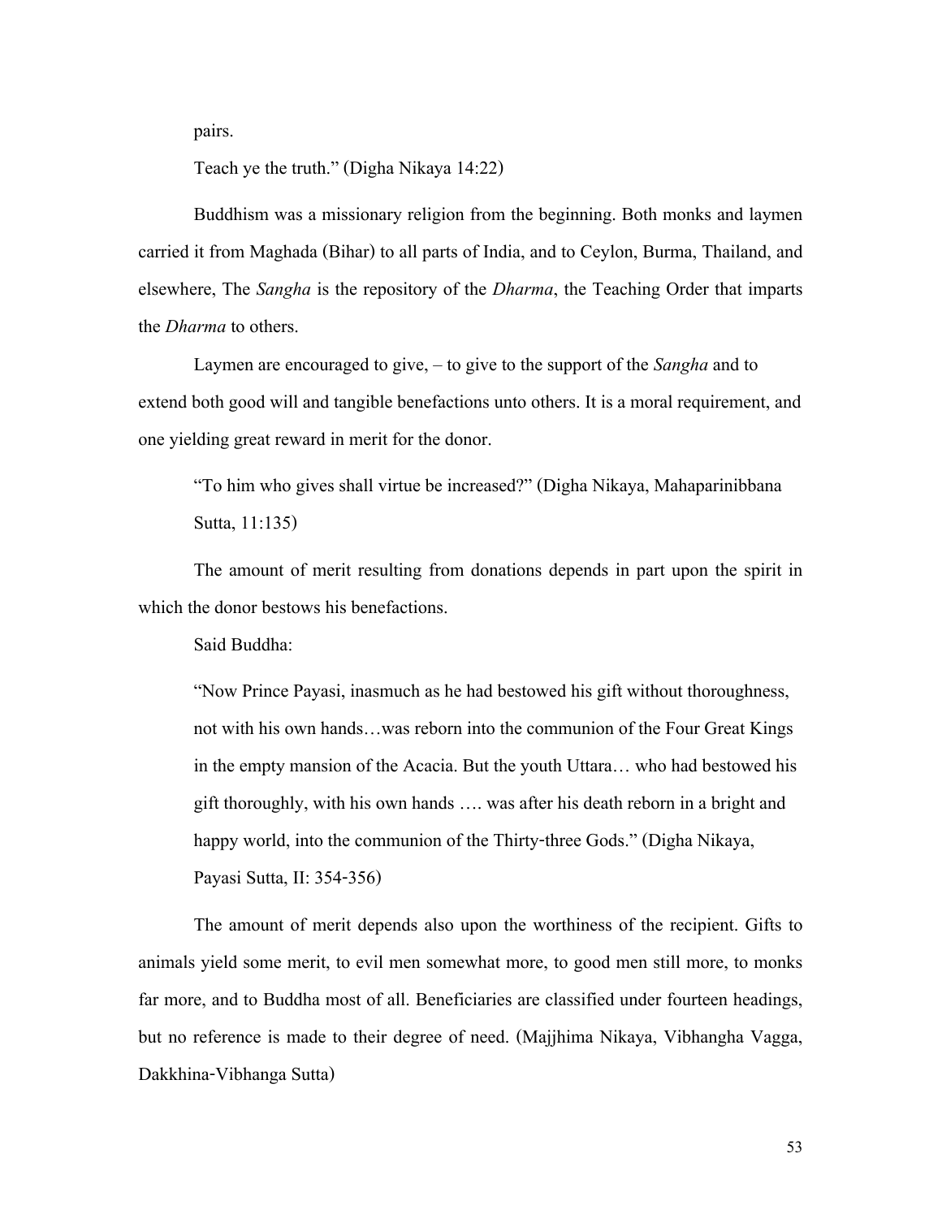pairs.

Teach ye the truth.” (Digha Nikaya 14:22)

Buddhism was a missionary religion from the beginning. Both monks and laymen carried it from Maghada (Bihar) to all parts of India, and to Ceylon, Burma, Thailand, and elsewhere, The *Sangha* is the repository of the *Dharma*, the Teaching Order that imparts the *Dharma* to others.

Laymen are encouraged to give, – to give to the support of the *Sangha* and to extend both good will and tangible benefactions unto others. It is a moral requirement, and one yielding great reward in merit for the donor.

> “To him who gives shall virtue be increased?” (Digha Nikaya, Mahaparinibbana Sutta, 11:135)

The amount of merit resulting from donations depends in part upon the spirit in which the donor bestows his benefactions.

Said Buddha:

> “Now Prince Payasi, inasmuch as he had bestowed his gift without thoroughness, not with his own hands…was reborn into the communion of the Four Great Kings in the empty mansion of the Acacia. But the youth Uttara… who had bestowed his gift thoroughly, with his own hands …. was after his death reborn in a bright and happy world, into the communion of the Thirty-three Gods.” (Digha Nikaya, Payasi Sutta, II: 354-356)

The amount of merit depends also upon the worthiness of the recipient. Gifts to animals yield some merit, to evil men somewhat more, to good men still more, to monks far more, and to Buddha most of all. Beneficiaries are classified under fourteen headings, but no reference is made to their degree of need. (Majjhima Nikaya, Vibhangha Vagga, Dakkhina-Vibhanga Sutta)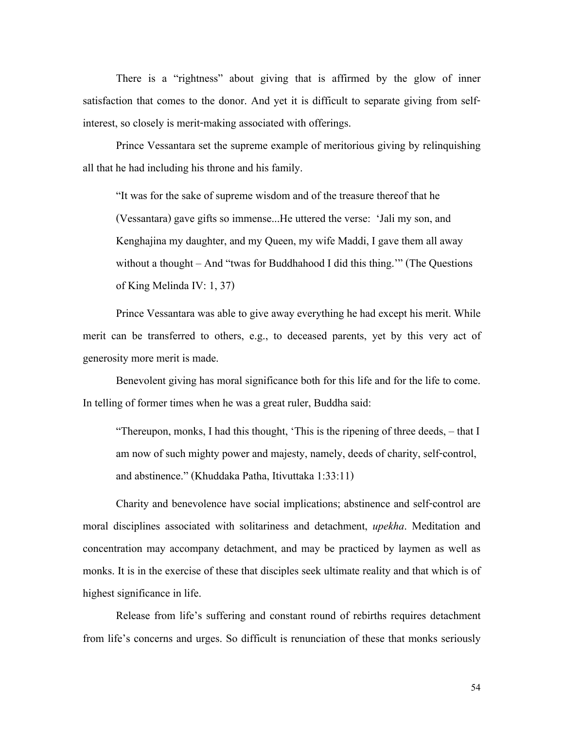There is a "rightness" about giving that is affirmed by the glow of inner satisfaction that comes to the donor. And yet it is difficult to separate giving from self-interest, so closely is merit-making associated with offerings.

Prince Vessantara set the supreme example of meritorious giving by relinquishing all that he had including his throne and his family.

> "It was for the sake of supreme wisdom and of the treasure thereof that he (Vessantara) gave gifts so immense...He uttered the verse: 'Jali my son, and Kenghajina my daughter, and my Queen, my wife Maddi, I gave them all away without a thought – And "twas for Buddhahood I did this thing.'" (The Questions of King Melinda IV: 1, 37)

Prince Vessantara was able to give away everything he had except his merit. While merit can be transferred to others, e.g., to deceased parents, yet by this very act of generosity more merit is made.

Benevolent giving has moral significance both for this life and for the life to come. In telling of former times when he was a great ruler, Buddha said:

> "Thereupon, monks, I had this thought, 'This is the ripening of three deeds, – that I am now of such mighty power and majesty, namely, deeds of charity, self-control, and abstinence." (Khuddaka Patha, Itivuttaka 1:33:11)

Charity and benevolence have social implications; abstinence and self-control are moral disciplines associated with solitariness and detachment, *upekha*. Meditation and concentration may accompany detachment, and may be practiced by laymen as well as monks. It is in the exercise of these that disciples seek ultimate reality and that which is of highest significance in life.

Release from life's suffering and constant round of rebirths requires detachment from life's concerns and urges. So difficult is renunciation of these that monks seriously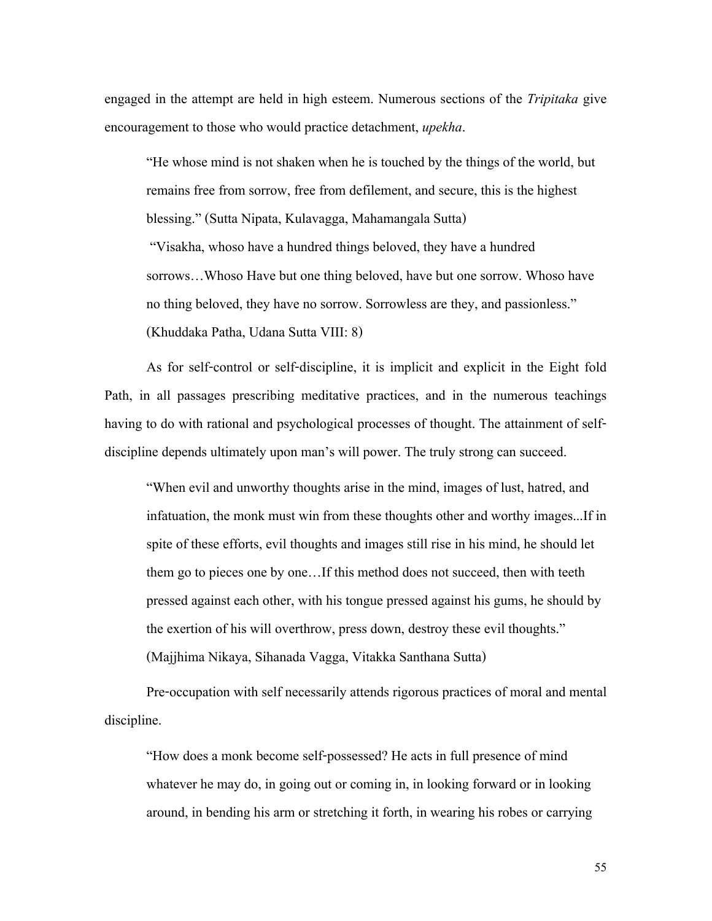engaged in the attempt are held in high esteem. Numerous sections of the *Tripitaka* give encouragement to those who would practice detachment, *upekha*.

> "He whose mind is not shaken when he is touched by the things of the world, but remains free from sorrow, free from defilement, and secure, this is the highest blessing." (Sutta Nipata, Kulavagga, Mahamangala Sutta)
>
> "Visakha, whoso have a hundred things beloved, they have a hundred sorrows…Whoso Have but one thing beloved, have but one sorrow. Whoso have no thing beloved, they have no sorrow. Sorrowless are they, and passionless." (Khuddaka Patha, Udana Sutta VIII: 8)

As for self-control or self-discipline, it is implicit and explicit in the Eight fold Path, in all passages prescribing meditative practices, and in the numerous teachings having to do with rational and psychological processes of thought. The attainment of self-discipline depends ultimately upon man's will power. The truly strong can succeed.

> "When evil and unworthy thoughts arise in the mind, images of lust, hatred, and infatuation, the monk must win from these thoughts other and worthy images...If in spite of these efforts, evil thoughts and images still rise in his mind, he should let them go to pieces one by one…If this method does not succeed, then with teeth pressed against each other, with his tongue pressed against his gums, he should by the exertion of his will overthrow, press down, destroy these evil thoughts." (Majjhima Nikaya, Sihanada Vagga, Vitakka Santhana Sutta)

Pre-occupation with self necessarily attends rigorous practices of moral and mental discipline.

> "How does a monk become self-possessed? He acts in full presence of mind whatever he may do, in going out or coming in, in looking forward or in looking around, in bending his arm or stretching it forth, in wearing his robes or carrying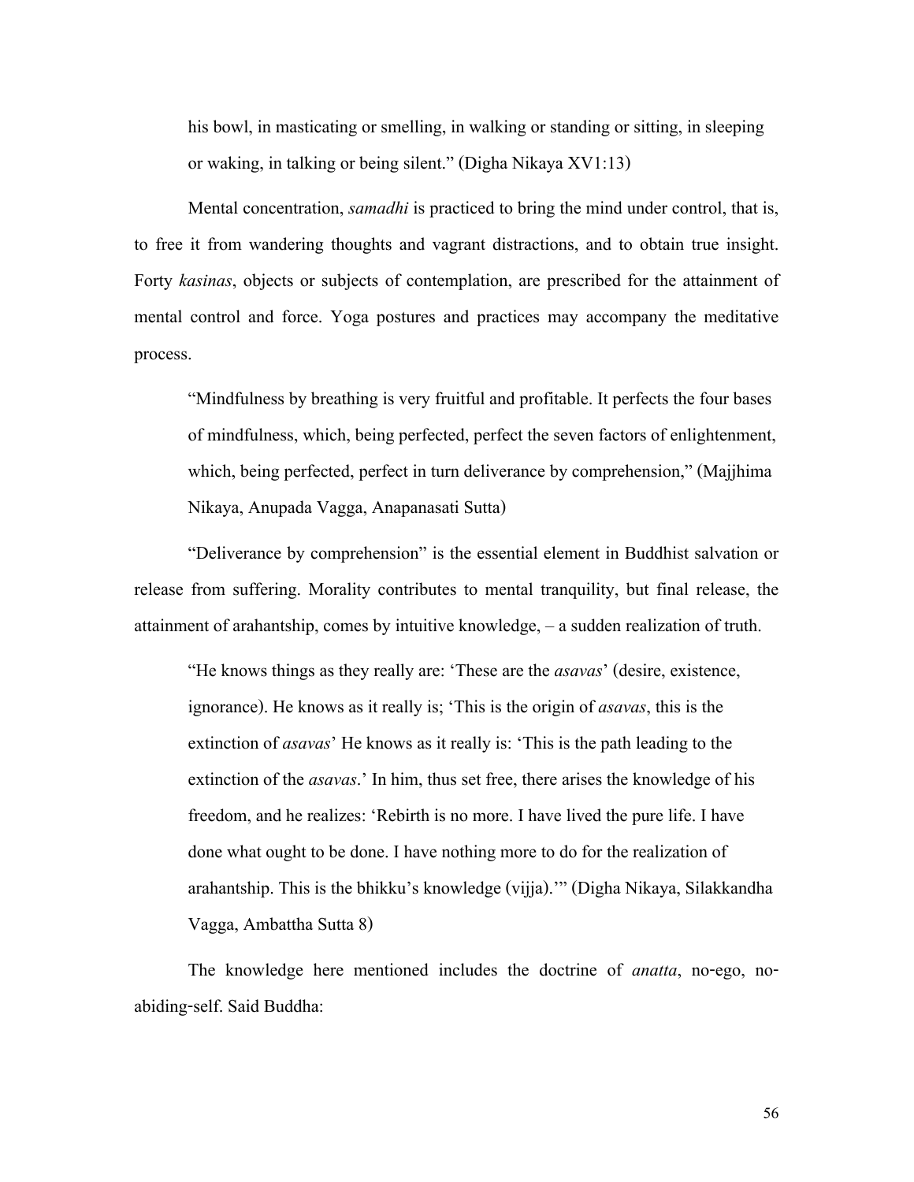> his bowl, in masticating or smelling, in walking or standing or sitting, in sleeping or waking, in talking or being silent." (Digha Nikaya XV1:13)

Mental concentration, *samadhi* is practiced to bring the mind under control, that is, to free it from wandering thoughts and vagrant distractions, and to obtain true insight. Forty *kasinas*, objects or subjects of contemplation, are prescribed for the attainment of mental control and force. Yoga postures and practices may accompany the meditative process.

> "Mindfulness by breathing is very fruitful and profitable. It perfects the four bases of mindfulness, which, being perfected, perfect the seven factors of enlightenment, which, being perfected, perfect in turn deliverance by comprehension," (Majjhima Nikaya, Anupada Vagga, Anapanasati Sutta)

"Deliverance by comprehension" is the essential element in Buddhist salvation or release from suffering. Morality contributes to mental tranquility, but final release, the attainment of arahantship, comes by intuitive knowledge, – a sudden realization of truth.

> "He knows things as they really are: 'These are the *asavas*' (desire, existence, ignorance). He knows as it really is; 'This is the origin of *asavas*, this is the extinction of *asavas*' He knows as it really is: 'This is the path leading to the extinction of the *asavas*.' In him, thus set free, there arises the knowledge of his freedom, and he realizes: 'Rebirth is no more. I have lived the pure life. I have done what ought to be done. I have nothing more to do for the realization of arahantship. This is the bhikku's knowledge (vijja).'" (Digha Nikaya, Silakkandha Vagga, Ambattha Sutta 8)

The knowledge here mentioned includes the doctrine of *anatta*, no-ego, no-abiding-self. Said Buddha: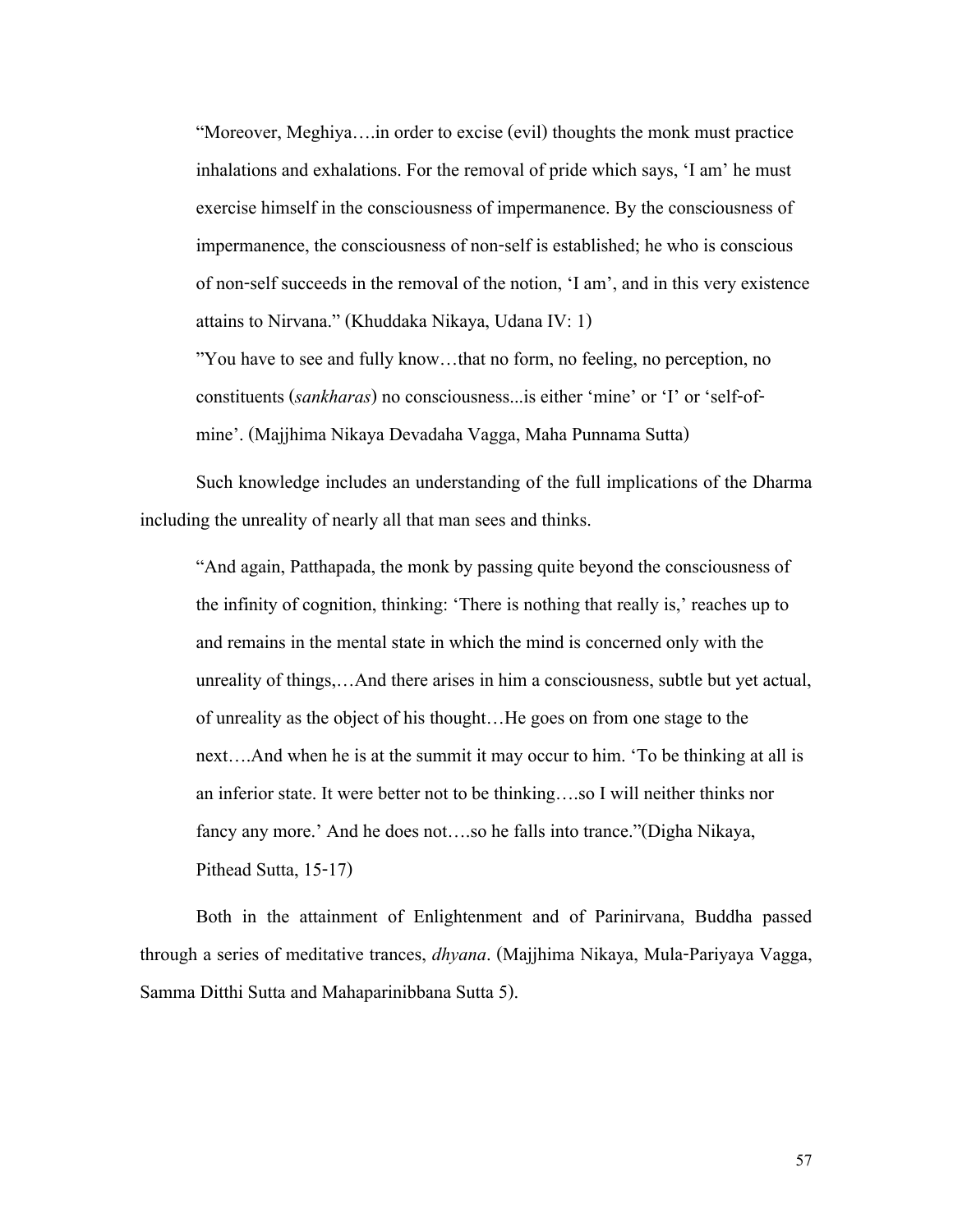> "Moreover, Meghiya….in order to excise (evil) thoughts the monk must practice inhalations and exhalations. For the removal of pride which says, 'I am' he must exercise himself in the consciousness of impermanence. By the consciousness of impermanence, the consciousness of non-self is established; he who is conscious of non-self succeeds in the removal of the notion, 'I am', and in this very existence attains to Nirvana." (Khuddaka Nikaya, Udana IV: 1)
>
> "You have to see and fully know…that no form, no feeling, no perception, no constituents (*sankharas*) no consciousness...is either 'mine' or 'I' or 'self-of-mine'. (Majjhima Nikaya Devadaha Vagga, Maha Punnama Sutta)

Such knowledge includes an understanding of the full implications of the Dharma including the unreality of nearly all that man sees and thinks.

> "And again, Patthapada, the monk by passing quite beyond the consciousness of the infinity of cognition, thinking: 'There is nothing that really is,' reaches up to and remains in the mental state in which the mind is concerned only with the unreality of things,…And there arises in him a consciousness, subtle but yet actual, of unreality as the object of his thought…He goes on from one stage to the next….And when he is at the summit it may occur to him. 'To be thinking at all is an inferior state. It were better not to be thinking….so I will neither thinks nor fancy any more.' And he does not….so he falls into trance."(Digha Nikaya, Pithead Sutta, 15-17)

Both in the attainment of Enlightenment and of Parinirvana, Buddha passed through a series of meditative trances, *dhyana*. (Majjhima Nikaya, Mula-Pariyaya Vagga, Samma Ditthi Sutta and Mahaparinibbana Sutta 5).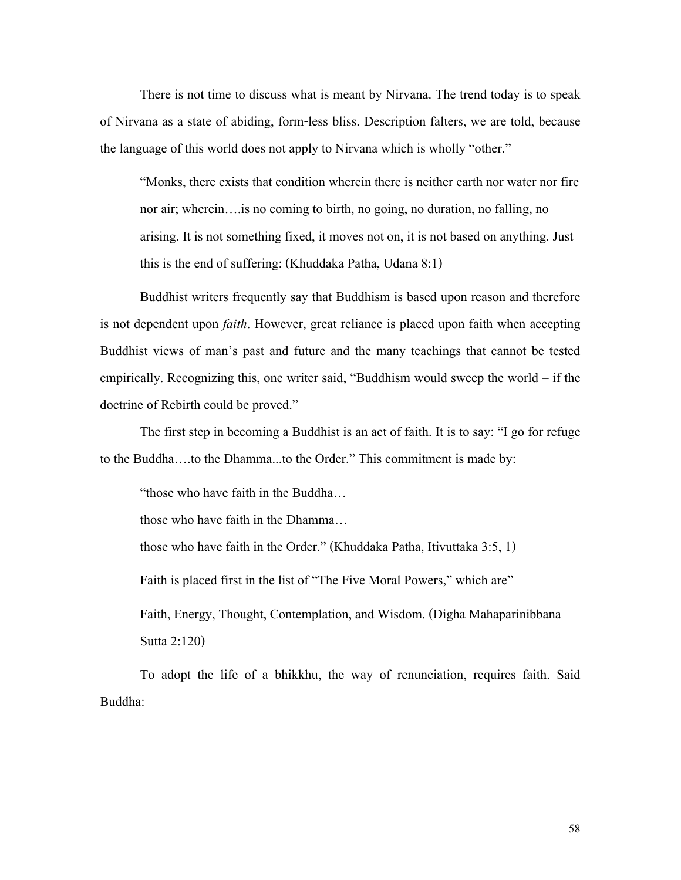There is not time to discuss what is meant by Nirvana. The trend today is to speak of Nirvana as a state of abiding, form-less bliss. Description falters, we are told, because the language of this world does not apply to Nirvana which is wholly "other."

> "Monks, there exists that condition wherein there is neither earth nor water nor fire nor air; wherein….is no coming to birth, no going, no duration, no falling, no arising. It is not something fixed, it moves not on, it is not based on anything. Just this is the end of suffering: (Khuddaka Patha, Udana 8:1)

Buddhist writers frequently say that Buddhism is based upon reason and therefore is not dependent upon *faith*. However, great reliance is placed upon faith when accepting Buddhist views of man's past and future and the many teachings that cannot be tested empirically. Recognizing this, one writer said, "Buddhism would sweep the world – if the doctrine of Rebirth could be proved."

The first step in becoming a Buddhist is an act of faith. It is to say: "I go for refuge to the Buddha….to the Dhamma...to the Order." This commitment is made by:

> "those who have faith in the Buddha…
>
> those who have faith in the Dhamma…
>
> those who have faith in the Order." (Khuddaka Patha, Itivuttaka 3:5, 1)
>
> Faith is placed first in the list of "The Five Moral Powers," which are"
>
> Faith, Energy, Thought, Contemplation, and Wisdom. (Digha Mahaparinibbana Sutta 2:120)

To adopt the life of a bhikkhu, the way of renunciation, requires faith. Said Buddha: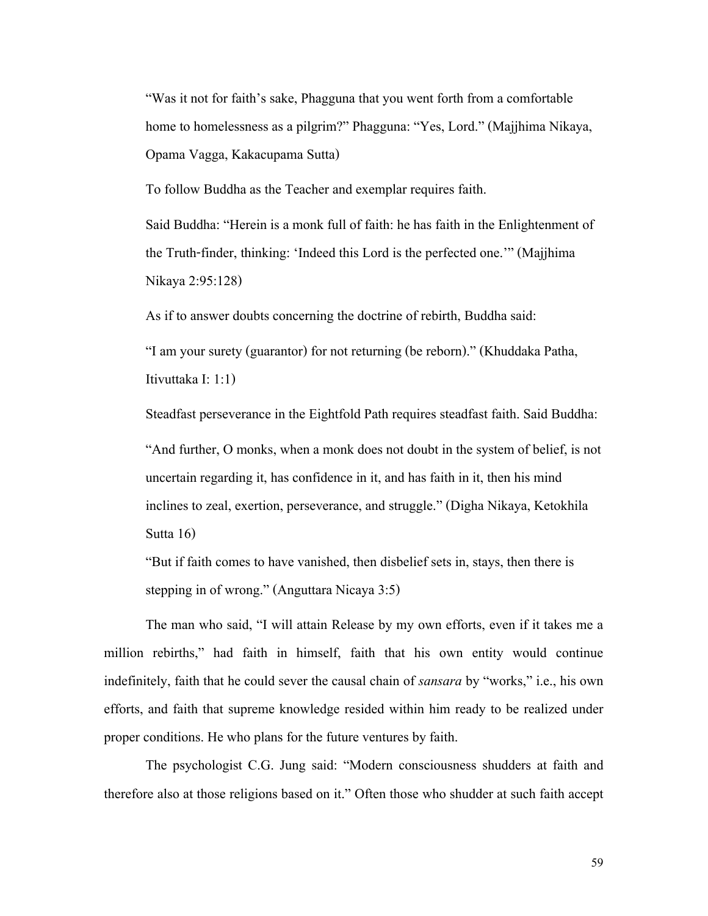"Was it not for faith's sake, Phagguna that you went forth from a comfortable home to homelessness as a pilgrim?" Phagguna: "Yes, Lord." (Majjhima Nikaya, Opama Vagga, Kakacupama Sutta)

To follow Buddha as the Teacher and exemplar requires faith.

Said Buddha: "Herein is a monk full of faith: he has faith in the Enlightenment of the Truth-finder, thinking: 'Indeed this Lord is the perfected one.'" (Majjhima Nikaya 2:95:128)

As if to answer doubts concerning the doctrine of rebirth, Buddha said:

"I am your surety (guarantor) for not returning (be reborn)." (Khuddaka Patha, Itivuttaka I: 1:1)

Steadfast perseverance in the Eightfold Path requires steadfast faith. Said Buddha:

"And further, O monks, when a monk does not doubt in the system of belief, is not uncertain regarding it, has confidence in it, and has faith in it, then his mind inclines to zeal, exertion, perseverance, and struggle." (Digha Nikaya, Ketokhila Sutta 16)

"But if faith comes to have vanished, then disbelief sets in, stays, then there is stepping in of wrong." (Anguttara Nicaya 3:5)

The man who said, "I will attain Release by my own efforts, even if it takes me a million rebirths," had faith in himself, faith that his own entity would continue indefinitely, faith that he could sever the causal chain of *sansara* by "works," i.e., his own efforts, and faith that supreme knowledge resided within him ready to be realized under proper conditions. He who plans for the future ventures by faith.

The psychologist C.G. Jung said: "Modern consciousness shudders at faith and therefore also at those religions based on it." Often those who shudder at such faith accept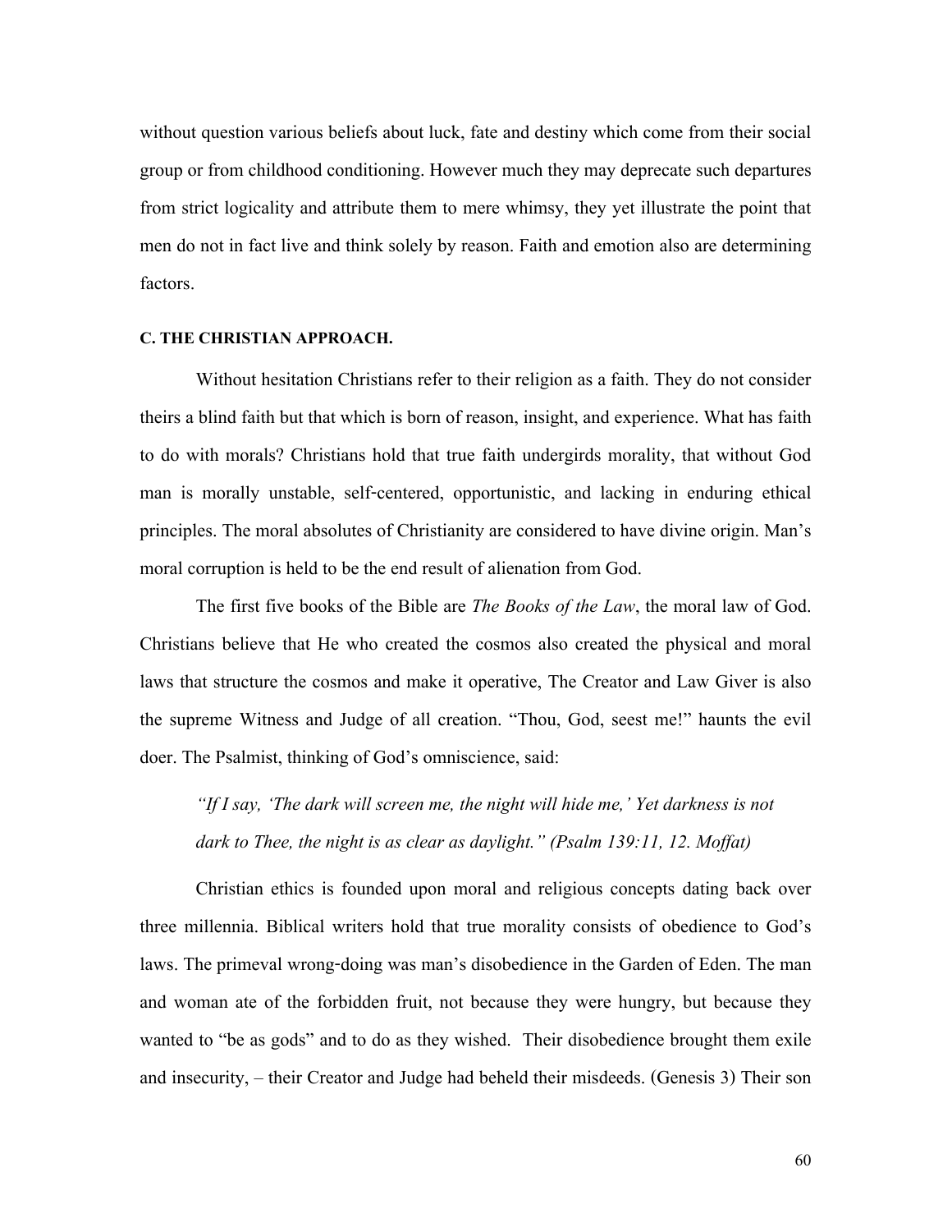without question various beliefs about luck, fate and destiny which come from their social group or from childhood conditioning. However much they may deprecate such departures from strict logicality and attribute them to mere whimsy, they yet illustrate the point that men do not in fact live and think solely by reason. Faith and emotion also are determining factors.

#### C. THE CHRISTIAN APPROACH.

Without hesitation Christians refer to their religion as a faith. They do not consider theirs a blind faith but that which is born of reason, insight, and experience. What has faith to do with morals? Christians hold that true faith undergirds morality, that without God man is morally unstable, self-centered, opportunistic, and lacking in enduring ethical principles. The moral absolutes of Christianity are considered to have divine origin. Man's moral corruption is held to be the end result of alienation from God.

The first five books of the Bible are *The Books of the Law*, the moral law of God. Christians believe that He who created the cosmos also created the physical and moral laws that structure the cosmos and make it operative, The Creator and Law Giver is also the supreme Witness and Judge of all creation. "Thou, God, seest me!" haunts the evil doer. The Psalmist, thinking of God's omniscience, said:

> *"If I say, 'The dark will screen me, the night will hide me,' Yet darkness is not dark to Thee, the night is as clear as daylight." (Psalm 139:11, 12. Moffat)*

Christian ethics is founded upon moral and religious concepts dating back over three millennia. Biblical writers hold that true morality consists of obedience to God's laws. The primeval wrong-doing was man's disobedience in the Garden of Eden. The man and woman ate of the forbidden fruit, not because they were hungry, but because they wanted to "be as gods" and to do as they wished. Their disobedience brought them exile and insecurity, – their Creator and Judge had beheld their misdeeds. (Genesis 3) Their son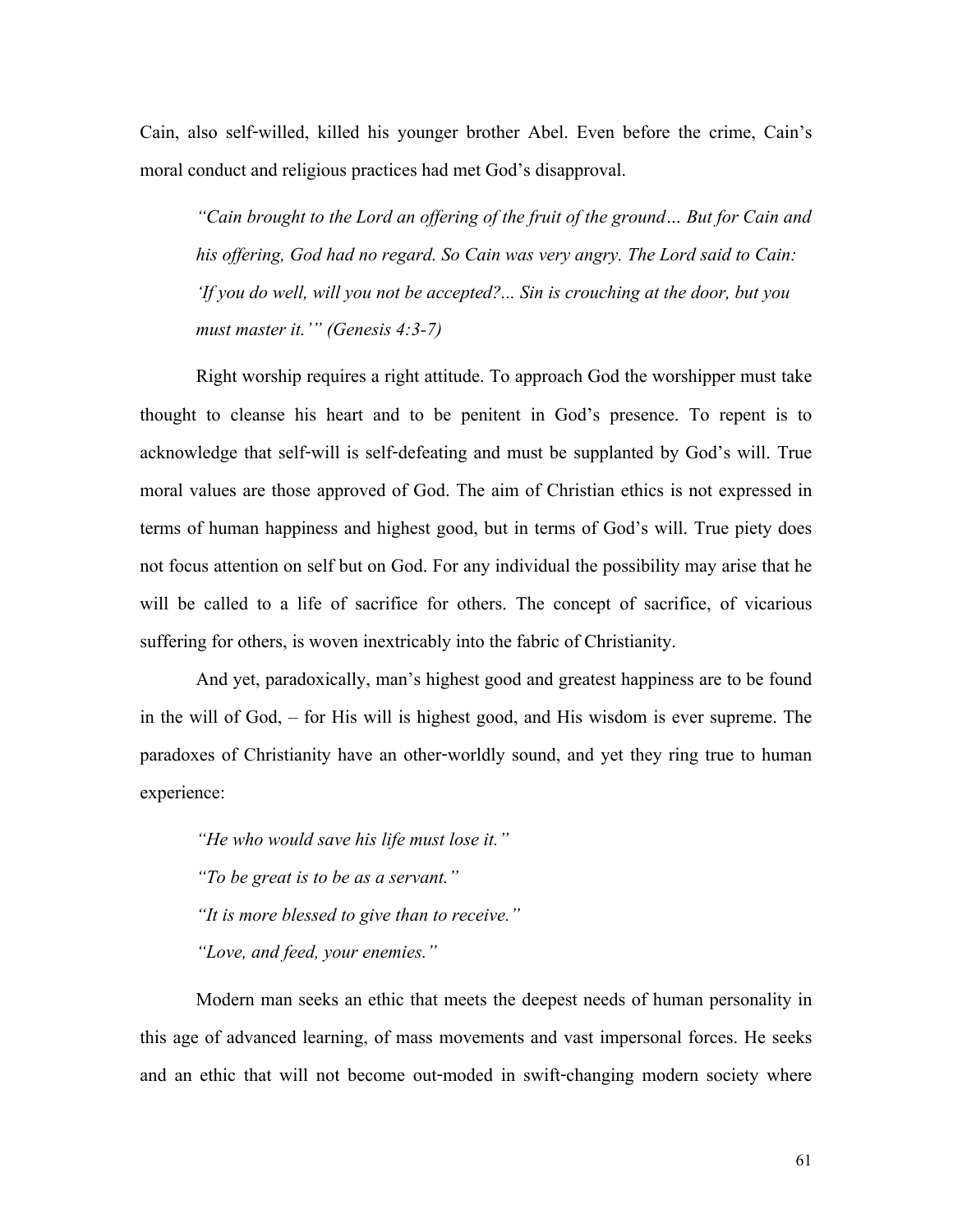Cain, also self-willed, killed his younger brother Abel. Even before the crime, Cain's moral conduct and religious practices had met God's disapproval.

> *"Cain brought to the Lord an offering of the fruit of the ground… But for Cain and his offering, God had no regard. So Cain was very angry. The Lord said to Cain: 'If you do well, will you not be accepted?... Sin is crouching at the door, but you must master it.'" (Genesis 4:3-7)*

Right worship requires a right attitude. To approach God the worshipper must take thought to cleanse his heart and to be penitent in God's presence. To repent is to acknowledge that self-will is self-defeating and must be supplanted by God's will. True moral values are those approved of God. The aim of Christian ethics is not expressed in terms of human happiness and highest good, but in terms of God's will. True piety does not focus attention on self but on God. For any individual the possibility may arise that he will be called to a life of sacrifice for others. The concept of sacrifice, of vicarious suffering for others, is woven inextricably into the fabric of Christianity.

And yet, paradoxically, man's highest good and greatest happiness are to be found in the will of God, – for His will is highest good, and His wisdom is ever supreme. The paradoxes of Christianity have an other-worldly sound, and yet they ring true to human experience:

> *"He who would save his life must lose it."*
>
> *"To be great is to be as a servant."*
>
> *"It is more blessed to give than to receive."*
>
> *"Love, and feed, your enemies."*

Modern man seeks an ethic that meets the deepest needs of human personality in this age of advanced learning, of mass movements and vast impersonal forces. He seeks and an ethic that will not become out-moded in swift-changing modern society where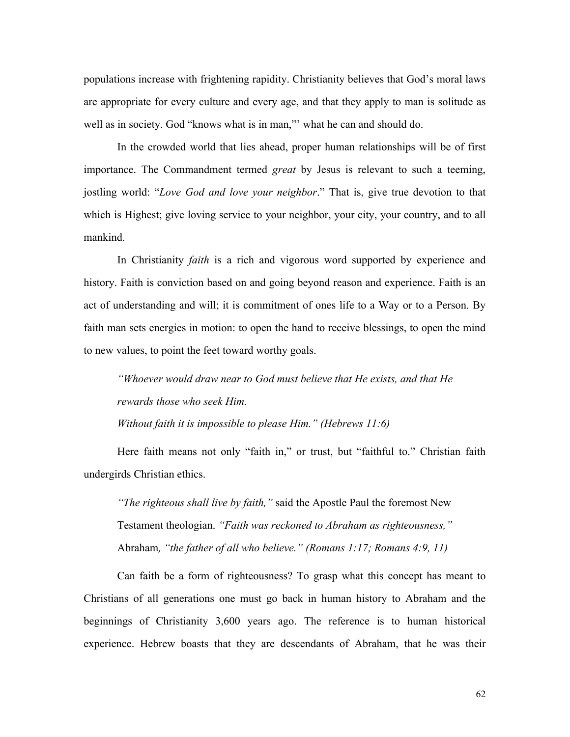populations increase with frightening rapidity. Christianity believes that God's moral laws are appropriate for every culture and every age, and that they apply to man is solitude as well as in society. God "knows what is in man,"' what he can and should do.

In the crowded world that lies ahead, proper human relationships will be of first importance. The Commandment termed *great* by Jesus is relevant to such a teeming, jostling world: "*Love God and love your neighbor*." That is, give true devotion to that which is Highest; give loving service to your neighbor, your city, your country, and to all mankind.

In Christianity *faith* is a rich and vigorous word supported by experience and history. Faith is conviction based on and going beyond reason and experience. Faith is an act of understanding and will; it is commitment of ones life to a Way or to a Person. By faith man sets energies in motion: to open the hand to receive blessings, to open the mind to new values, to point the feet toward worthy goals.

> *"Whoever would draw near to God must believe that He exists, and that He rewards those who seek Him.*
> *Without faith it is impossible to please Him." (Hebrews 11:6)*

Here faith means not only "faith in," or trust, but "faithful to." Christian faith undergirds Christian ethics.

> *"The righteous shall live by faith,"* said the Apostle Paul the foremost New Testament theologian. *"Faith was reckoned to Abraham as righteousness,"* Abraham*, "the father of all who believe." (Romans 1:17; Romans 4:9, 11)*

Can faith be a form of righteousness? To grasp what this concept has meant to Christians of all generations one must go back in human history to Abraham and the beginnings of Christianity 3,600 years ago. The reference is to human historical experience. Hebrew boasts that they are descendants of Abraham, that he was their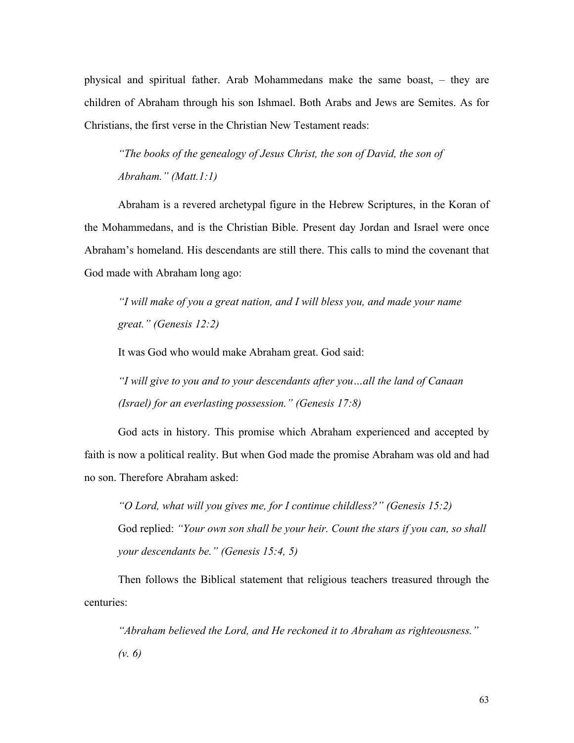physical and spiritual father. Arab Mohammedans make the same boast, – they are children of Abraham through his son Ishmael. Both Arabs and Jews are Semites. As for Christians, the first verse in the Christian New Testament reads:

> *"The books of the genealogy of Jesus Christ, the son of David, the son of Abraham." (Matt.1:1)*

Abraham is a revered archetypal figure in the Hebrew Scriptures, in the Koran of the Mohammedans, and is the Christian Bible. Present day Jordan and Israel were once Abraham's homeland. His descendants are still there. This calls to mind the covenant that God made with Abraham long ago:

> *"I will make of you a great nation, and I will bless you, and made your name great." (Genesis 12:2)*

It was God who would make Abraham great. God said:

> *"I will give to you and to your descendants after you…all the land of Canaan (Israel) for an everlasting possession." (Genesis 17:8)*

God acts in history. This promise which Abraham experienced and accepted by faith is now a political reality. But when God made the promise Abraham was old and had no son. Therefore Abraham asked:

> *"O Lord, what will you gives me, for I continue childless?" (Genesis 15:2)*
>
> God replied: *"Your own son shall be your heir. Count the stars if you can, so shall your descendants be." (Genesis 15:4, 5)*

Then follows the Biblical statement that religious teachers treasured through the centuries:

> *"Abraham believed the Lord, and He reckoned it to Abraham as righteousness." (v. 6)*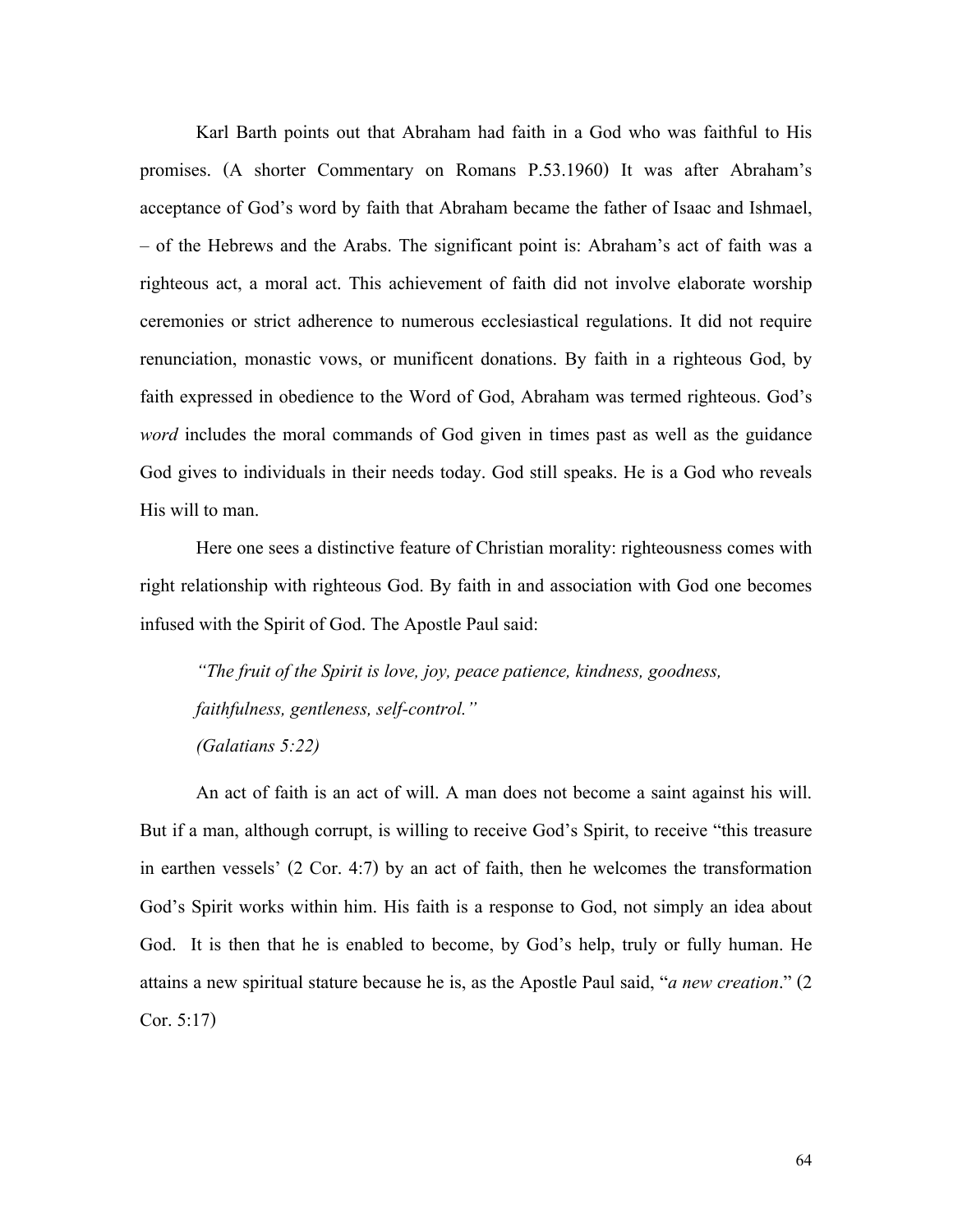Karl Barth points out that Abraham had faith in a God who was faithful to His promises. (A shorter Commentary on Romans P.53.1960) It was after Abraham's acceptance of God's word by faith that Abraham became the father of Isaac and Ishmael, – of the Hebrews and the Arabs. The significant point is: Abraham's act of faith was a righteous act, a moral act. This achievement of faith did not involve elaborate worship ceremonies or strict adherence to numerous ecclesiastical regulations. It did not require renunciation, monastic vows, or munificent donations. By faith in a righteous God, by faith expressed in obedience to the Word of God, Abraham was termed righteous. God's *word* includes the moral commands of God given in times past as well as the guidance God gives to individuals in their needs today. God still speaks. He is a God who reveals His will to man.

Here one sees a distinctive feature of Christian morality: righteousness comes with right relationship with righteous God. By faith in and association with God one becomes infused with the Spirit of God. The Apostle Paul said:

> *"The fruit of the Spirit is love, joy, peace patience, kindness, goodness, faithfulness, gentleness, self-control."*
> *(Galatians 5:22)*

An act of faith is an act of will. A man does not become a saint against his will. But if a man, although corrupt, is willing to receive God's Spirit, to receive "this treasure in earthen vessels' (2 Cor. 4:7) by an act of faith, then he welcomes the transformation God's Spirit works within him. His faith is a response to God, not simply an idea about God. It is then that he is enabled to become, by God's help, truly or fully human. He attains a new spiritual stature because he is, as the Apostle Paul said, "*a new creation*." (2 Cor. 5:17)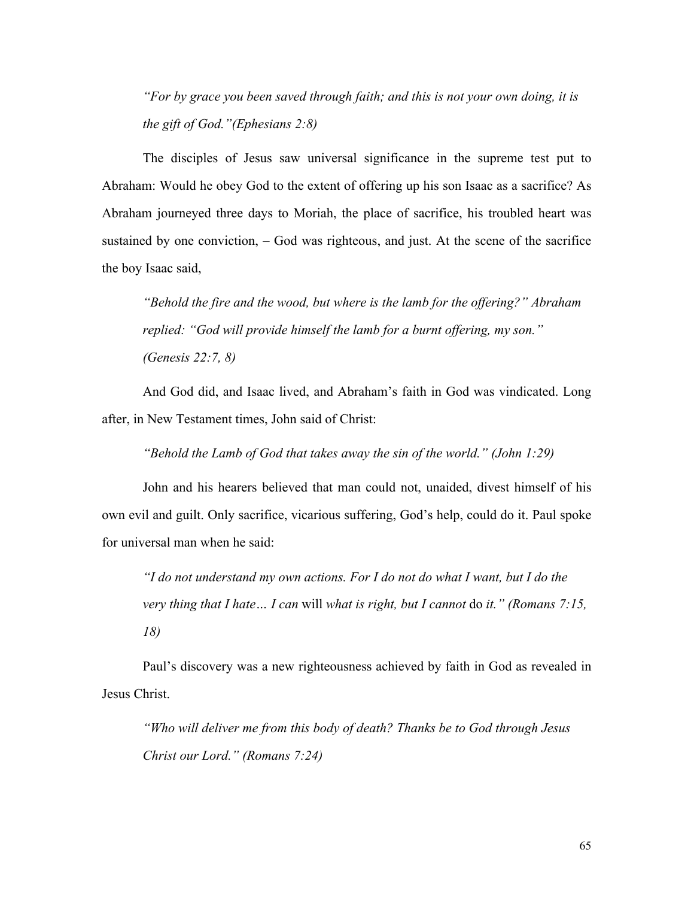*"For by grace you been saved through faith; and this is not your own doing, it is the gift of God."(Ephesians 2:8)*

The disciples of Jesus saw universal significance in the supreme test put to Abraham: Would he obey God to the extent of offering up his son Isaac as a sacrifice? As Abraham journeyed three days to Moriah, the place of sacrifice, his troubled heart was sustained by one conviction, – God was righteous, and just. At the scene of the sacrifice the boy Isaac said,

*"Behold the fire and the wood, but where is the lamb for the offering?" Abraham replied: "God will provide himself the lamb for a burnt offering, my son." (Genesis 22:7, 8)*

And God did, and Isaac lived, and Abraham's faith in God was vindicated. Long after, in New Testament times, John said of Christ:

*"Behold the Lamb of God that takes away the sin of the world." (John 1:29)*

John and his hearers believed that man could not, unaided, divest himself of his own evil and guilt. Only sacrifice, vicarious suffering, God's help, could do it. Paul spoke for universal man when he said:

*"I do not understand my own actions. For I do not do what I want, but I do the very thing that I hate… I can* will *what is right, but I cannot* do *it." (Romans 7:15, 18)*

Paul's discovery was a new righteousness achieved by faith in God as revealed in Jesus Christ.

*"Who will deliver me from this body of death? Thanks be to God through Jesus Christ our Lord." (Romans 7:24)*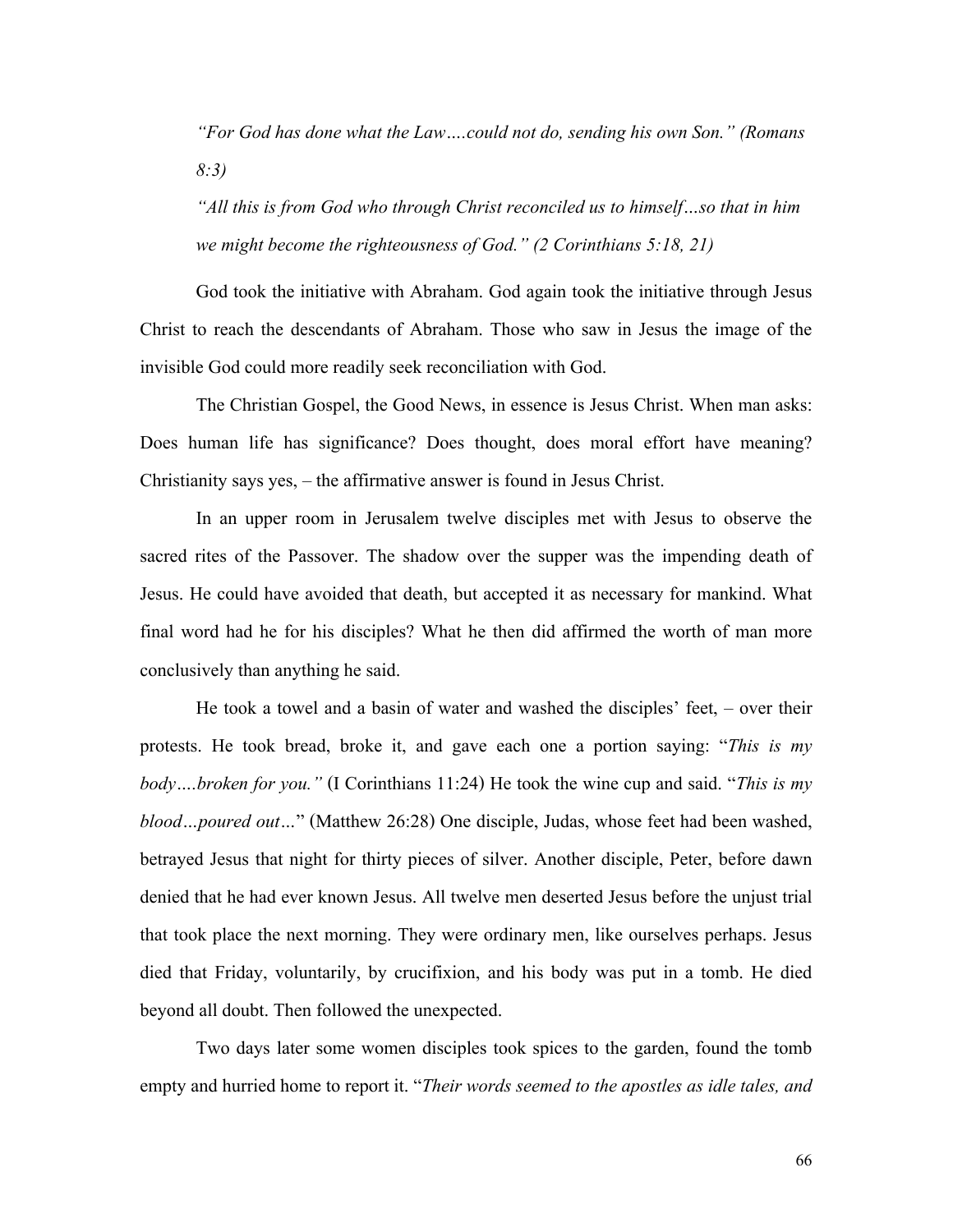*"For God has done what the Law….could not do, sending his own Son." (Romans 8:3)*

*"All this is from God who through Christ reconciled us to himself…so that in him we might become the righteousness of God." (2 Corinthians 5:18, 21)*

God took the initiative with Abraham. God again took the initiative through Jesus Christ to reach the descendants of Abraham. Those who saw in Jesus the image of the invisible God could more readily seek reconciliation with God.

The Christian Gospel, the Good News, in essence is Jesus Christ. When man asks: Does human life has significance? Does thought, does moral effort have meaning? Christianity says yes, – the affirmative answer is found in Jesus Christ.

In an upper room in Jerusalem twelve disciples met with Jesus to observe the sacred rites of the Passover. The shadow over the supper was the impending death of Jesus. He could have avoided that death, but accepted it as necessary for mankind. What final word had he for his disciples? What he then did affirmed the worth of man more conclusively than anything he said.

He took a towel and a basin of water and washed the disciples' feet, – over their protests. He took bread, broke it, and gave each one a portion saying: "*This is my body….broken for you."* (I Corinthians 11:24) He took the wine cup and said. "*This is my blood…poured out…*" (Matthew 26:28) One disciple, Judas, whose feet had been washed, betrayed Jesus that night for thirty pieces of silver. Another disciple, Peter, before dawn denied that he had ever known Jesus. All twelve men deserted Jesus before the unjust trial that took place the next morning. They were ordinary men, like ourselves perhaps. Jesus died that Friday, voluntarily, by crucifixion, and his body was put in a tomb. He died beyond all doubt. Then followed the unexpected.

Two days later some women disciples took spices to the garden, found the tomb empty and hurried home to report it. "*Their words seemed to the apostles as idle tales, and*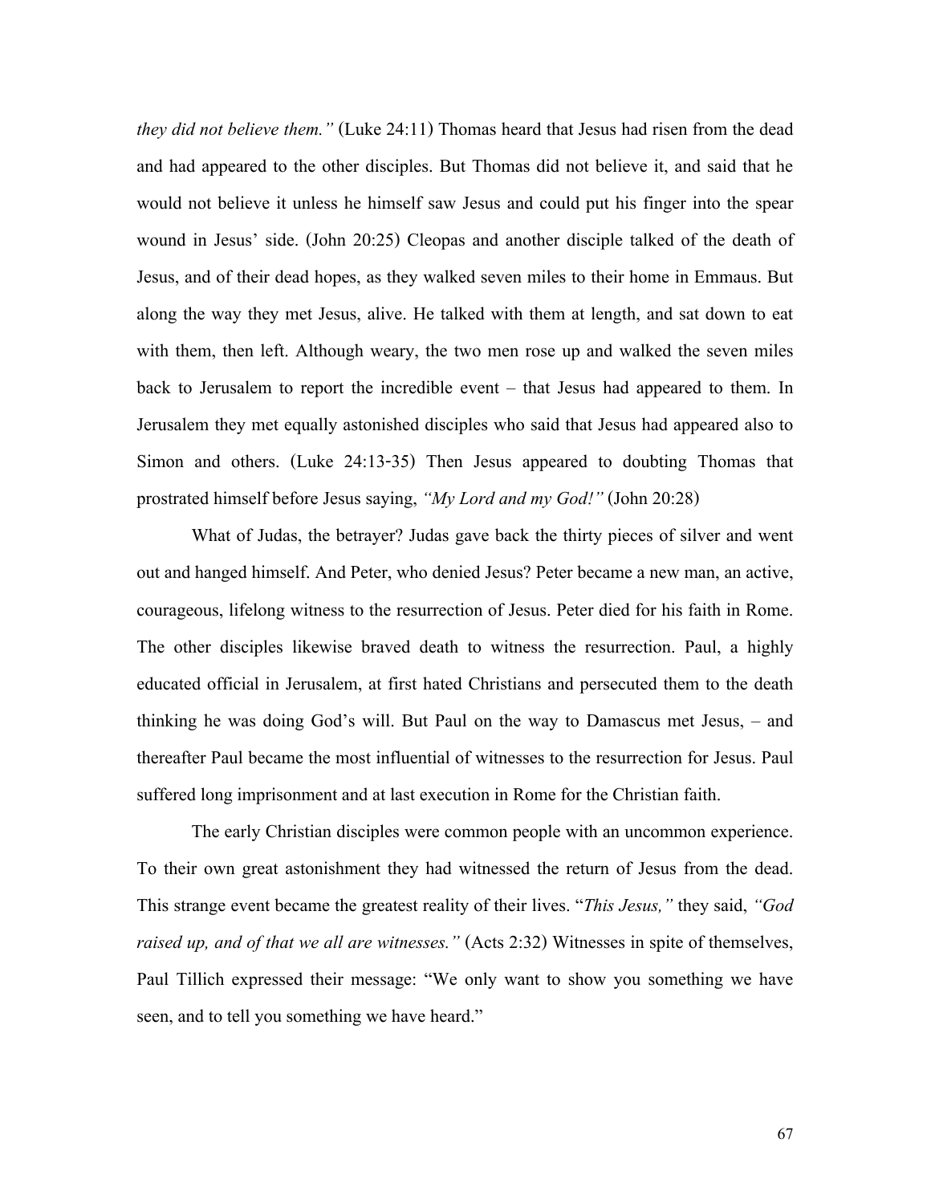*they did not believe them."* (Luke 24:11) Thomas heard that Jesus had risen from the dead and had appeared to the other disciples. But Thomas did not believe it, and said that he would not believe it unless he himself saw Jesus and could put his finger into the spear wound in Jesus' side. (John 20:25) Cleopas and another disciple talked of the death of Jesus, and of their dead hopes, as they walked seven miles to their home in Emmaus. But along the way they met Jesus, alive. He talked with them at length, and sat down to eat with them, then left. Although weary, the two men rose up and walked the seven miles back to Jerusalem to report the incredible event – that Jesus had appeared to them. In Jerusalem they met equally astonished disciples who said that Jesus had appeared also to Simon and others. (Luke 24:13-35) Then Jesus appeared to doubting Thomas that prostrated himself before Jesus saying, *"My Lord and my God!"* (John 20:28)

What of Judas, the betrayer? Judas gave back the thirty pieces of silver and went out and hanged himself. And Peter, who denied Jesus? Peter became a new man, an active, courageous, lifelong witness to the resurrection of Jesus. Peter died for his faith in Rome. The other disciples likewise braved death to witness the resurrection. Paul, a highly educated official in Jerusalem, at first hated Christians and persecuted them to the death thinking he was doing God's will. But Paul on the way to Damascus met Jesus, – and thereafter Paul became the most influential of witnesses to the resurrection for Jesus. Paul suffered long imprisonment and at last execution in Rome for the Christian faith.

The early Christian disciples were common people with an uncommon experience. To their own great astonishment they had witnessed the return of Jesus from the dead. This strange event became the greatest reality of their lives. "*This Jesus,"* they said, *"God raised up, and of that we all are witnesses."* (Acts 2:32) Witnesses in spite of themselves, Paul Tillich expressed their message: "We only want to show you something we have seen, and to tell you something we have heard."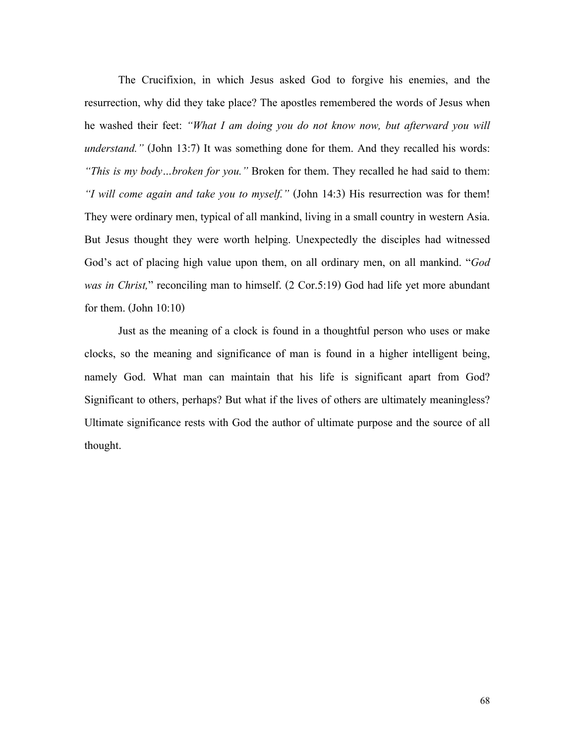The Crucifixion, in which Jesus asked God to forgive his enemies, and the resurrection, why did they take place? The apostles remembered the words of Jesus when he washed their feet: *"What I am doing you do not know now, but afterward you will understand."* (John 13:7) It was something done for them. And they recalled his words: *"This is my body…broken for you."* Broken for them. They recalled he had said to them: *"I will come again and take you to myself."* (John 14:3) His resurrection was for them! They were ordinary men, typical of all mankind, living in a small country in western Asia. But Jesus thought they were worth helping. Unexpectedly the disciples had witnessed God's act of placing high value upon them, on all ordinary men, on all mankind. "*God was in Christ,*" reconciling man to himself. (2 Cor.5:19) God had life yet more abundant for them. (John 10:10)

Just as the meaning of a clock is found in a thoughtful person who uses or make clocks, so the meaning and significance of man is found in a higher intelligent being, namely God. What man can maintain that his life is significant apart from God? Significant to others, perhaps? But what if the lives of others are ultimately meaningless? Ultimate significance rests with God the author of ultimate purpose and the source of all thought.